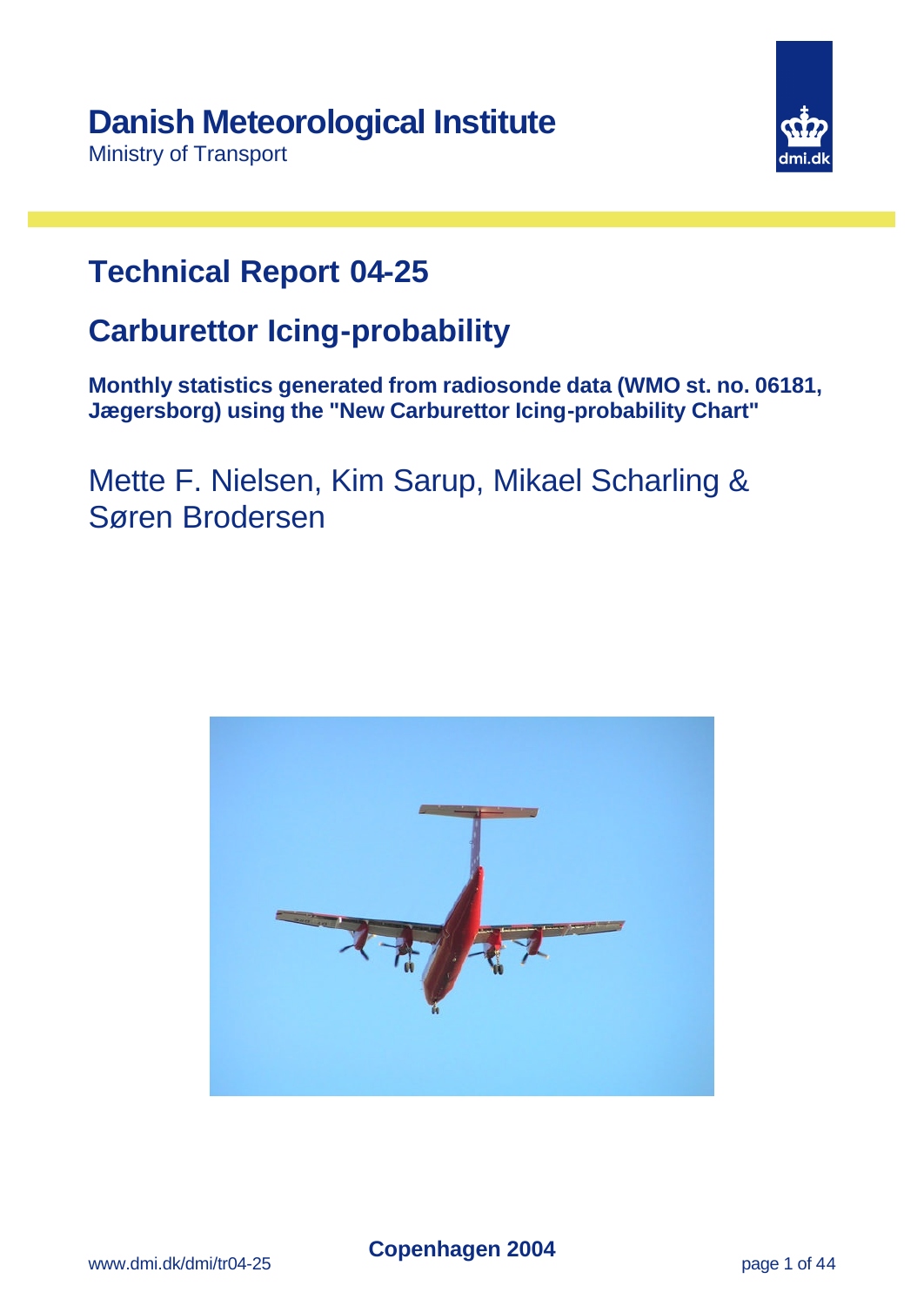**Danish Meteorological Institute**

Ministry of Transport

# Technical Report 04-25

## Carburettor Icing-probability

**Monthly statistics generated from radiosonde data (WMO st. no. 06181, Jægersborg) using the "New Carburettor Icing-probability Chart"**

Mette F. Nielsen, Kim Sarup, Mikael Scharling & Søren Brodersen

**Copenhagen 2004**

www.dmi.dk/dmi/tr04-25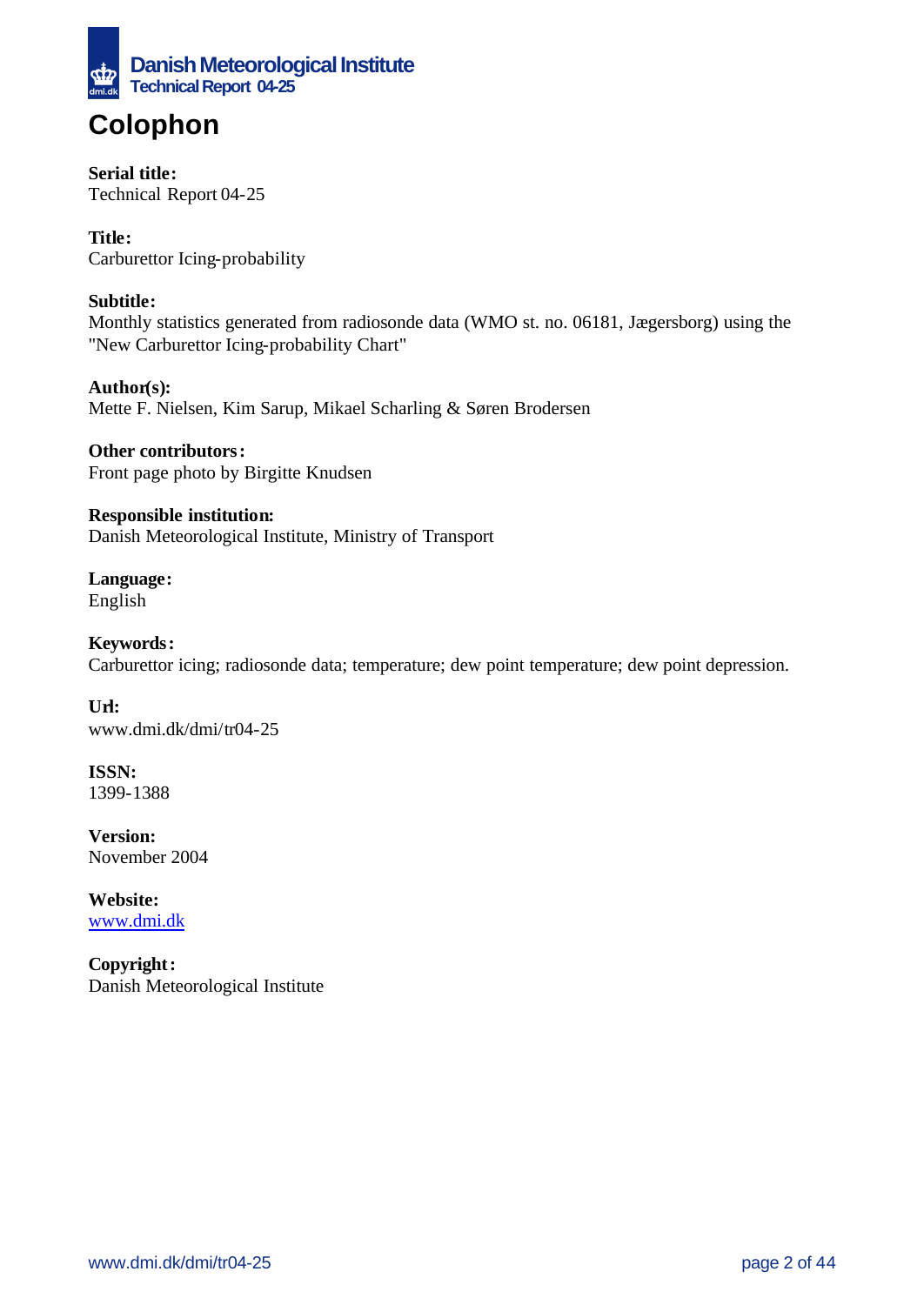# Colophon

**Serial title:**
Technical Report 04-25

**Title:**
Carburettor Icing-probability

**Subtitle:**
Monthly statistics generated from radiosonde data (WMO st. no. 06181, Jægersborg) using the "New Carburettor Icing-probability Chart"

**Author(s):**
Mette F. Nielsen, Kim Sarup, Mikael Scharling & Søren Brodersen

**Other contributors:**
Front page photo by Birgitte Knudsen

**Responsible institution:**
Danish Meteorological Institute, Ministry of Transport

**Language:**
English

**Keywords:**
Carburettor icing; radiosonde data; temperature; dew point temperature; dew point depression.

**Url:**
www.dmi.dk/dmi/tr04-25

**ISSN:**
1399-1388

**Version:**
November 2004

**Website:**
www.dmi.dk

**Copyright:**
Danish Meteorological Institute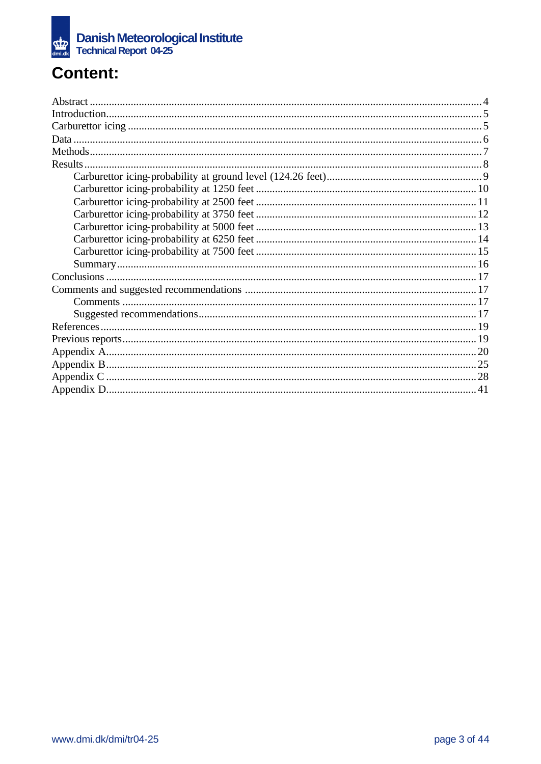# Content:

Abstract ............................................................................................................................................. 4
Introduction......................................................................................................................................... 5
Carburettor icing ................................................................................................................................ 5
Data .................................................................................................................................................... 6
Methods.............................................................................................................................................. 7
Results ................................................................................................................................................ 8
    Carburettor icing-probability at ground level (124.26 feet)......................................................... 9
    Carburettor icing-probability at 1250 feet ................................................................................ 10
    Carburettor icing-probability at 2500 feet ................................................................................ 11
    Carburettor icing-probability at 3750 feet ................................................................................ 12
    Carburettor icing-probability at 5000 feet ................................................................................ 13
    Carburettor icing-probability at 6250 feet ................................................................................ 14
    Carburettor icing-probability at 7500 feet ................................................................................ 15
    Summary.................................................................................................................................. 16
Conclusions ..................................................................................................................................... 17
Comments and suggested recommendations .................................................................................... 17
    Comments ................................................................................................................................ 17
    Suggested recommendations..................................................................................................... 17
References ....................................................................................................................................... 19
Previous reports................................................................................................................................ 19
Appendix A...................................................................................................................................... 20
Appendix B...................................................................................................................................... 25
Appendix C ...................................................................................................................................... 28
Appendix D...................................................................................................................................... 41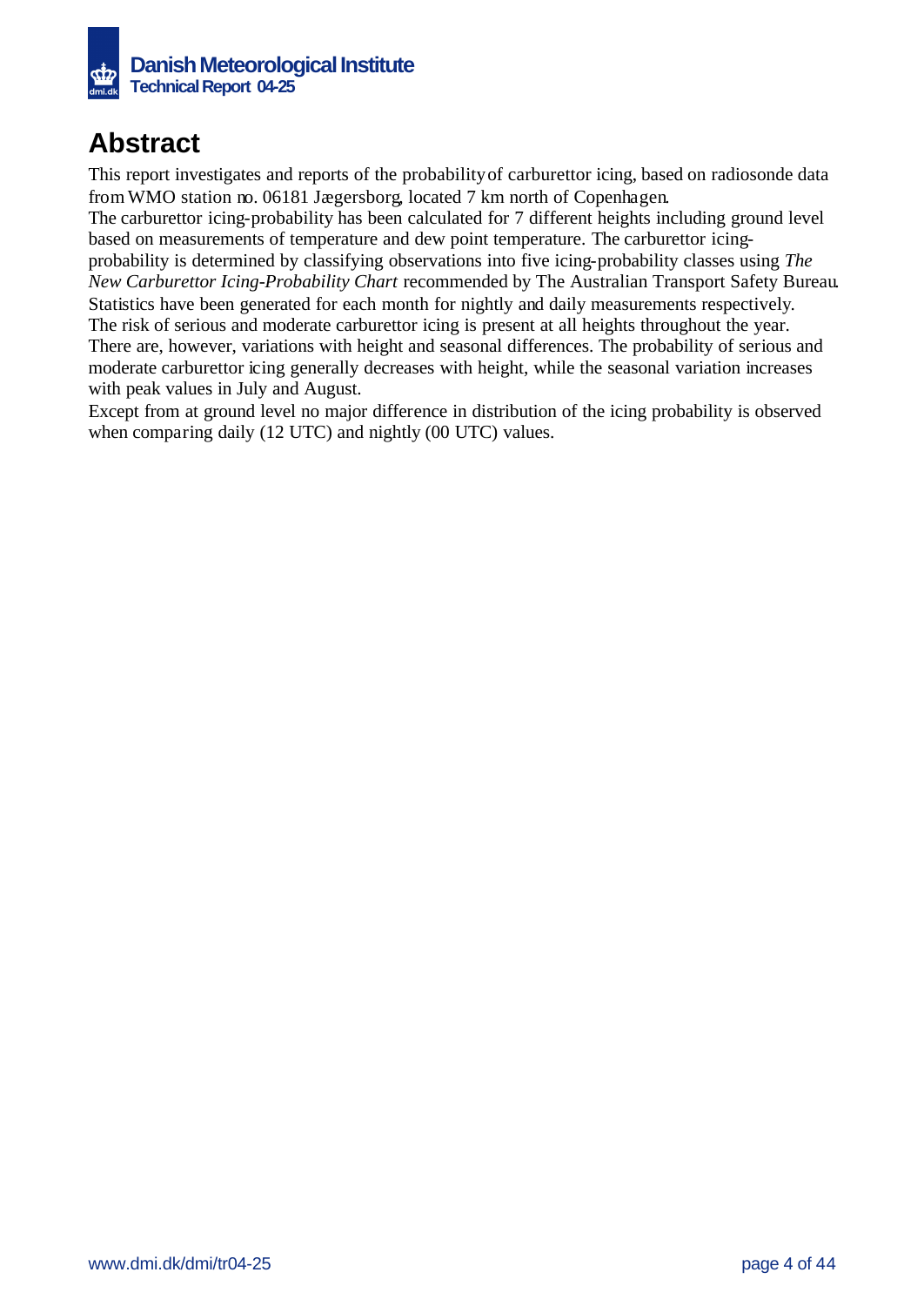# Abstract

This report investigates and reports of the probability of carburettor icing, based on radiosonde data from WMO station no. 06181 Jægersborg, located 7 km north of Copenhagen.
The carburettor icing-probability has been calculated for 7 different heights including ground level based on measurements of temperature and dew point temperature. The carburettor icing-probability is determined by classifying observations into five icing-probability classes using *The New Carburettor Icing-Probability Chart* recommended by The Australian Transport Safety Bureau. Statistics have been generated for each month for nightly and daily measurements respectively.
The risk of serious and moderate carburettor icing is present at all heights throughout the year. There are, however, variations with height and seasonal differences. The probability of serious and moderate carburettor icing generally decreases with height, while the seasonal variation increases with peak values in July and August.
Except from at ground level no major difference in distribution of the icing probability is observed when comparing daily (12 UTC) and nightly (00 UTC) values.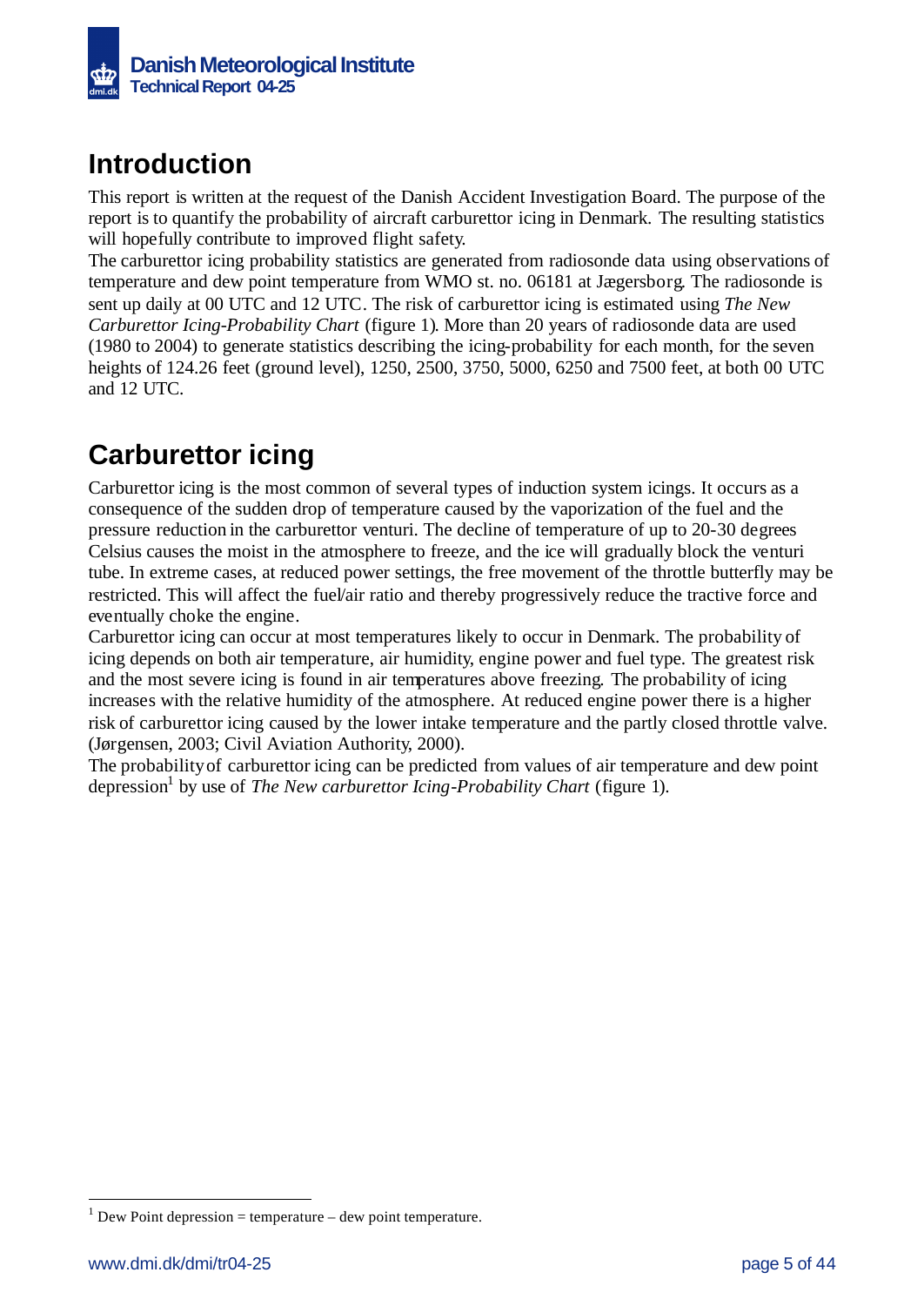# Introduction

This report is written at the request of the Danish Accident Investigation Board. The purpose of the report is to quantify the probability of aircraft carburettor icing in Denmark. The resulting statistics will hopefully contribute to improved flight safety.

The carburettor icing probability statistics are generated from radiosonde data using observations of temperature and dew point temperature from WMO st. no. 06181 at Jægersborg. The radiosonde is sent up daily at 00 UTC and 12 UTC. The risk of carburettor icing is estimated using *The New Carburettor Icing-Probability Chart* (figure 1). More than 20 years of radiosonde data are used (1980 to 2004) to generate statistics describing the icing-probability for each month, for the seven heights of 124.26 feet (ground level), 1250, 2500, 3750, 5000, 6250 and 7500 feet, at both 00 UTC and 12 UTC.

# Carburettor icing

Carburettor icing is the most common of several types of induction system icings. It occurs as a consequence of the sudden drop of temperature caused by the vaporization of the fuel and the pressure reduction in the carburettor venturi. The decline of temperature of up to 20-30 degrees Celsius causes the moist in the atmosphere to freeze, and the ice will gradually block the venturi tube. In extreme cases, at reduced power settings, the free movement of the throttle butterfly may be restricted. This will affect the fuel/air ratio and thereby progressively reduce the tractive force and eventually choke the engine.

Carburettor icing can occur at most temperatures likely to occur in Denmark. The probability of icing depends on both air temperature, air humidity, engine power and fuel type. The greatest risk and the most severe icing is found in air temperatures above freezing. The probability of icing increases with the relative humidity of the atmosphere. At reduced engine power there is a higher risk of carburettor icing caused by the lower intake temperature and the partly closed throttle valve. (Jørgensen, 2003; Civil Aviation Authority, 2000).

The probability of carburettor icing can be predicted from values of air temperature and dew point depression[1] by use of *The New carburettor Icing-Probability Chart* (figure 1).

[1] Dew Point depression = temperature – dew point temperature.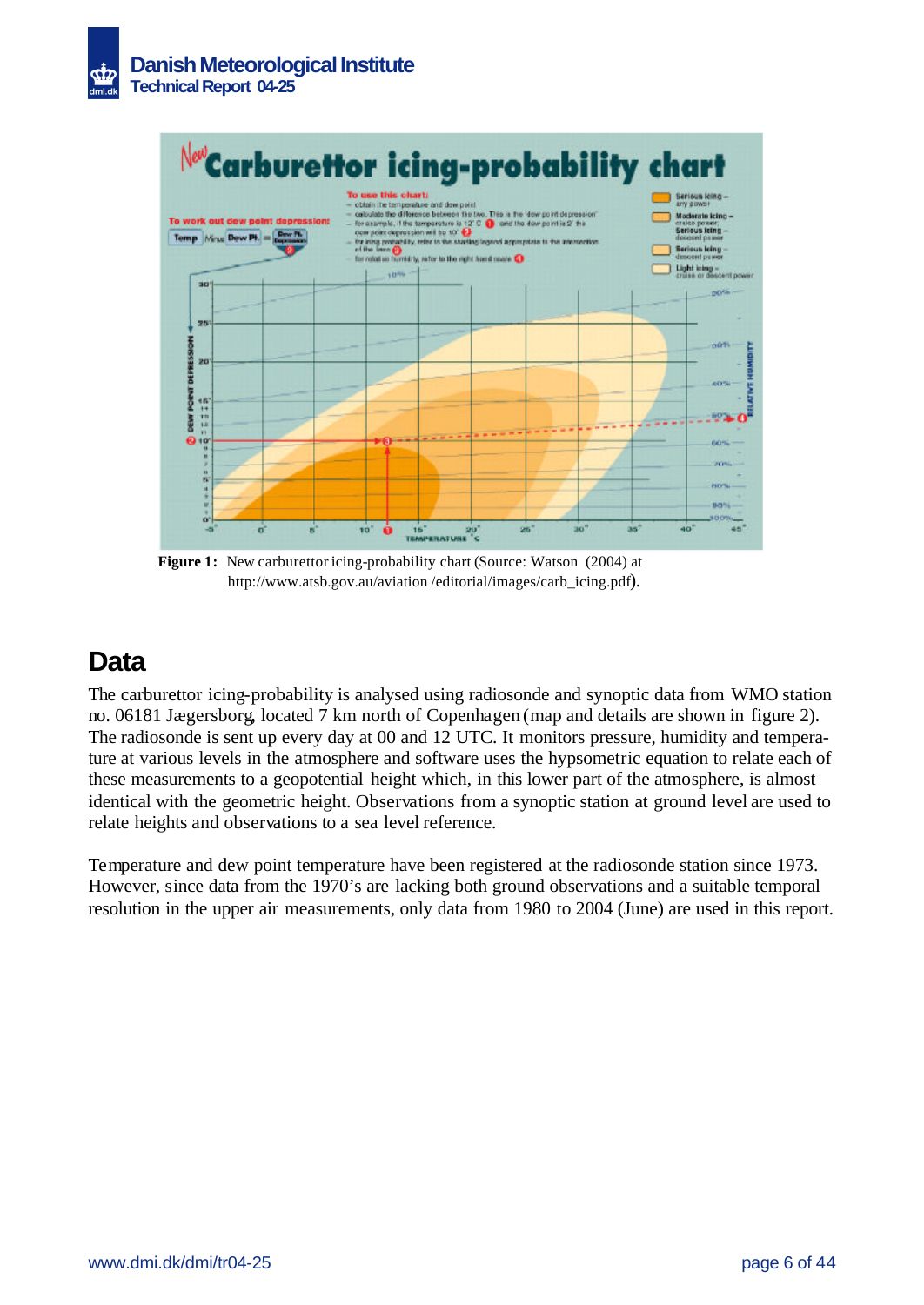**Figure 1:** New carburettor icing-probability chart (Source: Watson (2004) at http://www.atsb.gov.au/aviation /editorial/images/carb_icing.pdf).

## Data

The carburettor icing-probability is analysed using radiosonde and synoptic data from WMO station no. 06181 Jægersborg, located 7 km north of Copenhagen (map and details are shown in figure 2). The radiosonde is sent up every day at 00 and 12 UTC. It monitors pressure, humidity and temperature at various levels in the atmosphere and software uses the hypsometric equation to relate each of these measurements to a geopotential height which, in this lower part of the atmosphere, is almost identical with the geometric height. Observations from a synoptic station at ground level are used to relate heights and observations to a sea level reference.

Temperature and dew point temperature have been registered at the radiosonde station since 1973. However, since data from the 1970's are lacking both ground observations and a suitable temporal resolution in the upper air measurements, only data from 1980 to 2004 (June) are used in this report.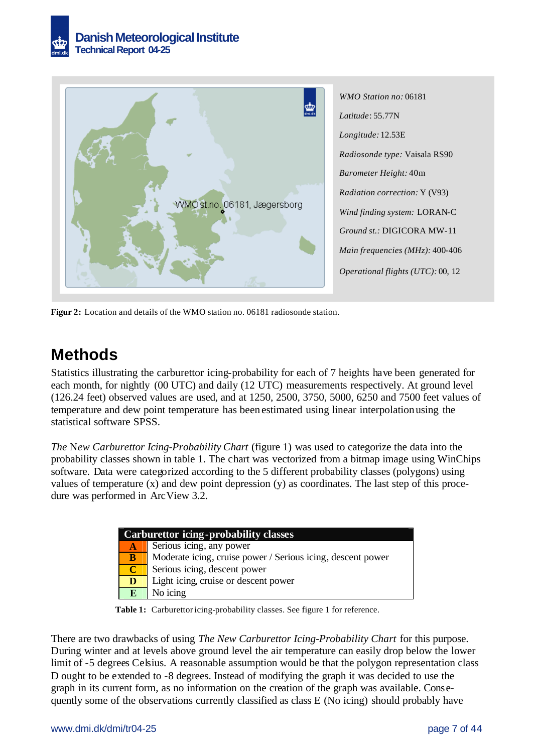*WMO Station no:* 06181

*Latitude:* 55.77N

*Longitude:* 12.53E

*Radiosonde type:* Vaisala RS90

*Barometer Height:* 40m

*Radiation correction:* Y (V93)

*Wind finding system:* LORAN-C

*Ground st.:* DIGICORA MW-11

*Main frequencies (MHz):* 400-406

*Operational flights (UTC):* 00, 12

**Figur 2:** Location and details of the WMO station no. 06181 radiosonde station.

# Methods

Statistics illustrating the carburettor icing-probability for each of 7 heights have been generated for each month, for nightly (00 UTC) and daily (12 UTC) measurements respectively. At ground level (126.24 feet) observed values are used, and at 1250, 2500, 3750, 5000, 6250 and 7500 feet values of temperature and dew point temperature has been estimated using linear interpolation using the statistical software SPSS.

*The* New *Carburettor Icing-Probability Chart* (figure 1) was used to categorize the data into the probability classes shown in table 1. The chart was vectorized from a bitmap image using WinChips software. Data were categorized according to the 5 different probability classes (polygons) using values of temperature (x) and dew point depression (y) as coordinates. The last step of this procedure was performed in ArcView 3.2.

| Carburettor icing-probability classes | |
|---|---|
| **A** | Serious icing, any power |
| **B** | Moderate icing, cruise power / Serious icing, descent power |
| **C** | Serious icing, descent power |
| **D** | Light icing, cruise or descent power |
| **E** | No icing |

**Table 1:** Carburettor icing-probability classes. See figure 1 for reference.

There are two drawbacks of using *The New Carburettor Icing-Probability Chart* for this purpose. During winter and at levels above ground level the air temperature can easily drop below the lower limit of -5 degrees Celsius. A reasonable assumption would be that the polygon representation class D ought to be extended to -8 degrees. Instead of modifying the graph it was decided to use the graph in its current form, as no information on the creation of the graph was available. Consequently some of the observations currently classified as class E (No icing) should probably have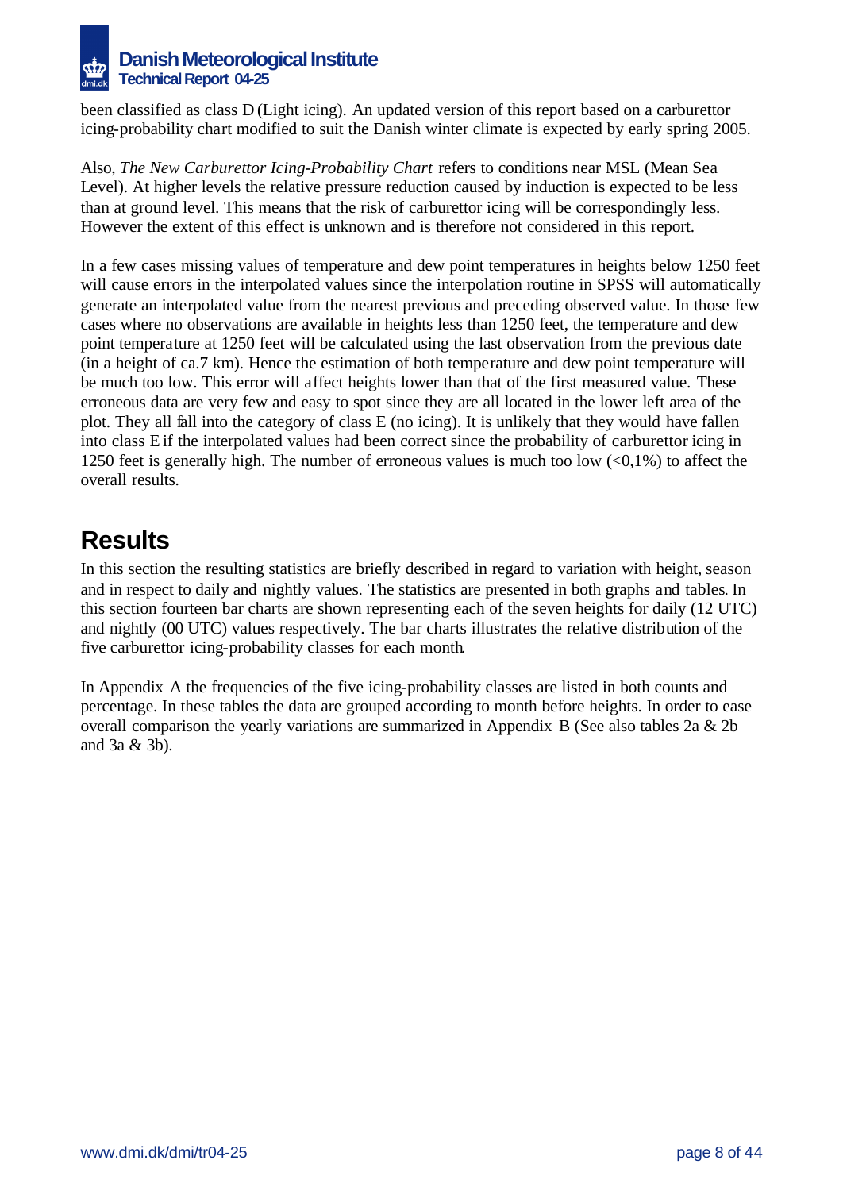been classified as class D (Light icing). An updated version of this report based on a carburettor icing-probability chart modified to suit the Danish winter climate is expected by early spring 2005.

Also, *The New Carburettor Icing-Probability Chart* refers to conditions near MSL (Mean Sea Level). At higher levels the relative pressure reduction caused by induction is expected to be less than at ground level. This means that the risk of carburettor icing will be correspondingly less. However the extent of this effect is unknown and is therefore not considered in this report.

In a few cases missing values of temperature and dew point temperatures in heights below 1250 feet will cause errors in the interpolated values since the interpolation routine in SPSS will automatically generate an interpolated value from the nearest previous and preceding observed value. In those few cases where no observations are available in heights less than 1250 feet, the temperature and dew point temperature at 1250 feet will be calculated using the last observation from the previous date (in a height of ca.7 km). Hence the estimation of both temperature and dew point temperature will be much too low. This error will affect heights lower than that of the first measured value. These erroneous data are very few and easy to spot since they are all located in the lower left area of the plot. They all fall into the category of class E (no icing). It is unlikely that they would have fallen into class E if the interpolated values had been correct since the probability of carburettor icing in 1250 feet is generally high. The number of erroneous values is much too low (<0,1%) to affect the overall results.

# Results

In this section the resulting statistics are briefly described in regard to variation with height, season and in respect to daily and nightly values. The statistics are presented in both graphs and tables. In this section fourteen bar charts are shown representing each of the seven heights for daily (12 UTC) and nightly (00 UTC) values respectively. The bar charts illustrates the relative distribution of the five carburettor icing-probability classes for each month.

In Appendix A the frequencies of the five icing-probability classes are listed in both counts and percentage. In these tables the data are grouped according to month before heights. In order to ease overall comparison the yearly variations are summarized in Appendix B (See also tables 2a & 2b and 3a & 3b).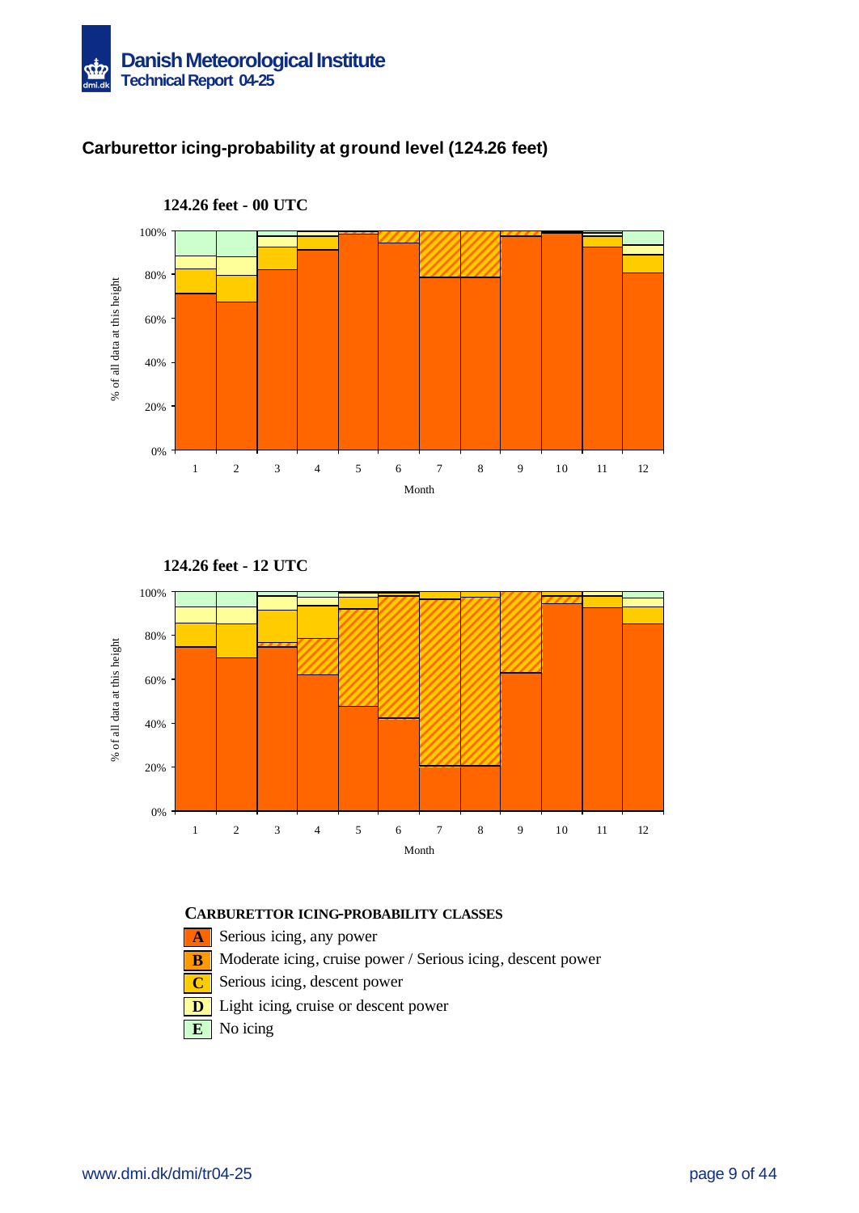## Carburettor icing-probability at ground level (124.26 feet)

**124.26 feet - 00 UTC**

**124.26 feet - 12 UTC**

**CARBURETTOR ICING-PROBABILITY CLASSES**

- **A** Serious icing, any power
- **B** Moderate icing, cruise power / Serious icing, descent power
- **C** Serious icing, descent power
- **D** Light icing, cruise or descent power
- **E** No icing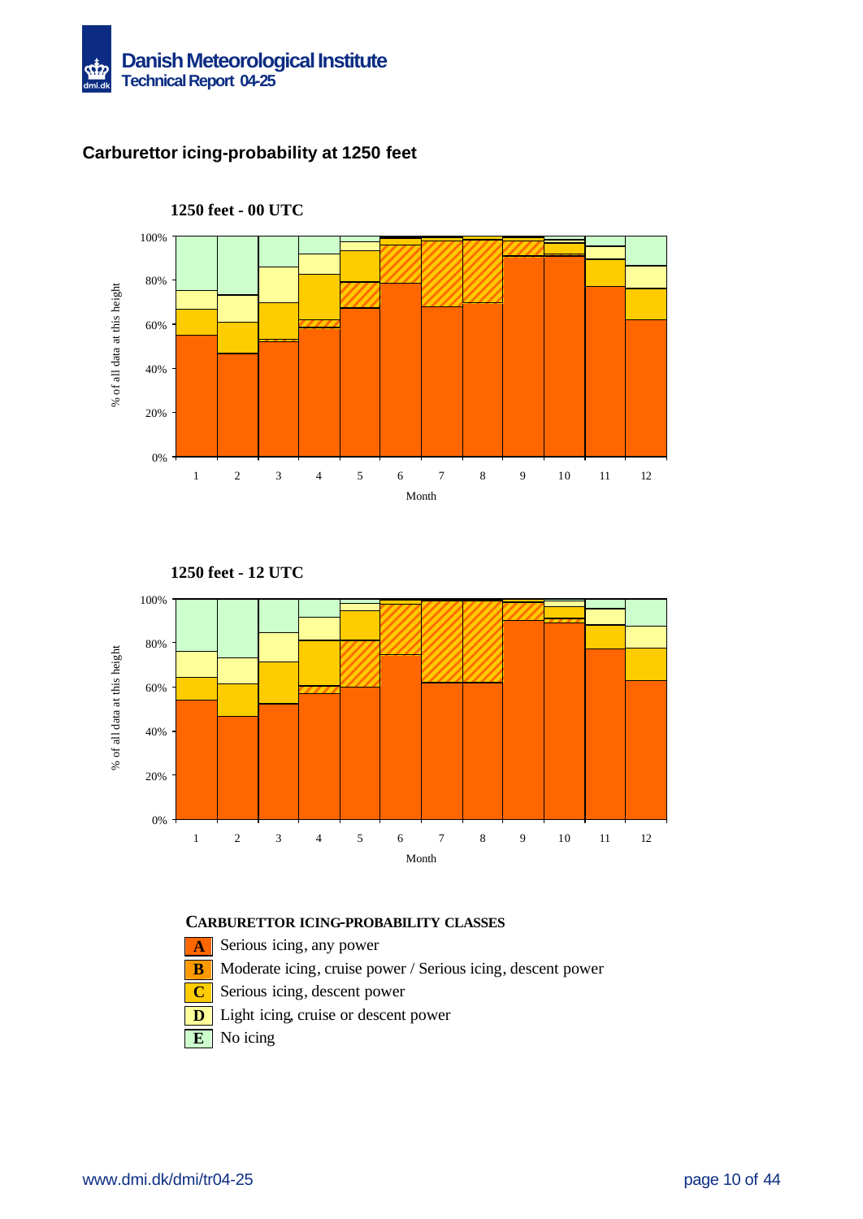## Carburettor icing-probability at 1250 feet

**1250 feet - 00 UTC**

**1250 feet - 12 UTC**

**CARBURETTOR ICING-PROBABILITY CLASSES**

- **A** Serious icing, any power
- **B** Moderate icing, cruise power / Serious icing, descent power
- **C** Serious icing, descent power
- **D** Light icing, cruise or descent power
- **E** No icing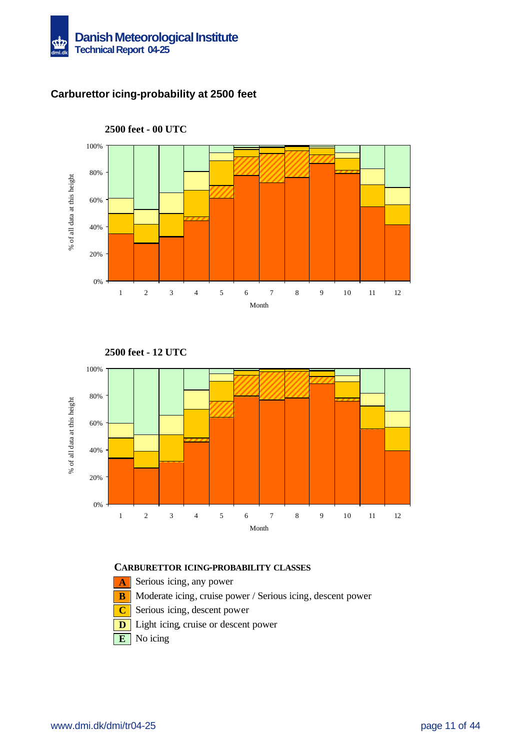## Carburettor icing-probability at 2500 feet

**2500 feet - 00 UTC**

**2500 feet - 12 UTC**

**CARBURETTOR ICING-PROBABILITY CLASSES**

- **A** Serious icing, any power
- **B** Moderate icing, cruise power / Serious icing, descent power
- **C** Serious icing, descent power
- **D** Light icing, cruise or descent power
- **E** No icing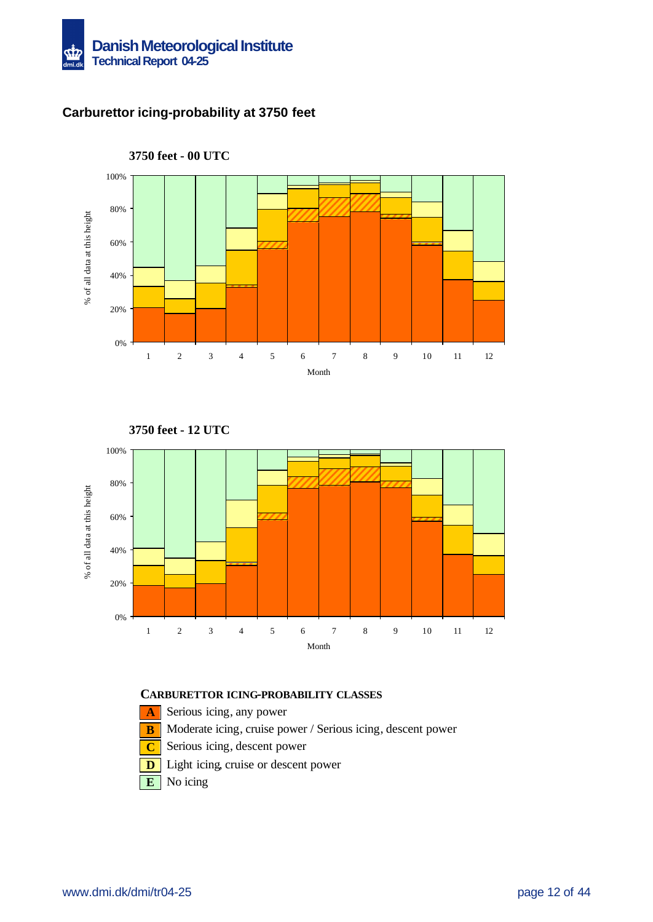## Carburettor icing-probability at 3750 feet

**3750 feet - 00 UTC**

**3750 feet - 12 UTC**

**CARBURETTOR ICING-PROBABILITY CLASSES**

- **A** Serious icing, any power
- **B** Moderate icing, cruise power / Serious icing, descent power
- **C** Serious icing, descent power
- **D** Light icing, cruise or descent power
- **E** No icing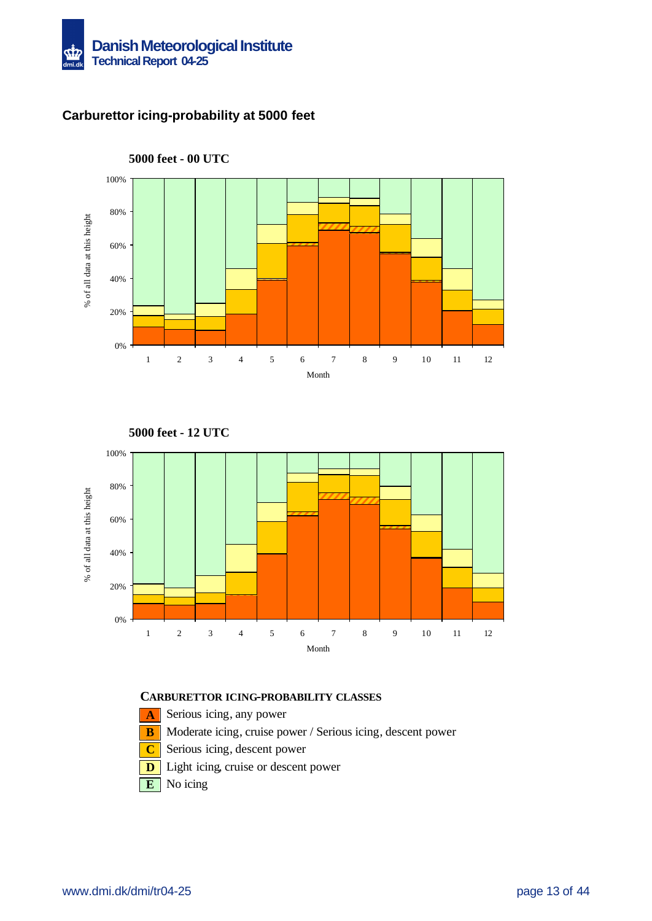## Carburettor icing-probability at 5000 feet

**5000 feet - 00 UTC**

**5000 feet - 12 UTC**

**CARBURETTOR ICING-PROBABILITY CLASSES**

- **A** Serious icing, any power
- **B** Moderate icing, cruise power / Serious icing, descent power
- **C** Serious icing, descent power
- **D** Light icing, cruise or descent power
- **E** No icing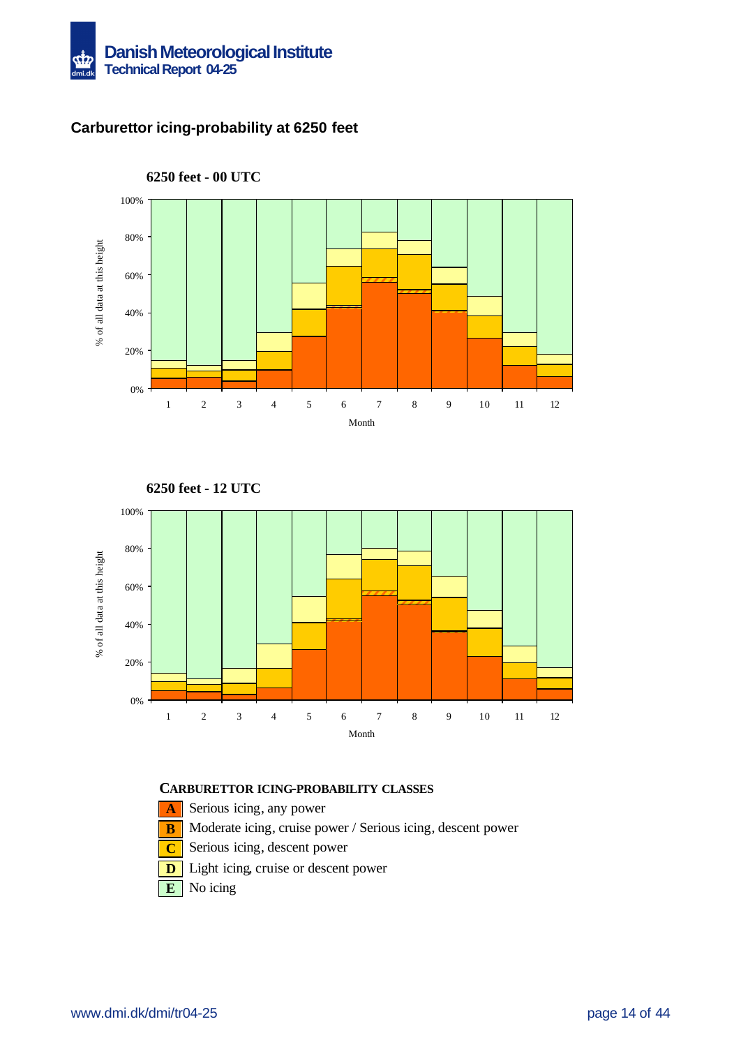## Carburettor icing-probability at 6250 feet

**6250 feet - 00 UTC**

**6250 feet - 12 UTC**

**CARBURETTOR ICING-PROBABILITY CLASSES**

- **A** Serious icing, any power
- **B** Moderate icing, cruise power / Serious icing, descent power
- **C** Serious icing, descent power
- **D** Light icing, cruise or descent power
- **E** No icing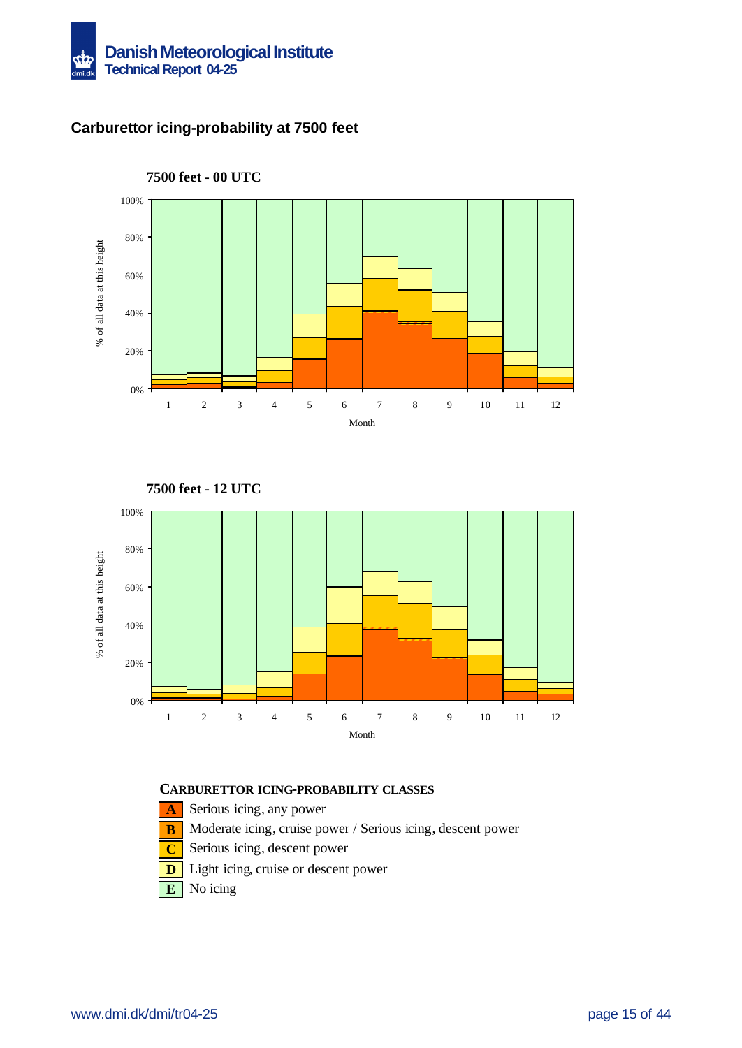## Carburettor icing-probability at 7500 feet

**7500 feet - 00 UTC**

**7500 feet - 12 UTC**

**CARBURETTOR ICING-PROBABILITY CLASSES**

- **A** Serious icing, any power
- **B** Moderate icing, cruise power / Serious icing, descent power
- **C** Serious icing, descent power
- **D** Light icing, cruise or descent power
- **E** No icing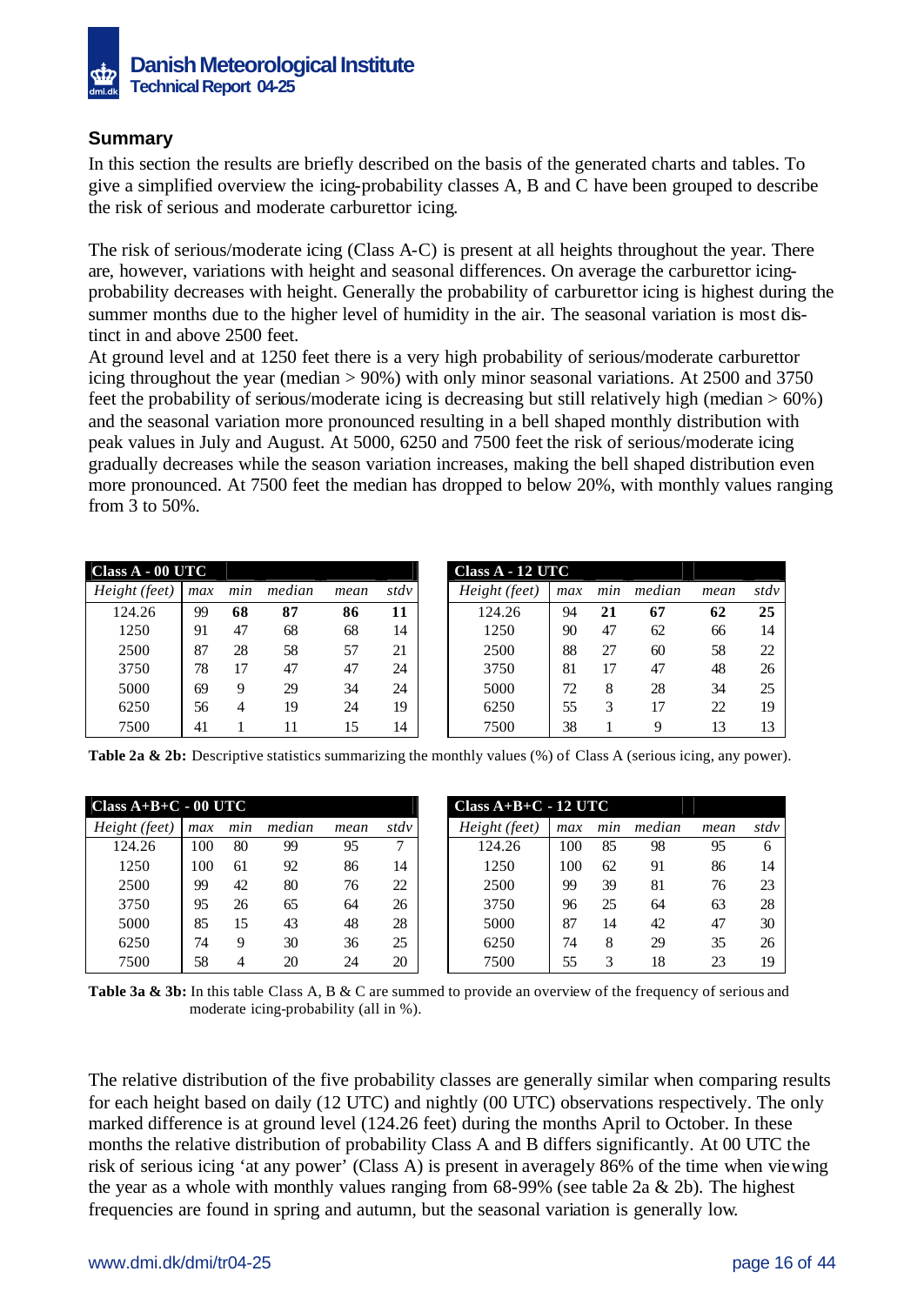## Summary

In this section the results are briefly described on the basis of the generated charts and tables. To give a simplified overview the icing-probability classes A, B and C have been grouped to describe the risk of serious and moderate carburettor icing.

The risk of serious/moderate icing (Class A-C) is present at all heights throughout the year. There are, however, variations with height and seasonal differences. On average the carburettor icing-probability decreases with height. Generally the probability of carburettor icing is highest during the summer months due to the higher level of humidity in the air. The seasonal variation is most distinct in and above 2500 feet.

At ground level and at 1250 feet there is a very high probability of serious/moderate carburettor icing throughout the year (median > 90%) with only minor seasonal variations. At 2500 and 3750 feet the probability of serious/moderate icing is decreasing but still relatively high (median > 60%) and the seasonal variation more pronounced resulting in a bell shaped monthly distribution with peak values in July and August. At 5000, 6250 and 7500 feet the risk of serious/moderate icing gradually decreases while the season variation increases, making the bell shaped distribution even more pronounced. At 7500 feet the median has dropped to below 20%, with monthly values ranging from 3 to 50%.

| **Class A - 00 UTC** | | | | | |
|---|---|---|---|---|---|
| *Height (feet)* | *max* | *min* | *median* | *mean* | *stdv* |
| 124.26 | 99 | **68** | **87** | **86** | **11** |
| 1250 | 91 | 47 | 68 | 68 | 14 |
| 2500 | 87 | 28 | 58 | 57 | 21 |
| 3750 | 78 | 17 | 47 | 47 | 24 |
| 5000 | 69 | 9 | 29 | 34 | 24 |
| 6250 | 56 | 4 | 19 | 24 | 19 |
| 7500 | 41 | 1 | 11 | 15 | 14 |

| **Class A - 12 UTC** | | | | | |
|---|---|---|---|---|---|
| *Height (feet)* | *max* | *min* | *median* | *mean* | *stdv* |
| 124.26 | 94 | **21** | **67** | **62** | **25** |
| 1250 | 90 | 47 | 62 | 66 | 14 |
| 2500 | 88 | 27 | 60 | 58 | 22 |
| 3750 | 81 | 17 | 47 | 48 | 26 |
| 5000 | 72 | 8 | 28 | 34 | 25 |
| 6250 | 55 | 3 | 17 | 22 | 19 |
| 7500 | 38 | 1 | 9 | 13 | 13 |

**Table 2a & 2b:** Descriptive statistics summarizing the monthly values (%) of Class A (serious icing, any power).

| **Class A+B+C - 00 UTC** | | | | | |
|---|---|---|---|---|---|
| *Height (feet)* | *max* | *min* | *median* | *mean* | *stdv* |
| 124.26 | 100 | 80 | 99 | 95 | 7 |
| 1250 | 100 | 61 | 92 | 86 | 14 |
| 2500 | 99 | 42 | 80 | 76 | 22 |
| 3750 | 95 | 26 | 65 | 64 | 26 |
| 5000 | 85 | 15 | 43 | 48 | 28 |
| 6250 | 74 | 9 | 30 | 36 | 25 |
| 7500 | 58 | 4 | 20 | 24 | 20 |

| **Class A+B+C - 12 UTC** | | | | | |
|---|---|---|---|---|---|
| *Height (feet)* | *max* | *min* | *median* | *mean* | *stdv* |
| 124.26 | 100 | 85 | 98 | 95 | 6 |
| 1250 | 100 | 62 | 91 | 86 | 14 |
| 2500 | 99 | 39 | 81 | 76 | 23 |
| 3750 | 96 | 25 | 64 | 63 | 28 |
| 5000 | 87 | 14 | 42 | 47 | 30 |
| 6250 | 74 | 8 | 29 | 35 | 26 |
| 7500 | 55 | 3 | 18 | 23 | 19 |

**Table 3a & 3b:** In this table Class A, B & C are summed to provide an overview of the frequency of serious and moderate icing-probability (all in %).

The relative distribution of the five probability classes are generally similar when comparing results for each height based on daily (12 UTC) and nightly (00 UTC) observations respectively. The only marked difference is at ground level (124.26 feet) during the months April to October. In these months the relative distribution of probability Class A and B differs significantly. At 00 UTC the risk of serious icing 'at any power' (Class A) is present in averagely 86% of the time when viewing the year as a whole with monthly values ranging from 68-99% (see table 2a & 2b). The highest frequencies are found in spring and autumn, but the seasonal variation is generally low.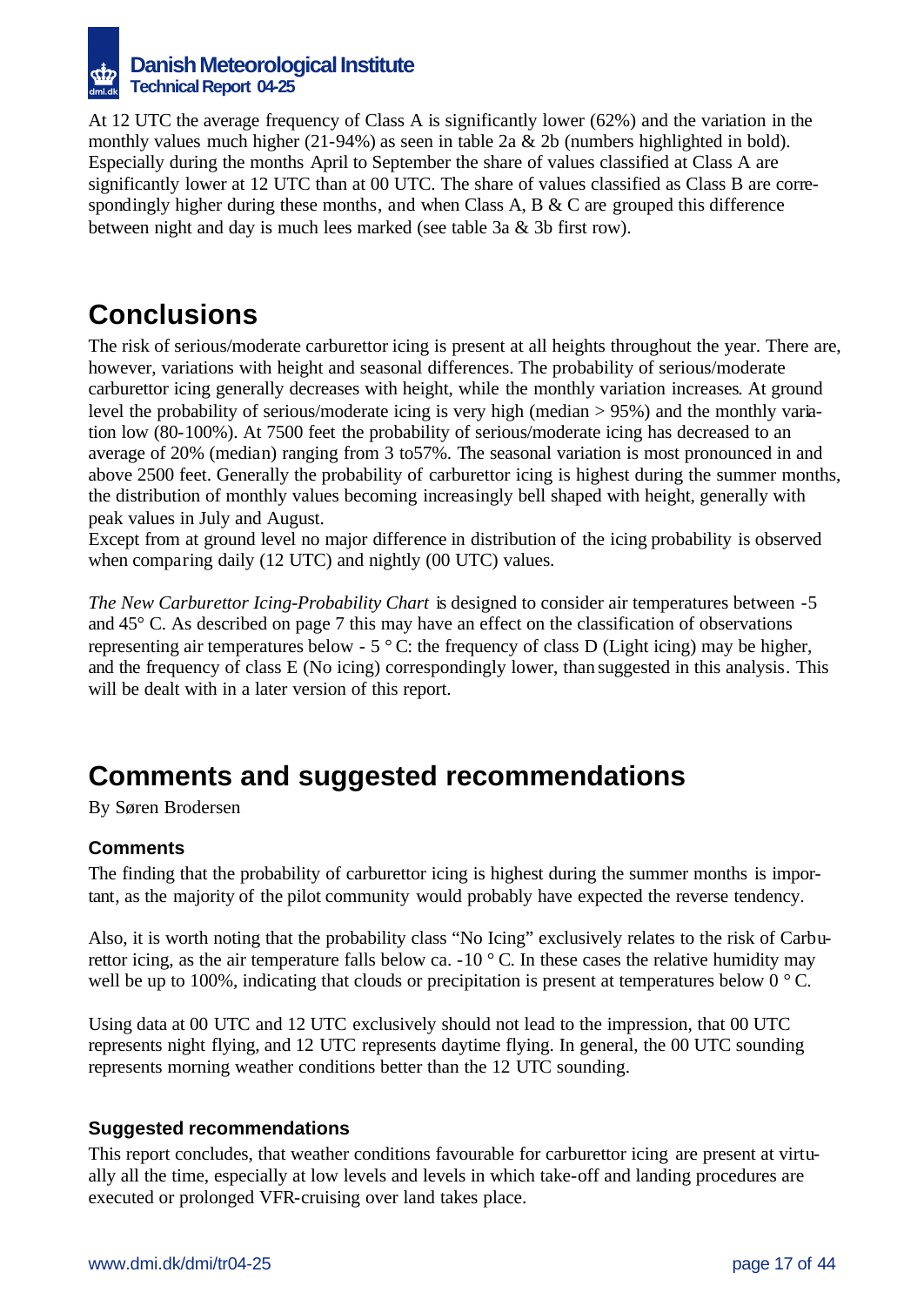At 12 UTC the average frequency of Class A is significantly lower (62%) and the variation in the monthly values much higher (21-94%) as seen in table 2a & 2b (numbers highlighted in bold). Especially during the months April to September the share of values classified at Class A are significantly lower at 12 UTC than at 00 UTC. The share of values classified as Class B are correspondingly higher during these months, and when Class A, B & C are grouped this difference between night and day is much lees marked (see table 3a & 3b first row).

# Conclusions

The risk of serious/moderate carburettor icing is present at all heights throughout the year. There are, however, variations with height and seasonal differences. The probability of serious/moderate carburettor icing generally decreases with height, while the monthly variation increases. At ground level the probability of serious/moderate icing is very high (median > 95%) and the monthly variation low (80-100%). At 7500 feet the probability of serious/moderate icing has decreased to an average of 20% (median) ranging from 3 to57%. The seasonal variation is most pronounced in and above 2500 feet. Generally the probability of carburettor icing is highest during the summer months, the distribution of monthly values becoming increasingly bell shaped with height, generally with peak values in July and August.
Except from at ground level no major difference in distribution of the icing probability is observed when comparing daily (12 UTC) and nightly (00 UTC) values.

*The New Carburettor Icing-Probability Chart* is designed to consider air temperatures between -5 and 45° C. As described on page 7 this may have an effect on the classification of observations representing air temperatures below - 5 ° C: the frequency of class D (Light icing) may be higher, and the frequency of class E (No icing) correspondingly lower, than suggested in this analysis. This will be dealt with in a later version of this report.

# Comments and suggested recommendations

By Søren Brodersen

### Comments

The finding that the probability of carburettor icing is highest during the summer months is important, as the majority of the pilot community would probably have expected the reverse tendency.

Also, it is worth noting that the probability class "No Icing" exclusively relates to the risk of Carburettor icing, as the air temperature falls below ca. -10 ° C. In these cases the relative humidity may well be up to 100%, indicating that clouds or precipitation is present at temperatures below 0 ° C.

Using data at 00 UTC and 12 UTC exclusively should not lead to the impression, that 00 UTC represents night flying, and 12 UTC represents daytime flying. In general, the 00 UTC sounding represents morning weather conditions better than the 12 UTC sounding.

### Suggested recommendations

This report concludes, that weather conditions favourable for carburettor icing are present at virtually all the time, especially at low levels and levels in which take-off and landing procedures are executed or prolonged VFR-cruising over land takes place.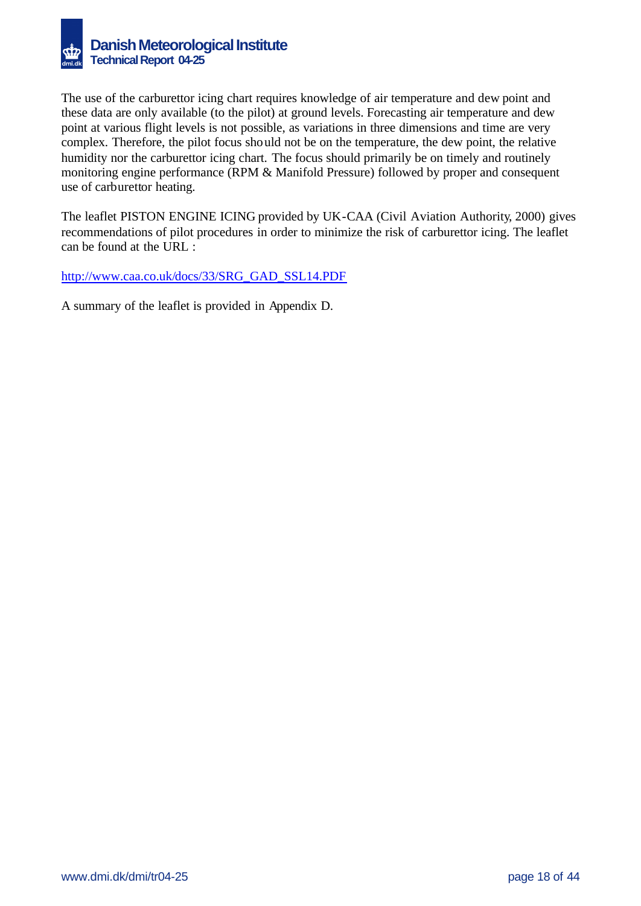The use of the carburettor icing chart requires knowledge of air temperature and dew point and these data are only available (to the pilot) at ground levels. Forecasting air temperature and dew point at various flight levels is not possible, as variations in three dimensions and time are very complex. Therefore, the pilot focus should not be on the temperature, the dew point, the relative humidity nor the carburettor icing chart. The focus should primarily be on timely and routinely monitoring engine performance (RPM & Manifold Pressure) followed by proper and consequent use of carburettor heating.

The leaflet PISTON ENGINE ICING provided by UK-CAA (Civil Aviation Authority, 2000) gives recommendations of pilot procedures in order to minimize the risk of carburettor icing. The leaflet can be found at the URL :

http://www.caa.co.uk/docs/33/SRG_GAD_SSL14.PDF

A summary of the leaflet is provided in Appendix D.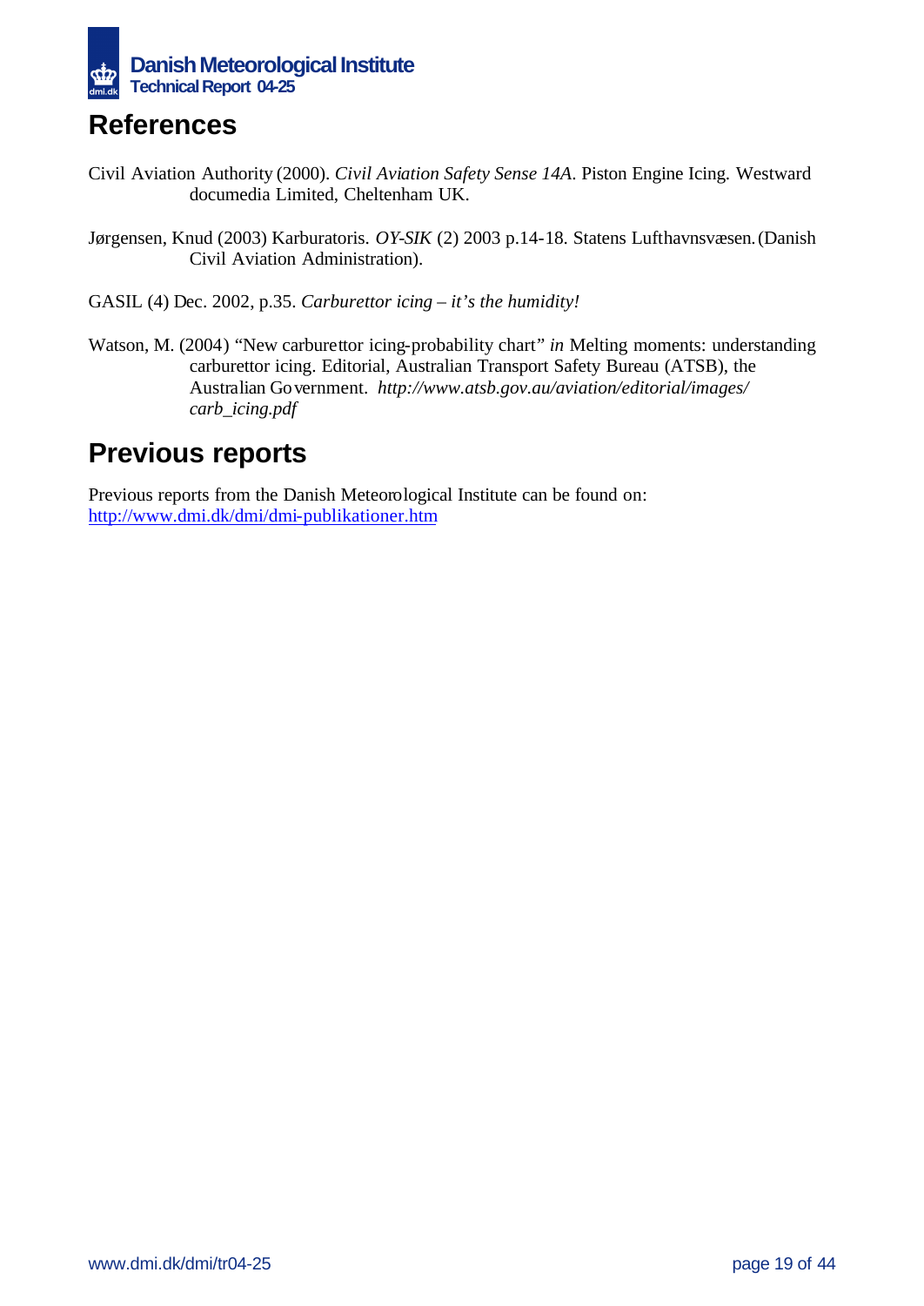## References

Civil Aviation Authority (2000). *Civil Aviation Safety Sense 14A*. Piston Engine Icing. Westward documedia Limited, Cheltenham UK.

Jørgensen, Knud (2003) Karburatoris. *OY-SIK* (2) 2003 p.14-18. Statens Lufthavnsvæsen. (Danish Civil Aviation Administration).

GASIL (4) Dec. 2002, p.35. *Carburettor icing – it's the humidity!*

Watson, M. (2004) "New carburettor icing-probability chart" *in* Melting moments: understanding carburettor icing. Editorial, Australian Transport Safety Bureau (ATSB), the Australian Government. *http://www.atsb.gov.au/aviation/editorial/images/carb_icing.pdf*

## Previous reports

Previous reports from the Danish Meteorological Institute can be found on:
http://www.dmi.dk/dmi/dmi-publikationer.htm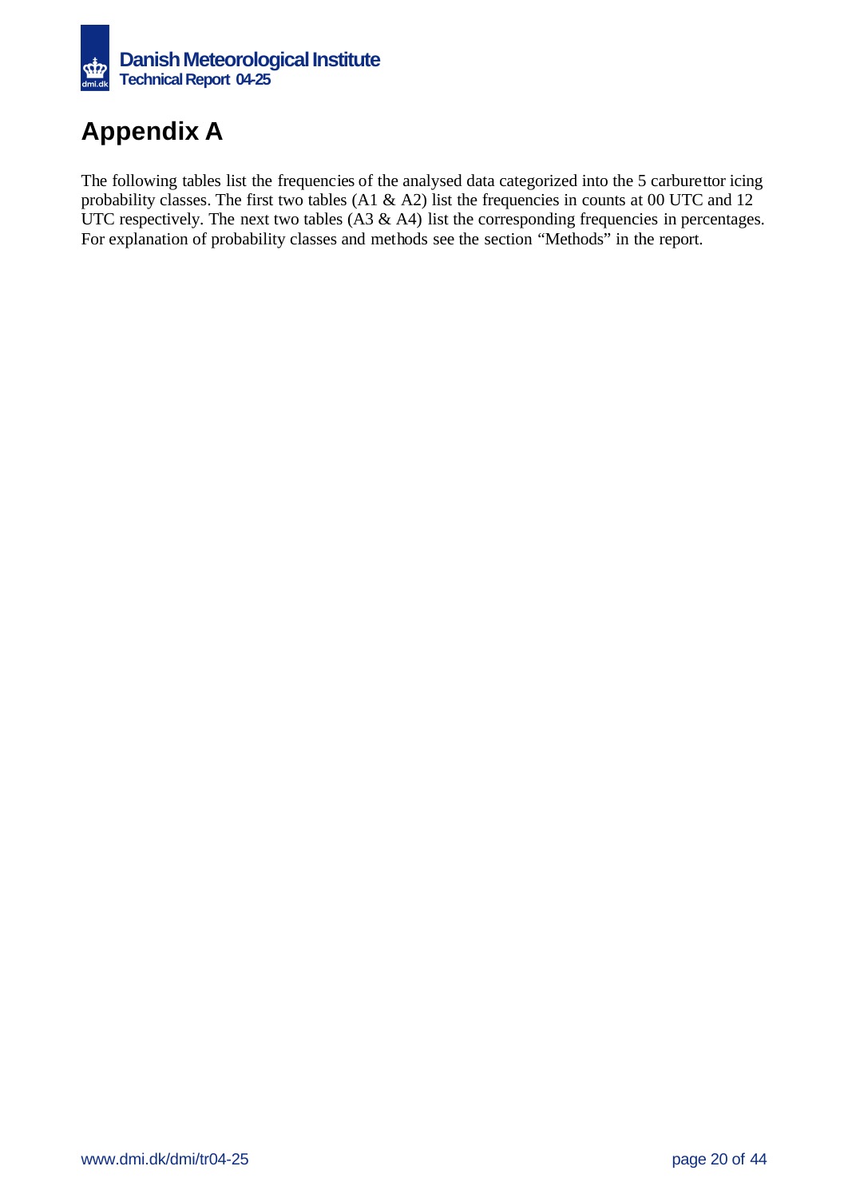# Appendix A

The following tables list the frequencies of the analysed data categorized into the 5 carburettor icing probability classes. The first two tables (A1 & A2) list the frequencies in counts at 00 UTC and 12 UTC respectively. The next two tables (A3 & A4) list the corresponding frequencies in percentages. For explanation of probability classes and methods see the section “Methods” in the report.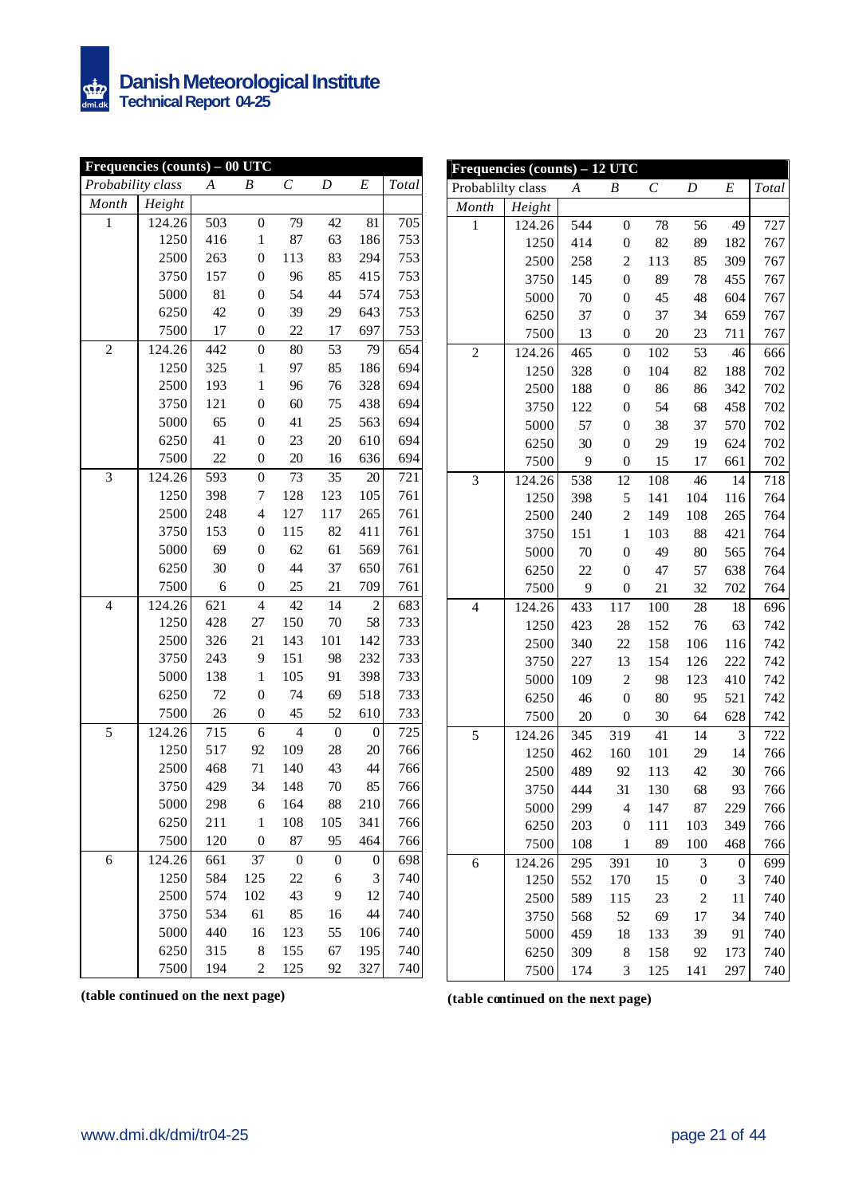| Frequencies (counts) – 00 UTC | | | | | | | |
|---|---|---|---|---|---|---|---|
| *Probability class* | | *A* | *B* | *C* | *D* | *E* | *Total* |
| *Month* | *Height* | | | | | | |
| 1 | 124.26 | 503 | 0 | 79 | 42 | 81 | 705 |
| | 1250 | 416 | 1 | 87 | 63 | 186 | 753 |
| | 2500 | 263 | 0 | 113 | 83 | 294 | 753 |
| | 3750 | 157 | 0 | 96 | 85 | 415 | 753 |
| | 5000 | 81 | 0 | 54 | 44 | 574 | 753 |
| | 6250 | 42 | 0 | 39 | 29 | 643 | 753 |
| | 7500 | 17 | 0 | 22 | 17 | 697 | 753 |
| 2 | 124.26 | 442 | 0 | 80 | 53 | 79 | 654 |
| | 1250 | 325 | 1 | 97 | 85 | 186 | 694 |
| | 2500 | 193 | 1 | 96 | 76 | 328 | 694 |
| | 3750 | 121 | 0 | 60 | 75 | 438 | 694 |
| | 5000 | 65 | 0 | 41 | 25 | 563 | 694 |
| | 6250 | 41 | 0 | 23 | 20 | 610 | 694 |
| | 7500 | 22 | 0 | 20 | 16 | 636 | 694 |
| 3 | 124.26 | 593 | 0 | 73 | 35 | 20 | 721 |
| | 1250 | 398 | 7 | 128 | 123 | 105 | 761 |
| | 2500 | 248 | 4 | 127 | 117 | 265 | 761 |
| | 3750 | 153 | 0 | 115 | 82 | 411 | 761 |
| | 5000 | 69 | 0 | 62 | 61 | 569 | 761 |
| | 6250 | 30 | 0 | 44 | 37 | 650 | 761 |
| | 7500 | 6 | 0 | 25 | 21 | 709 | 761 |
| 4 | 124.26 | 621 | 4 | 42 | 14 | 2 | 683 |
| | 1250 | 428 | 27 | 150 | 70 | 58 | 733 |
| | 2500 | 326 | 21 | 143 | 101 | 142 | 733 |
| | 3750 | 243 | 9 | 151 | 98 | 232 | 733 |
| | 5000 | 138 | 1 | 105 | 91 | 398 | 733 |
| | 6250 | 72 | 0 | 74 | 69 | 518 | 733 |
| | 7500 | 26 | 0 | 45 | 52 | 610 | 733 |
| 5 | 124.26 | 715 | 6 | 4 | 0 | 0 | 725 |
| | 1250 | 517 | 92 | 109 | 28 | 20 | 766 |
| | 2500 | 468 | 71 | 140 | 43 | 44 | 766 |
| | 3750 | 429 | 34 | 148 | 70 | 85 | 766 |
| | 5000 | 298 | 6 | 164 | 88 | 210 | 766 |
| | 6250 | 211 | 1 | 108 | 105 | 341 | 766 |
| | 7500 | 120 | 0 | 87 | 95 | 464 | 766 |
| 6 | 124.26 | 661 | 37 | 0 | 0 | 0 | 698 |
| | 1250 | 584 | 125 | 22 | 6 | 3 | 740 |
| | 2500 | 574 | 102 | 43 | 9 | 12 | 740 |
| | 3750 | 534 | 61 | 85 | 16 | 44 | 740 |
| | 5000 | 440 | 16 | 123 | 55 | 106 | 740 |
| | 6250 | 315 | 8 | 155 | 67 | 195 | 740 |
| | 7500 | 194 | 2 | 125 | 92 | 327 | 740 |

**(table continued on the next page)**

| Frequencies (counts) – 12 UTC | | | | | | | |
|---|---|---|---|---|---|---|---|
| Probablilty class | | *A* | *B* | *C* | *D* | *E* | *Total* |
| *Month* | *Height* | | | | | | |
| 1 | 124.26 | 544 | 0 | 78 | 56 | 49 | 727 |
| | 1250 | 414 | 0 | 82 | 89 | 182 | 767 |
| | 2500 | 258 | 2 | 113 | 85 | 309 | 767 |
| | 3750 | 145 | 0 | 89 | 78 | 455 | 767 |
| | 5000 | 70 | 0 | 45 | 48 | 604 | 767 |
| | 6250 | 37 | 0 | 37 | 34 | 659 | 767 |
| | 7500 | 13 | 0 | 20 | 23 | 711 | 767 |
| 2 | 124.26 | 465 | 0 | 102 | 53 | 46 | 666 |
| | 1250 | 328 | 0 | 104 | 82 | 188 | 702 |
| | 2500 | 188 | 0 | 86 | 86 | 342 | 702 |
| | 3750 | 122 | 0 | 54 | 68 | 458 | 702 |
| | 5000 | 57 | 0 | 38 | 37 | 570 | 702 |
| | 6250 | 30 | 0 | 29 | 19 | 624 | 702 |
| | 7500 | 9 | 0 | 15 | 17 | 661 | 702 |
| 3 | 124.26 | 538 | 12 | 108 | 46 | 14 | 718 |
| | 1250 | 398 | 5 | 141 | 104 | 116 | 764 |
| | 2500 | 240 | 2 | 149 | 108 | 265 | 764 |
| | 3750 | 151 | 1 | 103 | 88 | 421 | 764 |
| | 5000 | 70 | 0 | 49 | 80 | 565 | 764 |
| | 6250 | 22 | 0 | 47 | 57 | 638 | 764 |
| | 7500 | 9 | 0 | 21 | 32 | 702 | 764 |
| 4 | 124.26 | 433 | 117 | 100 | 28 | 18 | 696 |
| | 1250 | 423 | 28 | 152 | 76 | 63 | 742 |
| | 2500 | 340 | 22 | 158 | 106 | 116 | 742 |
| | 3750 | 227 | 13 | 154 | 126 | 222 | 742 |
| | 5000 | 109 | 2 | 98 | 123 | 410 | 742 |
| | 6250 | 46 | 0 | 80 | 95 | 521 | 742 |
| | 7500 | 20 | 0 | 30 | 64 | 628 | 742 |
| 5 | 124.26 | 345 | 319 | 41 | 14 | 3 | 722 |
| | 1250 | 462 | 160 | 101 | 29 | 14 | 766 |
| | 2500 | 489 | 92 | 113 | 42 | 30 | 766 |
| | 3750 | 444 | 31 | 130 | 68 | 93 | 766 |
| | 5000 | 299 | 4 | 147 | 87 | 229 | 766 |
| | 6250 | 203 | 0 | 111 | 103 | 349 | 766 |
| | 7500 | 108 | 1 | 89 | 100 | 468 | 766 |
| 6 | 124.26 | 295 | 391 | 10 | 3 | 0 | 699 |
| | 1250 | 552 | 170 | 15 | 0 | 3 | 740 |
| | 2500 | 589 | 115 | 23 | 2 | 11 | 740 |
| | 3750 | 568 | 52 | 69 | 17 | 34 | 740 |
| | 5000 | 459 | 18 | 133 | 39 | 91 | 740 |
| | 6250 | 309 | 8 | 158 | 92 | 173 | 740 |
| | 7500 | 174 | 3 | 125 | 141 | 297 | 740 |

**(table continued on the next page)**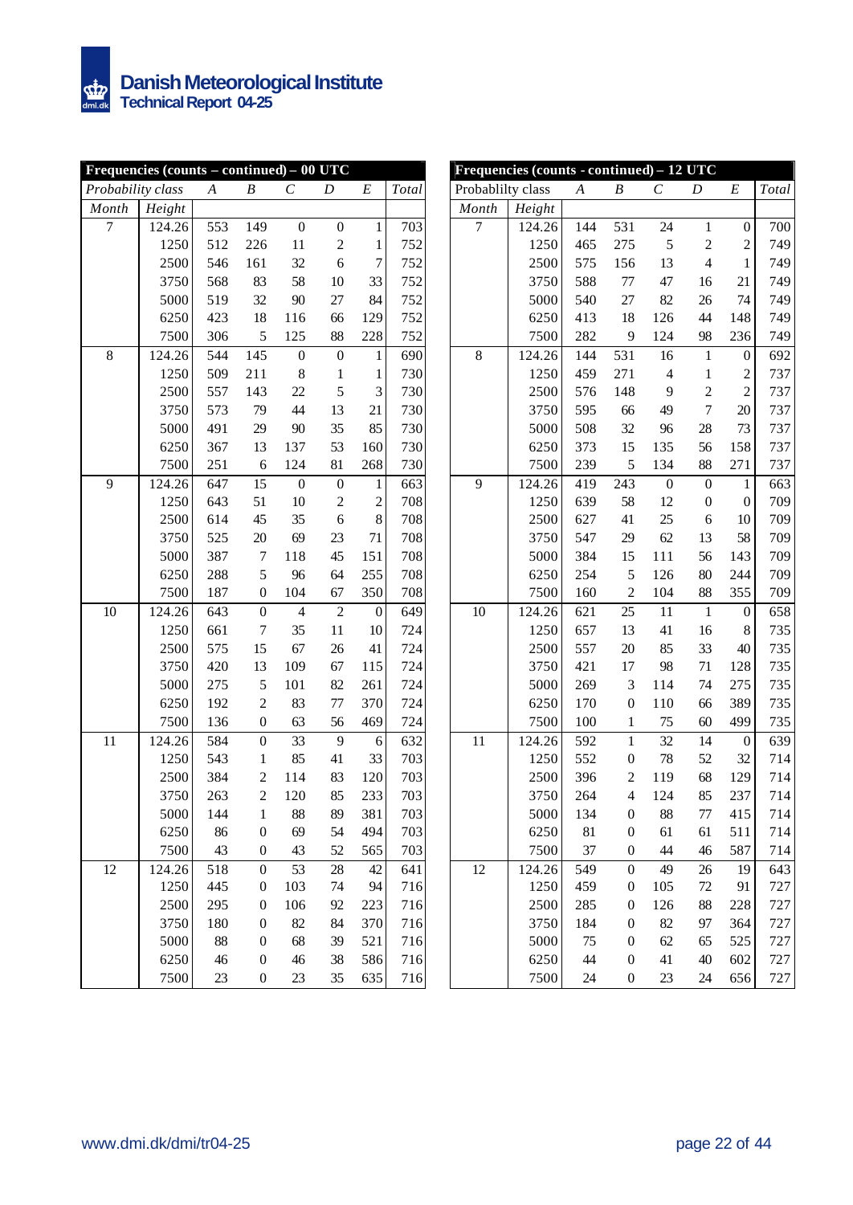| Frequencies (counts – continued) – 00 UTC | | | | | | | | |
|---|---|---|---|---|---|---|---|---|
| *Probability class* | | *A* | *B* | *C* | *D* | *E* | *Total* |
| *Month* | *Height* | | | | | | |
| 7 | 124.26 | 553 | 149 | 0 | 0 | 1 | 703 |
| | 1250 | 512 | 226 | 11 | 2 | 1 | 752 |
| | 2500 | 546 | 161 | 32 | 6 | 7 | 752 |
| | 3750 | 568 | 83 | 58 | 10 | 33 | 752 |
| | 5000 | 519 | 32 | 90 | 27 | 84 | 752 |
| | 6250 | 423 | 18 | 116 | 66 | 129 | 752 |
| | 7500 | 306 | 5 | 125 | 88 | 228 | 752 |
| 8 | 124.26 | 544 | 145 | 0 | 0 | 1 | 690 |
| | 1250 | 509 | 211 | 8 | 1 | 1 | 730 |
| | 2500 | 557 | 143 | 22 | 5 | 3 | 730 |
| | 3750 | 573 | 79 | 44 | 13 | 21 | 730 |
| | 5000 | 491 | 29 | 90 | 35 | 85 | 730 |
| | 6250 | 367 | 13 | 137 | 53 | 160 | 730 |
| | 7500 | 251 | 6 | 124 | 81 | 268 | 730 |
| 9 | 124.26 | 647 | 15 | 0 | 0 | 1 | 663 |
| | 1250 | 643 | 51 | 10 | 2 | 2 | 708 |
| | 2500 | 614 | 45 | 35 | 6 | 8 | 708 |
| | 3750 | 525 | 20 | 69 | 23 | 71 | 708 |
| | 5000 | 387 | 7 | 118 | 45 | 151 | 708 |
| | 6250 | 288 | 5 | 96 | 64 | 255 | 708 |
| | 7500 | 187 | 0 | 104 | 67 | 350 | 708 |
| 10 | 124.26 | 643 | 0 | 4 | 2 | 0 | 649 |
| | 1250 | 661 | 7 | 35 | 11 | 10 | 724 |
| | 2500 | 575 | 15 | 67 | 26 | 41 | 724 |
| | 3750 | 420 | 13 | 109 | 67 | 115 | 724 |
| | 5000 | 275 | 5 | 101 | 82 | 261 | 724 |
| | 6250 | 192 | 2 | 83 | 77 | 370 | 724 |
| | 7500 | 136 | 0 | 63 | 56 | 469 | 724 |
| 11 | 124.26 | 584 | 0 | 33 | 9 | 6 | 632 |
| | 1250 | 543 | 1 | 85 | 41 | 33 | 703 |
| | 2500 | 384 | 2 | 114 | 83 | 120 | 703 |
| | 3750 | 263 | 2 | 120 | 85 | 233 | 703 |
| | 5000 | 144 | 1 | 88 | 89 | 381 | 703 |
| | 6250 | 86 | 0 | 69 | 54 | 494 | 703 |
| | 7500 | 43 | 0 | 43 | 52 | 565 | 703 |
| 12 | 124.26 | 518 | 0 | 53 | 28 | 42 | 641 |
| | 1250 | 445 | 0 | 103 | 74 | 94 | 716 |
| | 2500 | 295 | 0 | 106 | 92 | 223 | 716 |
| | 3750 | 180 | 0 | 82 | 84 | 370 | 716 |
| | 5000 | 88 | 0 | 68 | 39 | 521 | 716 |
| | 6250 | 46 | 0 | 46 | 38 | 586 | 716 |
| | 7500 | 23 | 0 | 23 | 35 | 635 | 716 |

| Frequencies (counts - continued) – 12 UTC | | | | | | | |
|---|---|---|---|---|---|---|---|
| Probablilty class | | *A* | *B* | *C* | *D* | *E* | *Total* |
| *Month* | *Height* | | | | | | |
| 7 | 124.26 | 144 | 531 | 24 | 1 | 0 | 700 |
| | 1250 | 465 | 275 | 5 | 2 | 2 | 749 |
| | 2500 | 575 | 156 | 13 | 4 | 1 | 749 |
| | 3750 | 588 | 77 | 47 | 16 | 21 | 749 |
| | 5000 | 540 | 27 | 82 | 26 | 74 | 749 |
| | 6250 | 413 | 18 | 126 | 44 | 148 | 749 |
| | 7500 | 282 | 9 | 124 | 98 | 236 | 749 |
| 8 | 124.26 | 144 | 531 | 16 | 1 | 0 | 692 |
| | 1250 | 459 | 271 | 4 | 1 | 2 | 737 |
| | 2500 | 576 | 148 | 9 | 2 | 2 | 737 |
| | 3750 | 595 | 66 | 49 | 7 | 20 | 737 |
| | 5000 | 508 | 32 | 96 | 28 | 73 | 737 |
| | 6250 | 373 | 15 | 135 | 56 | 158 | 737 |
| | 7500 | 239 | 5 | 134 | 88 | 271 | 737 |
| 9 | 124.26 | 419 | 243 | 0 | 0 | 1 | 663 |
| | 1250 | 639 | 58 | 12 | 0 | 0 | 709 |
| | 2500 | 627 | 41 | 25 | 6 | 10 | 709 |
| | 3750 | 547 | 29 | 62 | 13 | 58 | 709 |
| | 5000 | 384 | 15 | 111 | 56 | 143 | 709 |
| | 6250 | 254 | 5 | 126 | 80 | 244 | 709 |
| | 7500 | 160 | 2 | 104 | 88 | 355 | 709 |
| 10 | 124.26 | 621 | 25 | 11 | 1 | 0 | 658 |
| | 1250 | 657 | 13 | 41 | 16 | 8 | 735 |
| | 2500 | 557 | 20 | 85 | 33 | 40 | 735 |
| | 3750 | 421 | 17 | 98 | 71 | 128 | 735 |
| | 5000 | 269 | 3 | 114 | 74 | 275 | 735 |
| | 6250 | 170 | 0 | 110 | 66 | 389 | 735 |
| | 7500 | 100 | 1 | 75 | 60 | 499 | 735 |
| 11 | 124.26 | 592 | 1 | 32 | 14 | 0 | 639 |
| | 1250 | 552 | 0 | 78 | 52 | 32 | 714 |
| | 2500 | 396 | 2 | 119 | 68 | 129 | 714 |
| | 3750 | 264 | 4 | 124 | 85 | 237 | 714 |
| | 5000 | 134 | 0 | 88 | 77 | 415 | 714 |
| | 6250 | 81 | 0 | 61 | 61 | 511 | 714 |
| | 7500 | 37 | 0 | 44 | 46 | 587 | 714 |
| 12 | 124.26 | 549 | 0 | 49 | 26 | 19 | 643 |
| | 1250 | 459 | 0 | 105 | 72 | 91 | 727 |
| | 2500 | 285 | 0 | 126 | 88 | 228 | 727 |
| | 3750 | 184 | 0 | 82 | 97 | 364 | 727 |
| | 5000 | 75 | 0 | 62 | 65 | 525 | 727 |
| | 6250 | 44 | 0 | 41 | 40 | 602 | 727 |
| | 7500 | 24 | 0 | 23 | 24 | 656 | 727 |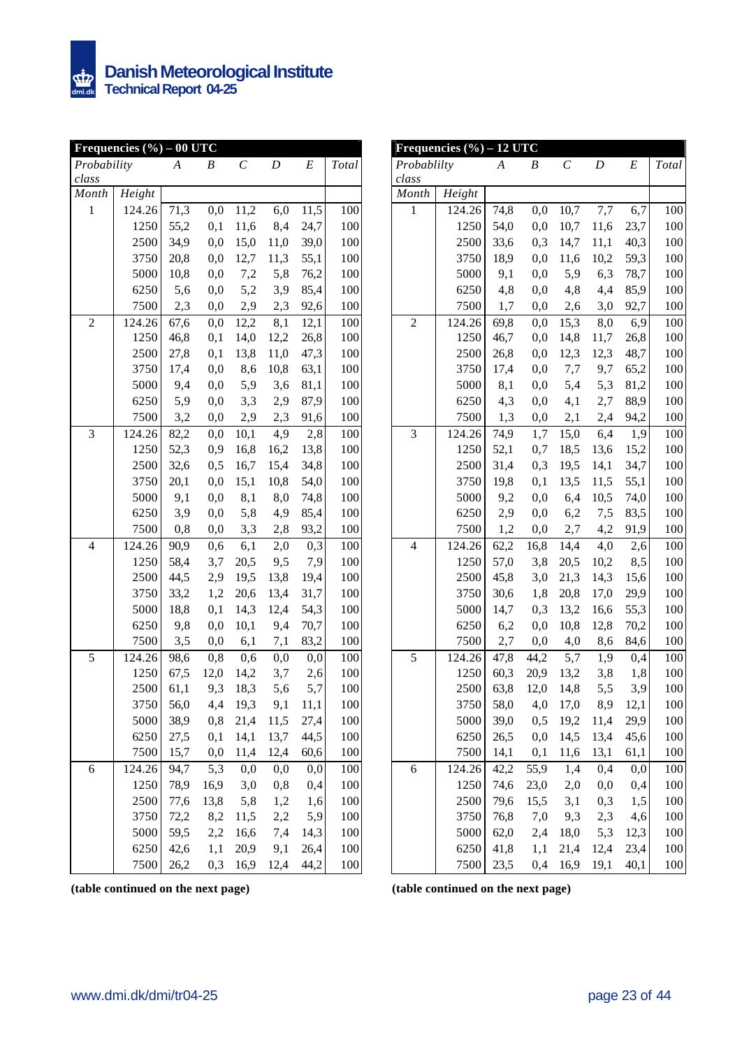| Frequencies (%) – 00 UTC | | | | | | | |
|---|---|---|---|---|---|---|---|
| *Probability class* | | *A* | *B* | *C* | *D* | *E* | *Total* |
| *Month* | *Height* | | | | | | |
| 1 | 124.26 | 71,3 | 0,0 | 11,2 | 6,0 | 11,5 | 100 |
| | 1250 | 55,2 | 0,1 | 11,6 | 8,4 | 24,7 | 100 |
| | 2500 | 34,9 | 0,0 | 15,0 | 11,0 | 39,0 | 100 |
| | 3750 | 20,8 | 0,0 | 12,7 | 11,3 | 55,1 | 100 |
| | 5000 | 10,8 | 0,0 | 7,2 | 5,8 | 76,2 | 100 |
| | 6250 | 5,6 | 0,0 | 5,2 | 3,9 | 85,4 | 100 |
| | 7500 | 2,3 | 0,0 | 2,9 | 2,3 | 92,6 | 100 |
| 2 | 124.26 | 67,6 | 0,0 | 12,2 | 8,1 | 12,1 | 100 |
| | 1250 | 46,8 | 0,1 | 14,0 | 12,2 | 26,8 | 100 |
| | 2500 | 27,8 | 0,1 | 13,8 | 11,0 | 47,3 | 100 |
| | 3750 | 17,4 | 0,0 | 8,6 | 10,8 | 63,1 | 100 |
| | 5000 | 9,4 | 0,0 | 5,9 | 3,6 | 81,1 | 100 |
| | 6250 | 5,9 | 0,0 | 3,3 | 2,9 | 87,9 | 100 |
| | 7500 | 3,2 | 0,0 | 2,9 | 2,3 | 91,6 | 100 |
| 3 | 124.26 | 82,2 | 0,0 | 10,1 | 4,9 | 2,8 | 100 |
| | 1250 | 52,3 | 0,9 | 16,8 | 16,2 | 13,8 | 100 |
| | 2500 | 32,6 | 0,5 | 16,7 | 15,4 | 34,8 | 100 |
| | 3750 | 20,1 | 0,0 | 15,1 | 10,8 | 54,0 | 100 |
| | 5000 | 9,1 | 0,0 | 8,1 | 8,0 | 74,8 | 100 |
| | 6250 | 3,9 | 0,0 | 5,8 | 4,9 | 85,4 | 100 |
| | 7500 | 0,8 | 0,0 | 3,3 | 2,8 | 93,2 | 100 |
| 4 | 124.26 | 90,9 | 0,6 | 6,1 | 2,0 | 0,3 | 100 |
| | 1250 | 58,4 | 3,7 | 20,5 | 9,5 | 7,9 | 100 |
| | 2500 | 44,5 | 2,9 | 19,5 | 13,8 | 19,4 | 100 |
| | 3750 | 33,2 | 1,2 | 20,6 | 13,4 | 31,7 | 100 |
| | 5000 | 18,8 | 0,1 | 14,3 | 12,4 | 54,3 | 100 |
| | 6250 | 9,8 | 0,0 | 10,1 | 9,4 | 70,7 | 100 |
| | 7500 | 3,5 | 0,0 | 6,1 | 7,1 | 83,2 | 100 |
| 5 | 124.26 | 98,6 | 0,8 | 0,6 | 0,0 | 0,0 | 100 |
| | 1250 | 67,5 | 12,0 | 14,2 | 3,7 | 2,6 | 100 |
| | 2500 | 61,1 | 9,3 | 18,3 | 5,6 | 5,7 | 100 |
| | 3750 | 56,0 | 4,4 | 19,3 | 9,1 | 11,1 | 100 |
| | 5000 | 38,9 | 0,8 | 21,4 | 11,5 | 27,4 | 100 |
| | 6250 | 27,5 | 0,1 | 14,1 | 13,7 | 44,5 | 100 |
| | 7500 | 15,7 | 0,0 | 11,4 | 12,4 | 60,6 | 100 |
| 6 | 124.26 | 94,7 | 5,3 | 0,0 | 0,0 | 0,0 | 100 |
| | 1250 | 78,9 | 16,9 | 3,0 | 0,8 | 0,4 | 100 |
| | 2500 | 77,6 | 13,8 | 5,8 | 1,2 | 1,6 | 100 |
| | 3750 | 72,2 | 8,2 | 11,5 | 2,2 | 5,9 | 100 |
| | 5000 | 59,5 | 2,2 | 16,6 | 7,4 | 14,3 | 100 |
| | 6250 | 42,6 | 1,1 | 20,9 | 9,1 | 26,4 | 100 |
| | 7500 | 26,2 | 0,3 | 16,9 | 12,4 | 44,2 | 100 |

**(table continued on the next page)**

| Frequencies (%) – 12 UTC | | | | | | | |
|---|---|---|---|---|---|---|---|
| *Probablilty class* | | *A* | *B* | *C* | *D* | *E* | *Total* |
| *Month* | *Height* | | | | | | |
| 1 | 124.26 | 74,8 | 0,0 | 10,7 | 7,7 | 6,7 | 100 |
| | 1250 | 54,0 | 0,0 | 10,7 | 11,6 | 23,7 | 100 |
| | 2500 | 33,6 | 0,3 | 14,7 | 11,1 | 40,3 | 100 |
| | 3750 | 18,9 | 0,0 | 11,6 | 10,2 | 59,3 | 100 |
| | 5000 | 9,1 | 0,0 | 5,9 | 6,3 | 78,7 | 100 |
| | 6250 | 4,8 | 0,0 | 4,8 | 4,4 | 85,9 | 100 |
| | 7500 | 1,7 | 0,0 | 2,6 | 3,0 | 92,7 | 100 |
| 2 | 124.26 | 69,8 | 0,0 | 15,3 | 8,0 | 6,9 | 100 |
| | 1250 | 46,7 | 0,0 | 14,8 | 11,7 | 26,8 | 100 |
| | 2500 | 26,8 | 0,0 | 12,3 | 12,3 | 48,7 | 100 |
| | 3750 | 17,4 | 0,0 | 7,7 | 9,7 | 65,2 | 100 |
| | 5000 | 8,1 | 0,0 | 5,4 | 5,3 | 81,2 | 100 |
| | 6250 | 4,3 | 0,0 | 4,1 | 2,7 | 88,9 | 100 |
| | 7500 | 1,3 | 0,0 | 2,1 | 2,4 | 94,2 | 100 |
| 3 | 124.26 | 74,9 | 1,7 | 15,0 | 6,4 | 1,9 | 100 |
| | 1250 | 52,1 | 0,7 | 18,5 | 13,6 | 15,2 | 100 |
| | 2500 | 31,4 | 0,3 | 19,5 | 14,1 | 34,7 | 100 |
| | 3750 | 19,8 | 0,1 | 13,5 | 11,5 | 55,1 | 100 |
| | 5000 | 9,2 | 0,0 | 6,4 | 10,5 | 74,0 | 100 |
| | 6250 | 2,9 | 0,0 | 6,2 | 7,5 | 83,5 | 100 |
| | 7500 | 1,2 | 0,0 | 2,7 | 4,2 | 91,9 | 100 |
| 4 | 124.26 | 62,2 | 16,8 | 14,4 | 4,0 | 2,6 | 100 |
| | 1250 | 57,0 | 3,8 | 20,5 | 10,2 | 8,5 | 100 |
| | 2500 | 45,8 | 3,0 | 21,3 | 14,3 | 15,6 | 100 |
| | 3750 | 30,6 | 1,8 | 20,8 | 17,0 | 29,9 | 100 |
| | 5000 | 14,7 | 0,3 | 13,2 | 16,6 | 55,3 | 100 |
| | 6250 | 6,2 | 0,0 | 10,8 | 12,8 | 70,2 | 100 |
| | 7500 | 2,7 | 0,0 | 4,0 | 8,6 | 84,6 | 100 |
| 5 | 124.26 | 47,8 | 44,2 | 5,7 | 1,9 | 0,4 | 100 |
| | 1250 | 60,3 | 20,9 | 13,2 | 3,8 | 1,8 | 100 |
| | 2500 | 63,8 | 12,0 | 14,8 | 5,5 | 3,9 | 100 |
| | 3750 | 58,0 | 4,0 | 17,0 | 8,9 | 12,1 | 100 |
| | 5000 | 39,0 | 0,5 | 19,2 | 11,4 | 29,9 | 100 |
| | 6250 | 26,5 | 0,0 | 14,5 | 13,4 | 45,6 | 100 |
| | 7500 | 14,1 | 0,1 | 11,6 | 13,1 | 61,1 | 100 |
| 6 | 124.26 | 42,2 | 55,9 | 1,4 | 0,4 | 0,0 | 100 |
| | 1250 | 74,6 | 23,0 | 2,0 | 0,0 | 0,4 | 100 |
| | 2500 | 79,6 | 15,5 | 3,1 | 0,3 | 1,5 | 100 |
| | 3750 | 76,8 | 7,0 | 9,3 | 2,3 | 4,6 | 100 |
| | 5000 | 62,0 | 2,4 | 18,0 | 5,3 | 12,3 | 100 |
| | 6250 | 41,8 | 1,1 | 21,4 | 12,4 | 23,4 | 100 |
| | 7500 | 23,5 | 0,4 | 16,9 | 19,1 | 40,1 | 100 |

**(table continued on the next page)**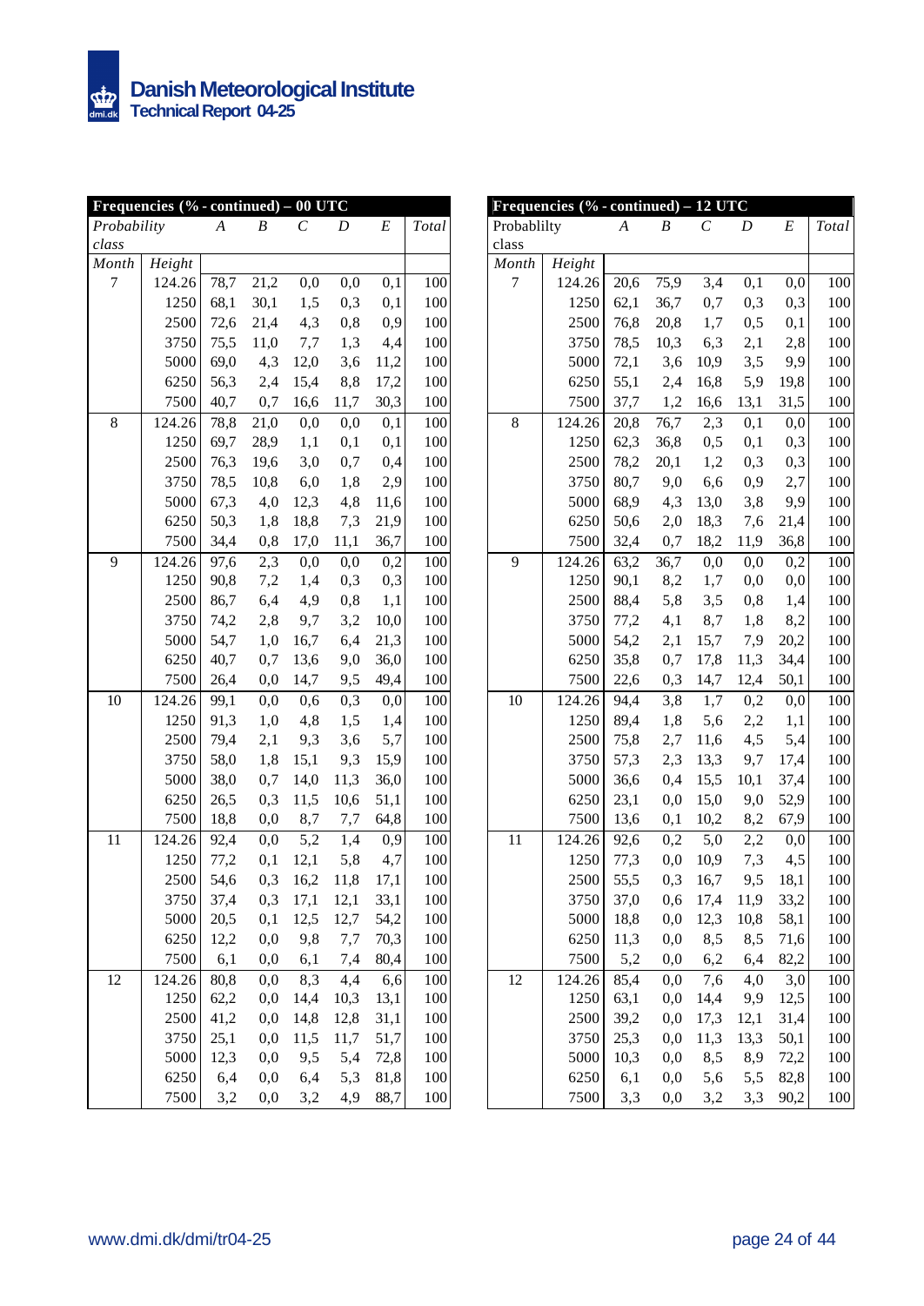| Frequencies (% - continued) – 00 UTC | | | | | | | |
|---|---|---|---|---|---|---|---|
| *Probability class* | | *A* | *B* | *C* | *D* | *E* | *Total* |
| *Month* | *Height* | | | | | | |
| 7 | 124.26 | 78,7 | 21,2 | 0,0 | 0,0 | 0,1 | 100 |
| | 1250 | 68,1 | 30,1 | 1,5 | 0,3 | 0,1 | 100 |
| | 2500 | 72,6 | 21,4 | 4,3 | 0,8 | 0,9 | 100 |
| | 3750 | 75,5 | 11,0 | 7,7 | 1,3 | 4,4 | 100 |
| | 5000 | 69,0 | 4,3 | 12,0 | 3,6 | 11,2 | 100 |
| | 6250 | 56,3 | 2,4 | 15,4 | 8,8 | 17,2 | 100 |
| | 7500 | 40,7 | 0,7 | 16,6 | 11,7 | 30,3 | 100 |
| 8 | 124.26 | 78,8 | 21,0 | 0,0 | 0,0 | 0,1 | 100 |
| | 1250 | 69,7 | 28,9 | 1,1 | 0,1 | 0,1 | 100 |
| | 2500 | 76,3 | 19,6 | 3,0 | 0,7 | 0,4 | 100 |
| | 3750 | 78,5 | 10,8 | 6,0 | 1,8 | 2,9 | 100 |
| | 5000 | 67,3 | 4,0 | 12,3 | 4,8 | 11,6 | 100 |
| | 6250 | 50,3 | 1,8 | 18,8 | 7,3 | 21,9 | 100 |
| | 7500 | 34,4 | 0,8 | 17,0 | 11,1 | 36,7 | 100 |
| 9 | 124.26 | 97,6 | 2,3 | 0,0 | 0,0 | 0,2 | 100 |
| | 1250 | 90,8 | 7,2 | 1,4 | 0,3 | 0,3 | 100 |
| | 2500 | 86,7 | 6,4 | 4,9 | 0,8 | 1,1 | 100 |
| | 3750 | 74,2 | 2,8 | 9,7 | 3,2 | 10,0 | 100 |
| | 5000 | 54,7 | 1,0 | 16,7 | 6,4 | 21,3 | 100 |
| | 6250 | 40,7 | 0,7 | 13,6 | 9,0 | 36,0 | 100 |
| | 7500 | 26,4 | 0,0 | 14,7 | 9,5 | 49,4 | 100 |
| 10 | 124.26 | 99,1 | 0,0 | 0,6 | 0,3 | 0,0 | 100 |
| | 1250 | 91,3 | 1,0 | 4,8 | 1,5 | 1,4 | 100 |
| | 2500 | 79,4 | 2,1 | 9,3 | 3,6 | 5,7 | 100 |
| | 3750 | 58,0 | 1,8 | 15,1 | 9,3 | 15,9 | 100 |
| | 5000 | 38,0 | 0,7 | 14,0 | 11,3 | 36,0 | 100 |
| | 6250 | 26,5 | 0,3 | 11,5 | 10,6 | 51,1 | 100 |
| | 7500 | 18,8 | 0,0 | 8,7 | 7,7 | 64,8 | 100 |
| 11 | 124.26 | 92,4 | 0,0 | 5,2 | 1,4 | 0,9 | 100 |
| | 1250 | 77,2 | 0,1 | 12,1 | 5,8 | 4,7 | 100 |
| | 2500 | 54,6 | 0,3 | 16,2 | 11,8 | 17,1 | 100 |
| | 3750 | 37,4 | 0,3 | 17,1 | 12,1 | 33,1 | 100 |
| | 5000 | 20,5 | 0,1 | 12,5 | 12,7 | 54,2 | 100 |
| | 6250 | 12,2 | 0,0 | 9,8 | 7,7 | 70,3 | 100 |
| | 7500 | 6,1 | 0,0 | 6,1 | 7,4 | 80,4 | 100 |
| 12 | 124.26 | 80,8 | 0,0 | 8,3 | 4,4 | 6,6 | 100 |
| | 1250 | 62,2 | 0,0 | 14,4 | 10,3 | 13,1 | 100 |
| | 2500 | 41,2 | 0,0 | 14,8 | 12,8 | 31,1 | 100 |
| | 3750 | 25,1 | 0,0 | 11,5 | 11,7 | 51,7 | 100 |
| | 5000 | 12,3 | 0,0 | 9,5 | 5,4 | 72,8 | 100 |
| | 6250 | 6,4 | 0,0 | 6,4 | 5,3 | 81,8 | 100 |
| | 7500 | 3,2 | 0,0 | 3,2 | 4,9 | 88,7 | 100 |

| Frequencies (% - continued) – 12 UTC | | | | | | | |
|---|---|---|---|---|---|---|---|
| Probablilty class | | *A* | *B* | *C* | *D* | *E* | *Total* |
| *Month* | *Height* | | | | | | |
| 7 | 124.26 | 20,6 | 75,9 | 3,4 | 0,1 | 0,0 | 100 |
| | 1250 | 62,1 | 36,7 | 0,7 | 0,3 | 0,3 | 100 |
| | 2500 | 76,8 | 20,8 | 1,7 | 0,5 | 0,1 | 100 |
| | 3750 | 78,5 | 10,3 | 6,3 | 2,1 | 2,8 | 100 |
| | 5000 | 72,1 | 3,6 | 10,9 | 3,5 | 9,9 | 100 |
| | 6250 | 55,1 | 2,4 | 16,8 | 5,9 | 19,8 | 100 |
| | 7500 | 37,7 | 1,2 | 16,6 | 13,1 | 31,5 | 100 |
| 8 | 124.26 | 20,8 | 76,7 | 2,3 | 0,1 | 0,0 | 100 |
| | 1250 | 62,3 | 36,8 | 0,5 | 0,1 | 0,3 | 100 |
| | 2500 | 78,2 | 20,1 | 1,2 | 0,3 | 0,3 | 100 |
| | 3750 | 80,7 | 9,0 | 6,6 | 0,9 | 2,7 | 100 |
| | 5000 | 68,9 | 4,3 | 13,0 | 3,8 | 9,9 | 100 |
| | 6250 | 50,6 | 2,0 | 18,3 | 7,6 | 21,4 | 100 |
| | 7500 | 32,4 | 0,7 | 18,2 | 11,9 | 36,8 | 100 |
| 9 | 124.26 | 63,2 | 36,7 | 0,0 | 0,0 | 0,2 | 100 |
| | 1250 | 90,1 | 8,2 | 1,7 | 0,0 | 0,0 | 100 |
| | 2500 | 88,4 | 5,8 | 3,5 | 0,8 | 1,4 | 100 |
| | 3750 | 77,2 | 4,1 | 8,7 | 1,8 | 8,2 | 100 |
| | 5000 | 54,2 | 2,1 | 15,7 | 7,9 | 20,2 | 100 |
| | 6250 | 35,8 | 0,7 | 17,8 | 11,3 | 34,4 | 100 |
| | 7500 | 22,6 | 0,3 | 14,7 | 12,4 | 50,1 | 100 |
| 10 | 124.26 | 94,4 | 3,8 | 1,7 | 0,2 | 0,0 | 100 |
| | 1250 | 89,4 | 1,8 | 5,6 | 2,2 | 1,1 | 100 |
| | 2500 | 75,8 | 2,7 | 11,6 | 4,5 | 5,4 | 100 |
| | 3750 | 57,3 | 2,3 | 13,3 | 9,7 | 17,4 | 100 |
| | 5000 | 36,6 | 0,4 | 15,5 | 10,1 | 37,4 | 100 |
| | 6250 | 23,1 | 0,0 | 15,0 | 9,0 | 52,9 | 100 |
| | 7500 | 13,6 | 0,1 | 10,2 | 8,2 | 67,9 | 100 |
| 11 | 124.26 | 92,6 | 0,2 | 5,0 | 2,2 | 0,0 | 100 |
| | 1250 | 77,3 | 0,0 | 10,9 | 7,3 | 4,5 | 100 |
| | 2500 | 55,5 | 0,3 | 16,7 | 9,5 | 18,1 | 100 |
| | 3750 | 37,0 | 0,6 | 17,4 | 11,9 | 33,2 | 100 |
| | 5000 | 18,8 | 0,0 | 12,3 | 10,8 | 58,1 | 100 |
| | 6250 | 11,3 | 0,0 | 8,5 | 8,5 | 71,6 | 100 |
| | 7500 | 5,2 | 0,0 | 6,2 | 6,4 | 82,2 | 100 |
| 12 | 124.26 | 85,4 | 0,0 | 7,6 | 4,0 | 3,0 | 100 |
| | 1250 | 63,1 | 0,0 | 14,4 | 9,9 | 12,5 | 100 |
| | 2500 | 39,2 | 0,0 | 17,3 | 12,1 | 31,4 | 100 |
| | 3750 | 25,3 | 0,0 | 11,3 | 13,3 | 50,1 | 100 |
| | 5000 | 10,3 | 0,0 | 8,5 | 8,9 | 72,2 | 100 |
| | 6250 | 6,1 | 0,0 | 5,6 | 5,5 | 82,8 | 100 |
| | 7500 | 3,3 | 0,0 | 3,2 | 3,3 | 90,2 | 100 |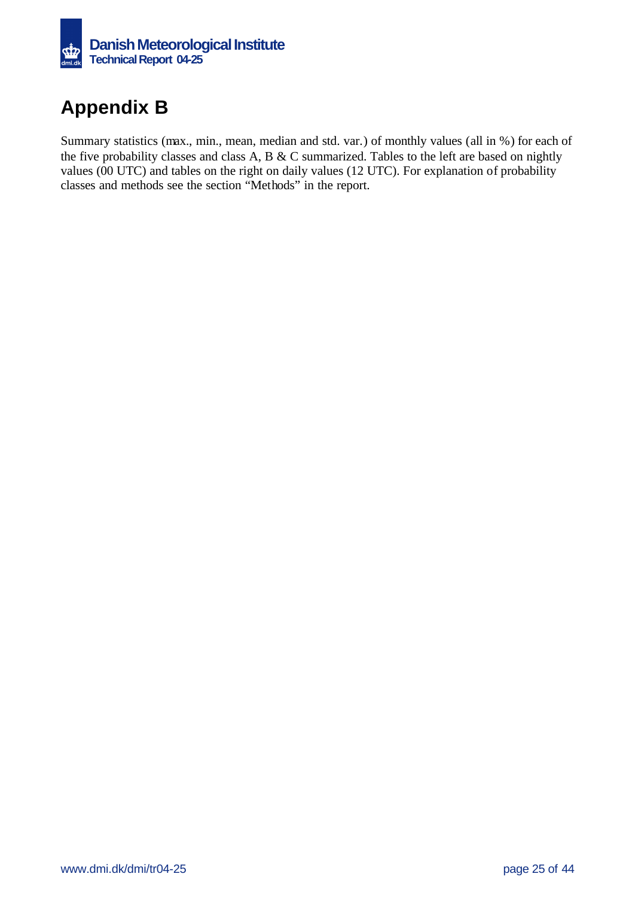# Appendix B

Summary statistics (max., min., mean, median and std. var.) of monthly values (all in %) for each of the five probability classes and class A, B & C summarized. Tables to the left are based on nightly values (00 UTC) and tables on the right on daily values (12 UTC). For explanation of probability classes and methods see the section "Methods" in the report.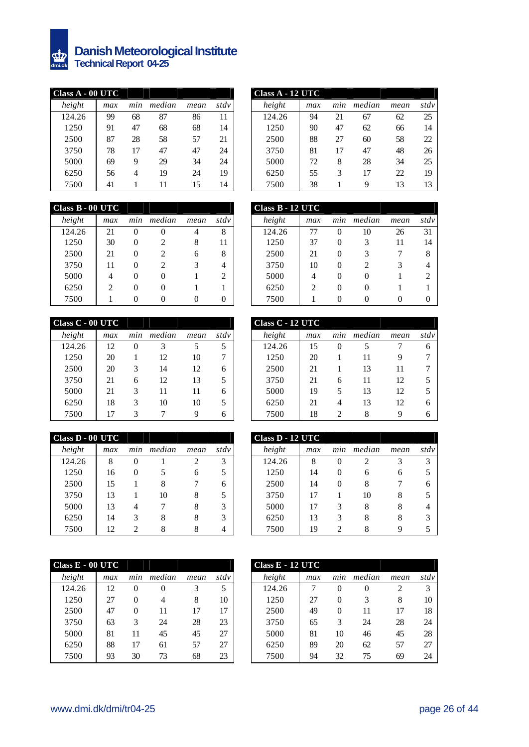| Class A - 00 UTC | | | | | |
|---|---|---|---|---|---|
| *height* | *max* | *min* | *median* | *mean* | *stdv* |
| 124.26 | 99 | 68 | 87 | 86 | 11 |
| 1250 | 91 | 47 | 68 | 68 | 14 |
| 2500 | 87 | 28 | 58 | 57 | 21 |
| 3750 | 78 | 17 | 47 | 47 | 24 |
| 5000 | 69 | 9 | 29 | 34 | 24 |
| 6250 | 56 | 4 | 19 | 24 | 19 |
| 7500 | 41 | 1 | 11 | 15 | 14 |

| Class A - 12 UTC | | | | | |
|---|---|---|---|---|---|
| *height* | *max* | *min* | *median* | *mean* | *stdv* |
| 124.26 | 94 | 21 | 67 | 62 | 25 |
| 1250 | 90 | 47 | 62 | 66 | 14 |
| 2500 | 88 | 27 | 60 | 58 | 22 |
| 3750 | 81 | 17 | 47 | 48 | 26 |
| 5000 | 72 | 8 | 28 | 34 | 25 |
| 6250 | 55 | 3 | 17 | 22 | 19 |
| 7500 | 38 | 1 | 9 | 13 | 13 |

| Class B - 00 UTC | | | | | |
|---|---|---|---|---|---|
| *height* | *max* | *min* | *median* | *mean* | *stdv* |
| 124.26 | 21 | 0 | 0 | 4 | 8 |
| 1250 | 30 | 0 | 2 | 8 | 11 |
| 2500 | 21 | 0 | 2 | 6 | 8 |
| 3750 | 11 | 0 | 2 | 3 | 4 |
| 5000 | 4 | 0 | 0 | 1 | 2 |
| 6250 | 2 | 0 | 0 | 1 | 1 |
| 7500 | 1 | 0 | 0 | 0 | 0 |

| Class B - 12 UTC | | | | | |
|---|---|---|---|---|---|
| *height* | *max* | *min* | *median* | *mean* | *stdv* |
| 124.26 | 77 | 0 | 10 | 26 | 31 |
| 1250 | 37 | 0 | 3 | 11 | 14 |
| 2500 | 21 | 0 | 3 | 7 | 8 |
| 3750 | 10 | 0 | 2 | 3 | 4 |
| 5000 | 4 | 0 | 0 | 1 | 2 |
| 6250 | 2 | 0 | 0 | 1 | 1 |
| 7500 | 1 | 0 | 0 | 0 | 0 |

| Class C - 00 UTC | | | | | |
|---|---|---|---|---|---|
| *height* | *max* | *min* | *median* | *mean* | *stdv* |
| 124.26 | 12 | 0 | 3 | 5 | 5 |
| 1250 | 20 | 1 | 12 | 10 | 7 |
| 2500 | 20 | 3 | 14 | 12 | 6 |
| 3750 | 21 | 6 | 12 | 13 | 5 |
| 5000 | 21 | 3 | 11 | 11 | 6 |
| 6250 | 18 | 3 | 10 | 10 | 5 |
| 7500 | 17 | 3 | 7 | 9 | 6 |

| Class C - 12 UTC | | | | | |
|---|---|---|---|---|---|
| *height* | *max* | *min* | *median* | *mean* | *stdv* |
| 124.26 | 15 | 0 | 5 | 7 | 6 |
| 1250 | 20 | 1 | 11 | 9 | 7 |
| 2500 | 21 | 1 | 13 | 11 | 7 |
| 3750 | 21 | 6 | 11 | 12 | 5 |
| 5000 | 19 | 5 | 13 | 12 | 5 |
| 6250 | 21 | 4 | 13 | 12 | 6 |
| 7500 | 18 | 2 | 8 | 9 | 6 |

| Class D - 00 UTC | | | | | |
|---|---|---|---|---|---|
| *height* | *max* | *min* | *median* | *mean* | *stdv* |
| 124.26 | 8 | 0 | 1 | 2 | 3 |
| 1250 | 16 | 0 | 5 | 6 | 5 |
| 2500 | 15 | 1 | 8 | 7 | 6 |
| 3750 | 13 | 1 | 10 | 8 | 5 |
| 5000 | 13 | 4 | 7 | 8 | 3 |
| 6250 | 14 | 3 | 8 | 8 | 3 |
| 7500 | 12 | 2 | 8 | 8 | 4 |

| Class D - 12 UTC | | | | | |
|---|---|---|---|---|---|
| *height* | *max* | *min* | *median* | *mean* | *stdv* |
| 124.26 | 8 | 0 | 2 | 3 | 3 |
| 1250 | 14 | 0 | 6 | 6 | 5 |
| 2500 | 14 | 0 | 8 | 7 | 6 |
| 3750 | 17 | 1 | 10 | 8 | 5 |
| 5000 | 17 | 3 | 8 | 8 | 4 |
| 6250 | 13 | 3 | 8 | 8 | 3 |
| 7500 | 19 | 2 | 8 | 9 | 5 |

| Class E - 00 UTC | | | | | |
|---|---|---|---|---|---|
| *height* | *max* | *min* | *median* | *mean* | *stdv* |
| 124.26 | 12 | 0 | 0 | 3 | 5 |
| 1250 | 27 | 0 | 4 | 8 | 10 |
| 2500 | 47 | 0 | 11 | 17 | 17 |
| 3750 | 63 | 3 | 24 | 28 | 23 |
| 5000 | 81 | 11 | 45 | 45 | 27 |
| 6250 | 88 | 17 | 61 | 57 | 27 |
| 7500 | 93 | 30 | 73 | 68 | 23 |

| Class E - 12 UTC | | | | | |
|---|---|---|---|---|---|
| *height* | *max* | *min* | *median* | *mean* | *stdv* |
| 124.26 | 7 | 0 | 0 | 2 | 3 |
| 1250 | 27 | 0 | 3 | 8 | 10 |
| 2500 | 49 | 0 | 11 | 17 | 18 |
| 3750 | 65 | 3 | 24 | 28 | 24 |
| 5000 | 81 | 10 | 46 | 45 | 28 |
| 6250 | 89 | 20 | 62 | 57 | 27 |
| 7500 | 94 | 32 | 75 | 69 | 24 |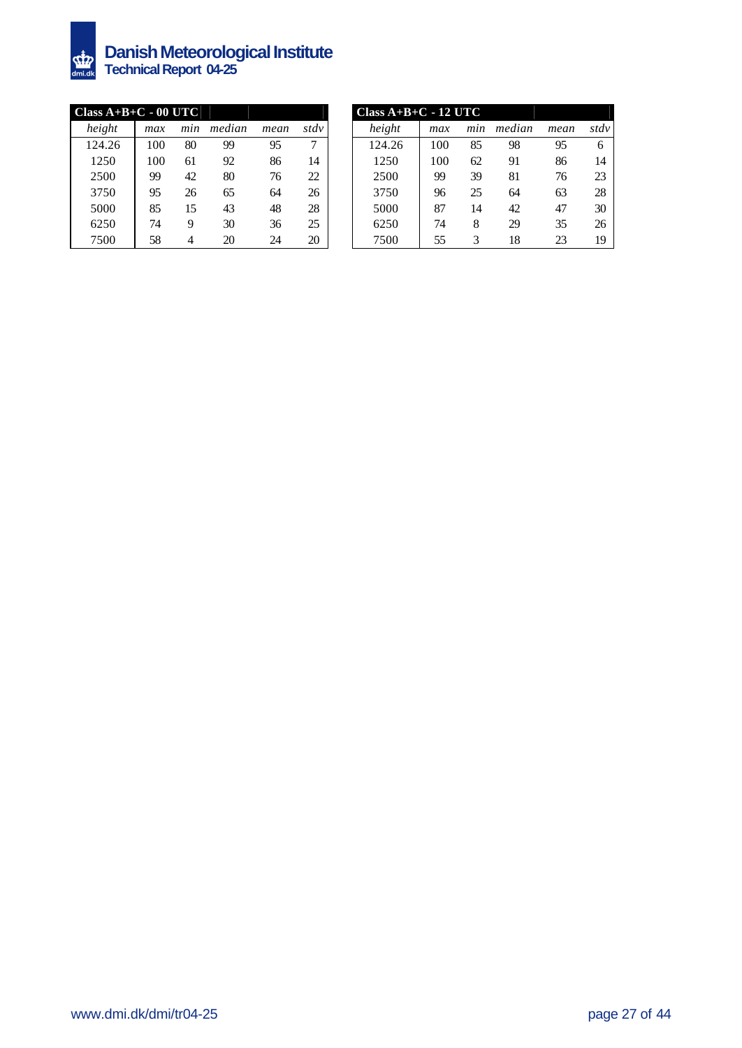| Class A+B+C - 00 UTC | | | | | |
|---|---|---|---|---|---|
| *height* | *max* | *min* | *median* | *mean* | *stdv* |
| 124.26 | 100 | 80 | 99 | 95 | 7 |
| 1250 | 100 | 61 | 92 | 86 | 14 |
| 2500 | 99 | 42 | 80 | 76 | 22 |
| 3750 | 95 | 26 | 65 | 64 | 26 |
| 5000 | 85 | 15 | 43 | 48 | 28 |
| 6250 | 74 | 9 | 30 | 36 | 25 |
| 7500 | 58 | 4 | 20 | 24 | 20 |

| Class A+B+C - 12 UTC | | | | | |
|---|---|---|---|---|---|
| *height* | *max* | *min* | *median* | *mean* | *stdv* |
| 124.26 | 100 | 85 | 98 | 95 | 6 |
| 1250 | 100 | 62 | 91 | 86 | 14 |
| 2500 | 99 | 39 | 81 | 76 | 23 |
| 3750 | 96 | 25 | 64 | 63 | 28 |
| 5000 | 87 | 14 | 42 | 47 | 30 |
| 6250 | 74 | 8 | 29 | 35 | 26 |
| 7500 | 55 | 3 | 18 | 23 | 19 |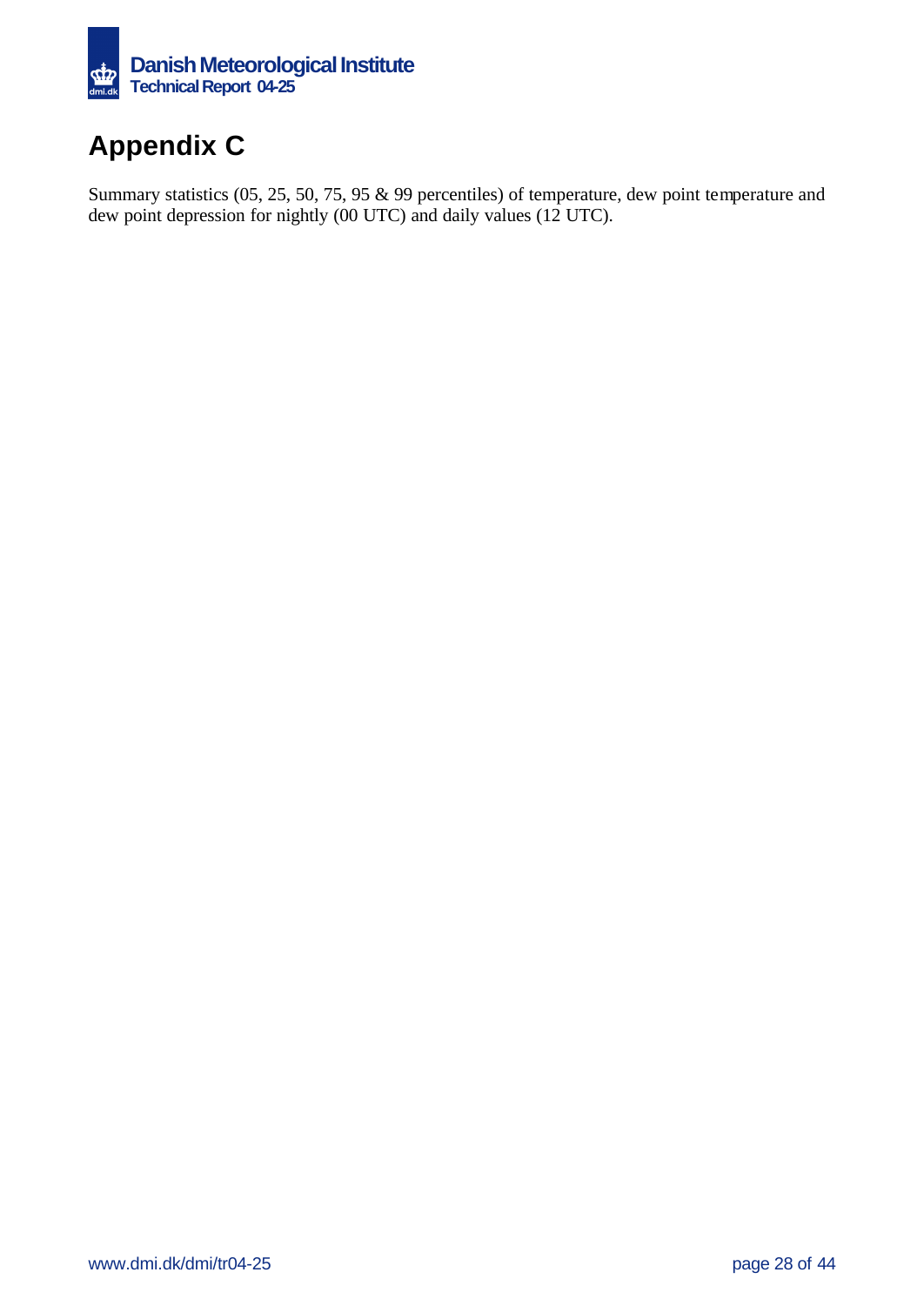# Appendix C

Summary statistics (05, 25, 50, 75, 95 & 99 percentiles) of temperature, dew point temperature and dew point depression for nightly (00 UTC) and daily values (12 UTC).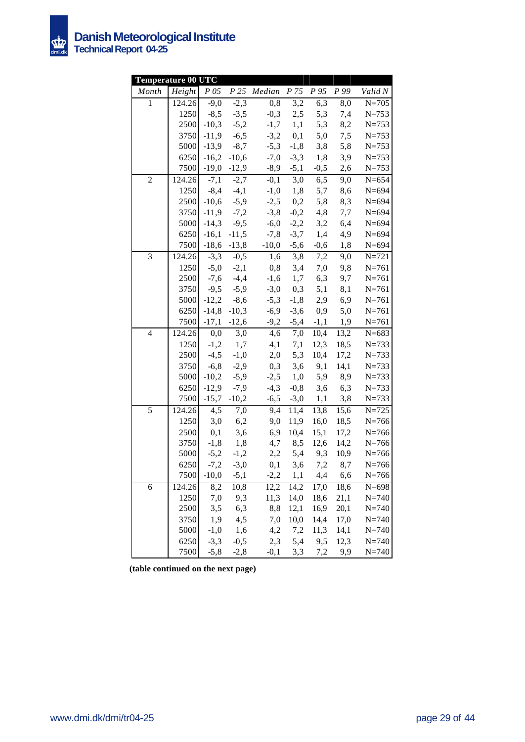| Temperature 00 UTC | | | | | | | | |
|---|---|---|---|---|---|---|---|---|
| *Month* | *Height* | *P 05* | *P 25* | *Median* | *P 75* | *P 95* | *P 99* | *Valid N* |
| 1 | 124.26 | -9,0 | -2,3 | 0,8 | 3,2 | 6,3 | 8,0 | N=705 |
| | 1250 | -8,5 | -3,5 | -0,3 | 2,5 | 5,3 | 7,4 | N=753 |
| | 2500 | -10,3 | -5,2 | -1,7 | 1,1 | 5,3 | 8,2 | N=753 |
| | 3750 | -11,9 | -6,5 | -3,2 | 0,1 | 5,0 | 7,5 | N=753 |
| | 5000 | -13,9 | -8,7 | -5,3 | -1,8 | 3,8 | 5,8 | N=753 |
| | 6250 | -16,2 | -10,6 | -7,0 | -3,3 | 1,8 | 3,9 | N=753 |
| | 7500 | -19,0 | -12,9 | -8,9 | -5,1 | -0,5 | 2,6 | N=753 |
| 2 | 124.26 | -7,1 | -2,7 | -0,1 | 3,0 | 6,5 | 9,0 | N=654 |
| | 1250 | -8,4 | -4,1 | -1,0 | 1,8 | 5,7 | 8,6 | N=694 |
| | 2500 | -10,6 | -5,9 | -2,5 | 0,2 | 5,8 | 8,3 | N=694 |
| | 3750 | -11,9 | -7,2 | -3,8 | -0,2 | 4,8 | 7,7 | N=694 |
| | 5000 | -14,3 | -9,5 | -6,0 | -2,2 | 3,2 | 6,4 | N=694 |
| | 6250 | -16,1 | -11,5 | -7,8 | -3,7 | 1,4 | 4,9 | N=694 |
| | 7500 | -18,6 | -13,8 | -10,0 | -5,6 | -0,6 | 1,8 | N=694 |
| 3 | 124.26 | -3,3 | -0,5 | 1,6 | 3,8 | 7,2 | 9,0 | N=721 |
| | 1250 | -5,0 | -2,1 | 0,8 | 3,4 | 7,0 | 9,8 | N=761 |
| | 2500 | -7,6 | -4,4 | -1,6 | 1,7 | 6,3 | 9,7 | N=761 |
| | 3750 | -9,5 | -5,9 | -3,0 | 0,3 | 5,1 | 8,1 | N=761 |
| | 5000 | -12,2 | -8,6 | -5,3 | -1,8 | 2,9 | 6,9 | N=761 |
| | 6250 | -14,8 | -10,3 | -6,9 | -3,6 | 0,9 | 5,0 | N=761 |
| | 7500 | -17,1 | -12,6 | -9,2 | -5,4 | -1,1 | 1,9 | N=761 |
| 4 | 124.26 | 0,0 | 3,0 | 4,6 | 7,0 | 10,4 | 13,2 | N=683 |
| | 1250 | -1,2 | 1,7 | 4,1 | 7,1 | 12,3 | 18,5 | N=733 |
| | 2500 | -4,5 | -1,0 | 2,0 | 5,3 | 10,4 | 17,2 | N=733 |
| | 3750 | -6,8 | -2,9 | 0,3 | 3,6 | 9,1 | 14,1 | N=733 |
| | 5000 | -10,2 | -5,9 | -2,5 | 1,0 | 5,9 | 8,9 | N=733 |
| | 6250 | -12,9 | -7,9 | -4,3 | -0,8 | 3,6 | 6,3 | N=733 |
| | 7500 | -15,7 | -10,2 | -6,5 | -3,0 | 1,1 | 3,8 | N=733 |
| 5 | 124.26 | 4,5 | 7,0 | 9,4 | 11,4 | 13,8 | 15,6 | N=725 |
| | 1250 | 3,0 | 6,2 | 9,0 | 11,9 | 16,0 | 18,5 | N=766 |
| | 2500 | 0,1 | 3,6 | 6,9 | 10,4 | 15,1 | 17,2 | N=766 |
| | 3750 | -1,8 | 1,8 | 4,7 | 8,5 | 12,6 | 14,2 | N=766 |
| | 5000 | -5,2 | -1,2 | 2,2 | 5,4 | 9,3 | 10,9 | N=766 |
| | 6250 | -7,2 | -3,0 | 0,1 | 3,6 | 7,2 | 8,7 | N=766 |
| | 7500 | -10,0 | -5,1 | -2,2 | 1,1 | 4,4 | 6,6 | N=766 |
| 6 | 124.26 | 8,2 | 10,8 | 12,2 | 14,2 | 17,0 | 18,6 | N=698 |
| | 1250 | 7,0 | 9,3 | 11,3 | 14,0 | 18,6 | 21,1 | N=740 |
| | 2500 | 3,5 | 6,3 | 8,8 | 12,1 | 16,9 | 20,1 | N=740 |
| | 3750 | 1,9 | 4,5 | 7,0 | 10,0 | 14,4 | 17,0 | N=740 |
| | 5000 | -1,0 | 1,6 | 4,2 | 7,2 | 11,3 | 14,1 | N=740 |
| | 6250 | -3,3 | -0,5 | 2,3 | 5,4 | 9,5 | 12,3 | N=740 |
| | 7500 | -5,8 | -2,8 | -0,1 | 3,3 | 7,2 | 9,9 | N=740 |

**(table continued on the next page)**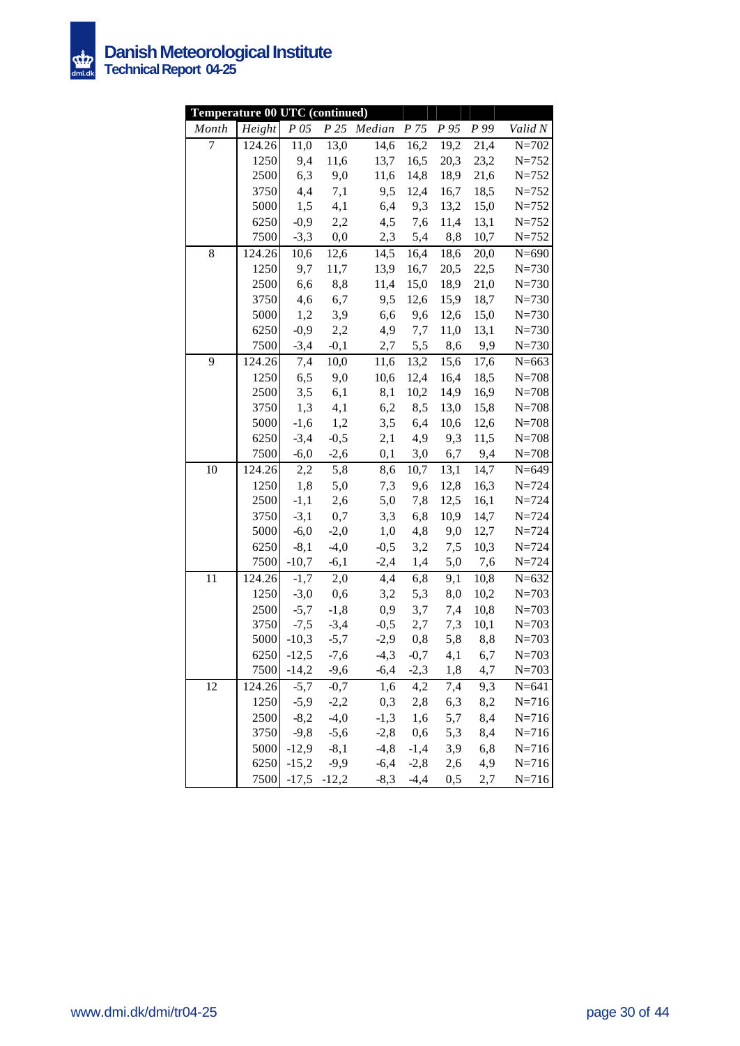**Temperature 00 UTC (continued)**

| *Month* | *Height* | *P 05* | *P 25* | *Median* | *P 75* | *P 95* | *P 99* | *Valid N* |
|---|---|---|---|---|---|---|---|---|
| 7 | 124.26 | 11,0 | 13,0 | 14,6 | 16,2 | 19,2 | 21,4 | N=702 |
| | 1250 | 9,4 | 11,6 | 13,7 | 16,5 | 20,3 | 23,2 | N=752 |
| | 2500 | 6,3 | 9,0 | 11,6 | 14,8 | 18,9 | 21,6 | N=752 |
| | 3750 | 4,4 | 7,1 | 9,5 | 12,4 | 16,7 | 18,5 | N=752 |
| | 5000 | 1,5 | 4,1 | 6,4 | 9,3 | 13,2 | 15,0 | N=752 |
| | 6250 | -0,9 | 2,2 | 4,5 | 7,6 | 11,4 | 13,1 | N=752 |
| | 7500 | -3,3 | 0,0 | 2,3 | 5,4 | 8,8 | 10,7 | N=752 |
| 8 | 124.26 | 10,6 | 12,6 | 14,5 | 16,4 | 18,6 | 20,0 | N=690 |
| | 1250 | 9,7 | 11,7 | 13,9 | 16,7 | 20,5 | 22,5 | N=730 |
| | 2500 | 6,6 | 8,8 | 11,4 | 15,0 | 18,9 | 21,0 | N=730 |
| | 3750 | 4,6 | 6,7 | 9,5 | 12,6 | 15,9 | 18,7 | N=730 |
| | 5000 | 1,2 | 3,9 | 6,6 | 9,6 | 12,6 | 15,0 | N=730 |
| | 6250 | -0,9 | 2,2 | 4,9 | 7,7 | 11,0 | 13,1 | N=730 |
| | 7500 | -3,4 | -0,1 | 2,7 | 5,5 | 8,6 | 9,9 | N=730 |
| 9 | 124.26 | 7,4 | 10,0 | 11,6 | 13,2 | 15,6 | 17,6 | N=663 |
| | 1250 | 6,5 | 9,0 | 10,6 | 12,4 | 16,4 | 18,5 | N=708 |
| | 2500 | 3,5 | 6,1 | 8,1 | 10,2 | 14,9 | 16,9 | N=708 |
| | 3750 | 1,3 | 4,1 | 6,2 | 8,5 | 13,0 | 15,8 | N=708 |
| | 5000 | -1,6 | 1,2 | 3,5 | 6,4 | 10,6 | 12,6 | N=708 |
| | 6250 | -3,4 | -0,5 | 2,1 | 4,9 | 9,3 | 11,5 | N=708 |
| | 7500 | -6,0 | -2,6 | 0,1 | 3,0 | 6,7 | 9,4 | N=708 |
| 10 | 124.26 | 2,2 | 5,8 | 8,6 | 10,7 | 13,1 | 14,7 | N=649 |
| | 1250 | 1,8 | 5,0 | 7,3 | 9,6 | 12,8 | 16,3 | N=724 |
| | 2500 | -1,1 | 2,6 | 5,0 | 7,8 | 12,5 | 16,1 | N=724 |
| | 3750 | -3,1 | 0,7 | 3,3 | 6,8 | 10,9 | 14,7 | N=724 |
| | 5000 | -6,0 | -2,0 | 1,0 | 4,8 | 9,0 | 12,7 | N=724 |
| | 6250 | -8,1 | -4,0 | -0,5 | 3,2 | 7,5 | 10,3 | N=724 |
| | 7500 | -10,7 | -6,1 | -2,4 | 1,4 | 5,0 | 7,6 | N=724 |
| 11 | 124.26 | -1,7 | 2,0 | 4,4 | 6,8 | 9,1 | 10,8 | N=632 |
| | 1250 | -3,0 | 0,6 | 3,2 | 5,3 | 8,0 | 10,2 | N=703 |
| | 2500 | -5,7 | -1,8 | 0,9 | 3,7 | 7,4 | 10,8 | N=703 |
| | 3750 | -7,5 | -3,4 | -0,5 | 2,7 | 7,3 | 10,1 | N=703 |
| | 5000 | -10,3 | -5,7 | -2,9 | 0,8 | 5,8 | 8,8 | N=703 |
| | 6250 | -12,5 | -7,6 | -4,3 | -0,7 | 4,1 | 6,7 | N=703 |
| | 7500 | -14,2 | -9,6 | -6,4 | -2,3 | 1,8 | 4,7 | N=703 |
| 12 | 124.26 | -5,7 | -0,7 | 1,6 | 4,2 | 7,4 | 9,3 | N=641 |
| | 1250 | -5,9 | -2,2 | 0,3 | 2,8 | 6,3 | 8,2 | N=716 |
| | 2500 | -8,2 | -4,0 | -1,3 | 1,6 | 5,7 | 8,4 | N=716 |
| | 3750 | -9,8 | -5,6 | -2,8 | 0,6 | 5,3 | 8,4 | N=716 |
| | 5000 | -12,9 | -8,1 | -4,8 | -1,4 | 3,9 | 6,8 | N=716 |
| | 6250 | -15,2 | -9,9 | -6,4 | -2,8 | 2,6 | 4,9 | N=716 |
| | 7500 | -17,5 | -12,2 | -8,3 | -4,4 | 0,5 | 2,7 | N=716 |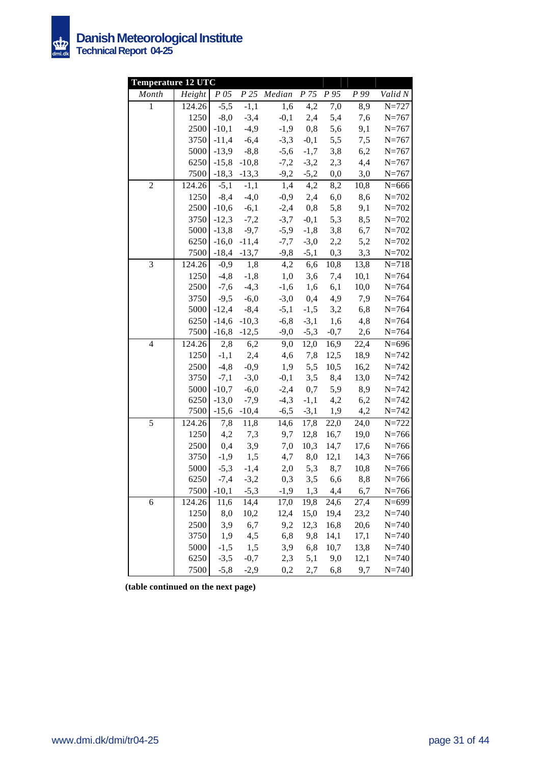| Temperature 12 UTC | | | | | | | | |
|---|---|---|---|---|---|---|---|---|
| *Month* | *Height* | *P 05* | *P 25* | *Median* | *P 75* | *P 95* | *P 99* | *Valid N* |
| 1 | 124.26 | -5,5 | -1,1 | 1,6 | 4,2 | 7,0 | 8,9 | N=727 |
| | 1250 | -8,0 | -3,4 | -0,1 | 2,4 | 5,4 | 7,6 | N=767 |
| | 2500 | -10,1 | -4,9 | -1,9 | 0,8 | 5,6 | 9,1 | N=767 |
| | 3750 | -11,4 | -6,4 | -3,3 | -0,1 | 5,5 | 7,5 | N=767 |
| | 5000 | -13,9 | -8,8 | -5,6 | -1,7 | 3,8 | 6,2 | N=767 |
| | 6250 | -15,8 | -10,8 | -7,2 | -3,2 | 2,3 | 4,4 | N=767 |
| | 7500 | -18,3 | -13,3 | -9,2 | -5,2 | 0,0 | 3,0 | N=767 |
| 2 | 124.26 | -5,1 | -1,1 | 1,4 | 4,2 | 8,2 | 10,8 | N=666 |
| | 1250 | -8,4 | -4,0 | -0,9 | 2,4 | 6,0 | 8,6 | N=702 |
| | 2500 | -10,6 | -6,1 | -2,4 | 0,8 | 5,8 | 9,1 | N=702 |
| | 3750 | -12,3 | -7,2 | -3,7 | -0,1 | 5,3 | 8,5 | N=702 |
| | 5000 | -13,8 | -9,7 | -5,9 | -1,8 | 3,8 | 6,7 | N=702 |
| | 6250 | -16,0 | -11,4 | -7,7 | -3,0 | 2,2 | 5,2 | N=702 |
| | 7500 | -18,4 | -13,7 | -9,8 | -5,1 | 0,3 | 3,3 | N=702 |
| 3 | 124.26 | -0,9 | 1,8 | 4,2 | 6,6 | 10,8 | 13,8 | N=718 |
| | 1250 | -4,8 | -1,8 | 1,0 | 3,6 | 7,4 | 10,1 | N=764 |
| | 2500 | -7,6 | -4,3 | -1,6 | 1,6 | 6,1 | 10,0 | N=764 |
| | 3750 | -9,5 | -6,0 | -3,0 | 0,4 | 4,9 | 7,9 | N=764 |
| | 5000 | -12,4 | -8,4 | -5,1 | -1,5 | 3,2 | 6,8 | N=764 |
| | 6250 | -14,6 | -10,3 | -6,8 | -3,1 | 1,6 | 4,8 | N=764 |
| | 7500 | -16,8 | -12,5 | -9,0 | -5,3 | -0,7 | 2,6 | N=764 |
| 4 | 124.26 | 2,8 | 6,2 | 9,0 | 12,0 | 16,9 | 22,4 | N=696 |
| | 1250 | -1,1 | 2,4 | 4,6 | 7,8 | 12,5 | 18,9 | N=742 |
| | 2500 | -4,8 | -0,9 | 1,9 | 5,5 | 10,5 | 16,2 | N=742 |
| | 3750 | -7,1 | -3,0 | -0,1 | 3,5 | 8,4 | 13,0 | N=742 |
| | 5000 | -10,7 | -6,0 | -2,4 | 0,7 | 5,9 | 8,9 | N=742 |
| | 6250 | -13,0 | -7,9 | -4,3 | -1,1 | 4,2 | 6,2 | N=742 |
| | 7500 | -15,6 | -10,4 | -6,5 | -3,1 | 1,9 | 4,2 | N=742 |
| 5 | 124.26 | 7,8 | 11,8 | 14,6 | 17,8 | 22,0 | 24,0 | N=722 |
| | 1250 | 4,2 | 7,3 | 9,7 | 12,8 | 16,7 | 19,0 | N=766 |
| | 2500 | 0,4 | 3,9 | 7,0 | 10,3 | 14,7 | 17,6 | N=766 |
| | 3750 | -1,9 | 1,5 | 4,7 | 8,0 | 12,1 | 14,3 | N=766 |
| | 5000 | -5,3 | -1,4 | 2,0 | 5,3 | 8,7 | 10,8 | N=766 |
| | 6250 | -7,4 | -3,2 | 0,3 | 3,5 | 6,6 | 8,8 | N=766 |
| | 7500 | -10,1 | -5,3 | -1,9 | 1,3 | 4,4 | 6,7 | N=766 |
| 6 | 124.26 | 11,6 | 14,4 | 17,0 | 19,8 | 24,6 | 27,4 | N=699 |
| | 1250 | 8,0 | 10,2 | 12,4 | 15,0 | 19,4 | 23,2 | N=740 |
| | 2500 | 3,9 | 6,7 | 9,2 | 12,3 | 16,8 | 20,6 | N=740 |
| | 3750 | 1,9 | 4,5 | 6,8 | 9,8 | 14,1 | 17,1 | N=740 |
| | 5000 | -1,5 | 1,5 | 3,9 | 6,8 | 10,7 | 13,8 | N=740 |
| | 6250 | -3,5 | -0,7 | 2,3 | 5,1 | 9,0 | 12,1 | N=740 |
| | 7500 | -5,8 | -2,9 | 0,2 | 2,7 | 6,8 | 9,7 | N=740 |

**(table continued on the next page)**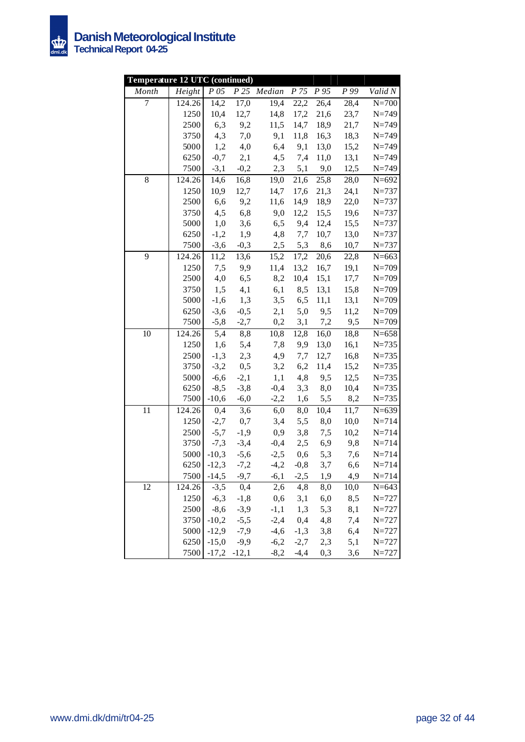| Temperature 12 UTC (continued) | | | | | | | | |
|---|---|---|---|---|---|---|---|---|
| *Month* | *Height* | *P 05* | *P 25* | *Median* | *P 75* | *P 95* | *P 99* | *Valid N* |
| 7 | 124.26 | 14,2 | 17,0 | 19,4 | 22,2 | 26,4 | 28,4 | N=700 |
| | 1250 | 10,4 | 12,7 | 14,8 | 17,2 | 21,6 | 23,7 | N=749 |
| | 2500 | 6,3 | 9,2 | 11,5 | 14,7 | 18,9 | 21,7 | N=749 |
| | 3750 | 4,3 | 7,0 | 9,1 | 11,8 | 16,3 | 18,3 | N=749 |
| | 5000 | 1,2 | 4,0 | 6,4 | 9,1 | 13,0 | 15,2 | N=749 |
| | 6250 | -0,7 | 2,1 | 4,5 | 7,4 | 11,0 | 13,1 | N=749 |
| | 7500 | -3,1 | -0,2 | 2,3 | 5,1 | 9,0 | 12,5 | N=749 |
| 8 | 124.26 | 14,6 | 16,8 | 19,0 | 21,6 | 25,8 | 28,0 | N=692 |
| | 1250 | 10,9 | 12,7 | 14,7 | 17,6 | 21,3 | 24,1 | N=737 |
| | 2500 | 6,6 | 9,2 | 11,6 | 14,9 | 18,9 | 22,0 | N=737 |
| | 3750 | 4,5 | 6,8 | 9,0 | 12,2 | 15,5 | 19,6 | N=737 |
| | 5000 | 1,0 | 3,6 | 6,5 | 9,4 | 12,4 | 15,5 | N=737 |
| | 6250 | -1,2 | 1,9 | 4,8 | 7,7 | 10,7 | 13,0 | N=737 |
| | 7500 | -3,6 | -0,3 | 2,5 | 5,3 | 8,6 | 10,7 | N=737 |
| 9 | 124.26 | 11,2 | 13,6 | 15,2 | 17,2 | 20,6 | 22,8 | N=663 |
| | 1250 | 7,5 | 9,9 | 11,4 | 13,2 | 16,7 | 19,1 | N=709 |
| | 2500 | 4,0 | 6,5 | 8,2 | 10,4 | 15,1 | 17,7 | N=709 |
| | 3750 | 1,5 | 4,1 | 6,1 | 8,5 | 13,1 | 15,8 | N=709 |
| | 5000 | -1,6 | 1,3 | 3,5 | 6,5 | 11,1 | 13,1 | N=709 |
| | 6250 | -3,6 | -0,5 | 2,1 | 5,0 | 9,5 | 11,2 | N=709 |
| | 7500 | -5,8 | -2,7 | 0,2 | 3,1 | 7,2 | 9,5 | N=709 |
| 10 | 124.26 | 5,4 | 8,8 | 10,8 | 12,8 | 16,0 | 18,8 | N=658 |
| | 1250 | 1,6 | 5,4 | 7,8 | 9,9 | 13,0 | 16,1 | N=735 |
| | 2500 | -1,3 | 2,3 | 4,9 | 7,7 | 12,7 | 16,8 | N=735 |
| | 3750 | -3,2 | 0,5 | 3,2 | 6,2 | 11,4 | 15,2 | N=735 |
| | 5000 | -6,6 | -2,1 | 1,1 | 4,8 | 9,5 | 12,5 | N=735 |
| | 6250 | -8,5 | -3,8 | -0,4 | 3,3 | 8,0 | 10,4 | N=735 |
| | 7500 | -10,6 | -6,0 | -2,2 | 1,6 | 5,5 | 8,2 | N=735 |
| 11 | 124.26 | 0,4 | 3,6 | 6,0 | 8,0 | 10,4 | 11,7 | N=639 |
| | 1250 | -2,7 | 0,7 | 3,4 | 5,5 | 8,0 | 10,0 | N=714 |
| | 2500 | -5,7 | -1,9 | 0,9 | 3,8 | 7,5 | 10,2 | N=714 |
| | 3750 | -7,3 | -3,4 | -0,4 | 2,5 | 6,9 | 9,8 | N=714 |
| | 5000 | -10,3 | -5,6 | -2,5 | 0,6 | 5,3 | 7,6 | N=714 |
| | 6250 | -12,3 | -7,2 | -4,2 | -0,8 | 3,7 | 6,6 | N=714 |
| | 7500 | -14,5 | -9,7 | -6,1 | -2,5 | 1,9 | 4,9 | N=714 |
| 12 | 124.26 | -3,5 | 0,4 | 2,6 | 4,8 | 8,0 | 10,0 | N=643 |
| | 1250 | -6,3 | -1,8 | 0,6 | 3,1 | 6,0 | 8,5 | N=727 |
| | 2500 | -8,6 | -3,9 | -1,1 | 1,3 | 5,3 | 8,1 | N=727 |
| | 3750 | -10,2 | -5,5 | -2,4 | 0,4 | 4,8 | 7,4 | N=727 |
| | 5000 | -12,9 | -7,9 | -4,6 | -1,3 | 3,8 | 6,4 | N=727 |
| | 6250 | -15,0 | -9,9 | -6,2 | -2,7 | 2,3 | 5,1 | N=727 |
| | 7500 | -17,2 | -12,1 | -8,2 | -4,4 | 0,3 | 3,6 | N=727 |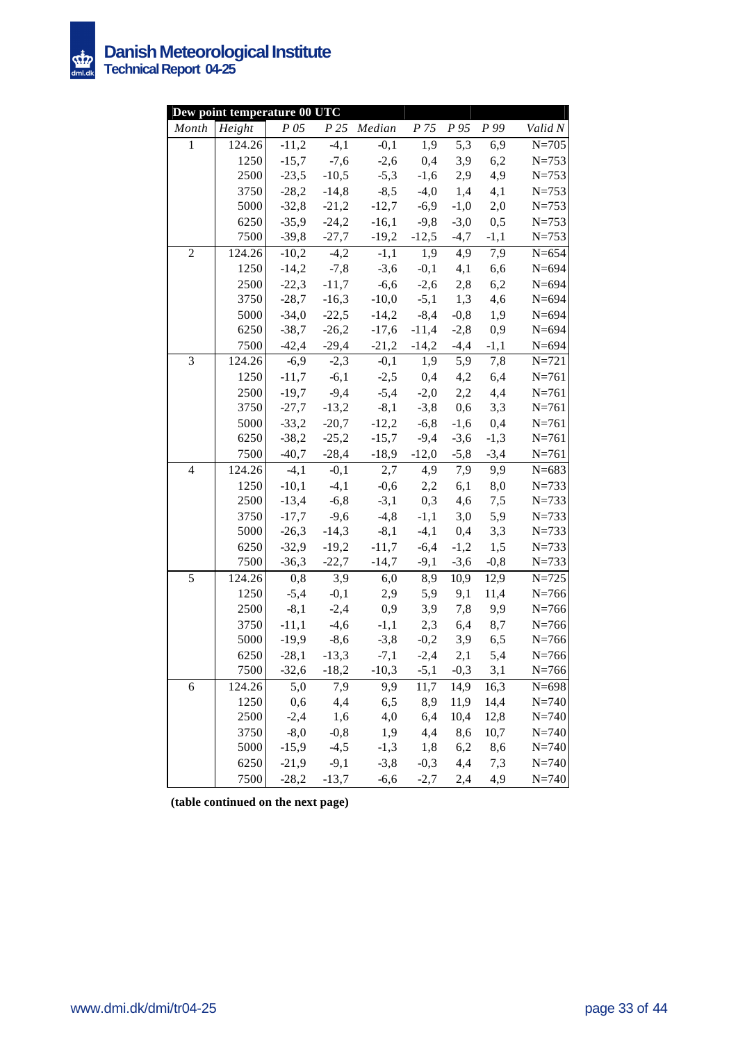| Dew point temperature 00 UTC | | | | | | | | |
|---|---|---|---|---|---|---|---|---|
| *Month* | *Height* | *P 05* | *P 25* | *Median* | *P 75* | *P 95* | *P 99* | *Valid N* |
| 1 | 124.26 | -11,2 | -4,1 | -0,1 | 1,9 | 5,3 | 6,9 | N=705 |
| | 1250 | -15,7 | -7,6 | -2,6 | 0,4 | 3,9 | 6,2 | N=753 |
| | 2500 | -23,5 | -10,5 | -5,3 | -1,6 | 2,9 | 4,9 | N=753 |
| | 3750 | -28,2 | -14,8 | -8,5 | -4,0 | 1,4 | 4,1 | N=753 |
| | 5000 | -32,8 | -21,2 | -12,7 | -6,9 | -1,0 | 2,0 | N=753 |
| | 6250 | -35,9 | -24,2 | -16,1 | -9,8 | -3,0 | 0,5 | N=753 |
| | 7500 | -39,8 | -27,7 | -19,2 | -12,5 | -4,7 | -1,1 | N=753 |
| 2 | 124.26 | -10,2 | -4,2 | -1,1 | 1,9 | 4,9 | 7,9 | N=654 |
| | 1250 | -14,2 | -7,8 | -3,6 | -0,1 | 4,1 | 6,6 | N=694 |
| | 2500 | -22,3 | -11,7 | -6,6 | -2,6 | 2,8 | 6,2 | N=694 |
| | 3750 | -28,7 | -16,3 | -10,0 | -5,1 | 1,3 | 4,6 | N=694 |
| | 5000 | -34,0 | -22,5 | -14,2 | -8,4 | -0,8 | 1,9 | N=694 |
| | 6250 | -38,7 | -26,2 | -17,6 | -11,4 | -2,8 | 0,9 | N=694 |
| | 7500 | -42,4 | -29,4 | -21,2 | -14,2 | -4,4 | -1,1 | N=694 |
| 3 | 124.26 | -6,9 | -2,3 | -0,1 | 1,9 | 5,9 | 7,8 | N=721 |
| | 1250 | -11,7 | -6,1 | -2,5 | 0,4 | 4,2 | 6,4 | N=761 |
| | 2500 | -19,7 | -9,4 | -5,4 | -2,0 | 2,2 | 4,4 | N=761 |
| | 3750 | -27,7 | -13,2 | -8,1 | -3,8 | 0,6 | 3,3 | N=761 |
| | 5000 | -33,2 | -20,7 | -12,2 | -6,8 | -1,6 | 0,4 | N=761 |
| | 6250 | -38,2 | -25,2 | -15,7 | -9,4 | -3,6 | -1,3 | N=761 |
| | 7500 | -40,7 | -28,4 | -18,9 | -12,0 | -5,8 | -3,4 | N=761 |
| 4 | 124.26 | -4,1 | -0,1 | 2,7 | 4,9 | 7,9 | 9,9 | N=683 |
| | 1250 | -10,1 | -4,1 | -0,6 | 2,2 | 6,1 | 8,0 | N=733 |
| | 2500 | -13,4 | -6,8 | -3,1 | 0,3 | 4,6 | 7,5 | N=733 |
| | 3750 | -17,7 | -9,6 | -4,8 | -1,1 | 3,0 | 5,9 | N=733 |
| | 5000 | -26,3 | -14,3 | -8,1 | -4,1 | 0,4 | 3,3 | N=733 |
| | 6250 | -32,9 | -19,2 | -11,7 | -6,4 | -1,2 | 1,5 | N=733 |
| | 7500 | -36,3 | -22,7 | -14,7 | -9,1 | -3,6 | -0,8 | N=733 |
| 5 | 124.26 | 0,8 | 3,9 | 6,0 | 8,9 | 10,9 | 12,9 | N=725 |
| | 1250 | -5,4 | -0,1 | 2,9 | 5,9 | 9,1 | 11,4 | N=766 |
| | 2500 | -8,1 | -2,4 | 0,9 | 3,9 | 7,8 | 9,9 | N=766 |
| | 3750 | -11,1 | -4,6 | -1,1 | 2,3 | 6,4 | 8,7 | N=766 |
| | 5000 | -19,9 | -8,6 | -3,8 | -0,2 | 3,9 | 6,5 | N=766 |
| | 6250 | -28,1 | -13,3 | -7,1 | -2,4 | 2,1 | 5,4 | N=766 |
| | 7500 | -32,6 | -18,2 | -10,3 | -5,1 | -0,3 | 3,1 | N=766 |
| 6 | 124.26 | 5,0 | 7,9 | 9,9 | 11,7 | 14,9 | 16,3 | N=698 |
| | 1250 | 0,6 | 4,4 | 6,5 | 8,9 | 11,9 | 14,4 | N=740 |
| | 2500 | -2,4 | 1,6 | 4,0 | 6,4 | 10,4 | 12,8 | N=740 |
| | 3750 | -8,0 | -0,8 | 1,9 | 4,4 | 8,6 | 10,7 | N=740 |
| | 5000 | -15,9 | -4,5 | -1,3 | 1,8 | 6,2 | 8,6 | N=740 |
| | 6250 | -21,9 | -9,1 | -3,8 | -0,3 | 4,4 | 7,3 | N=740 |
| | 7500 | -28,2 | -13,7 | -6,6 | -2,7 | 2,4 | 4,9 | N=740 |

**(table continued on the next page)**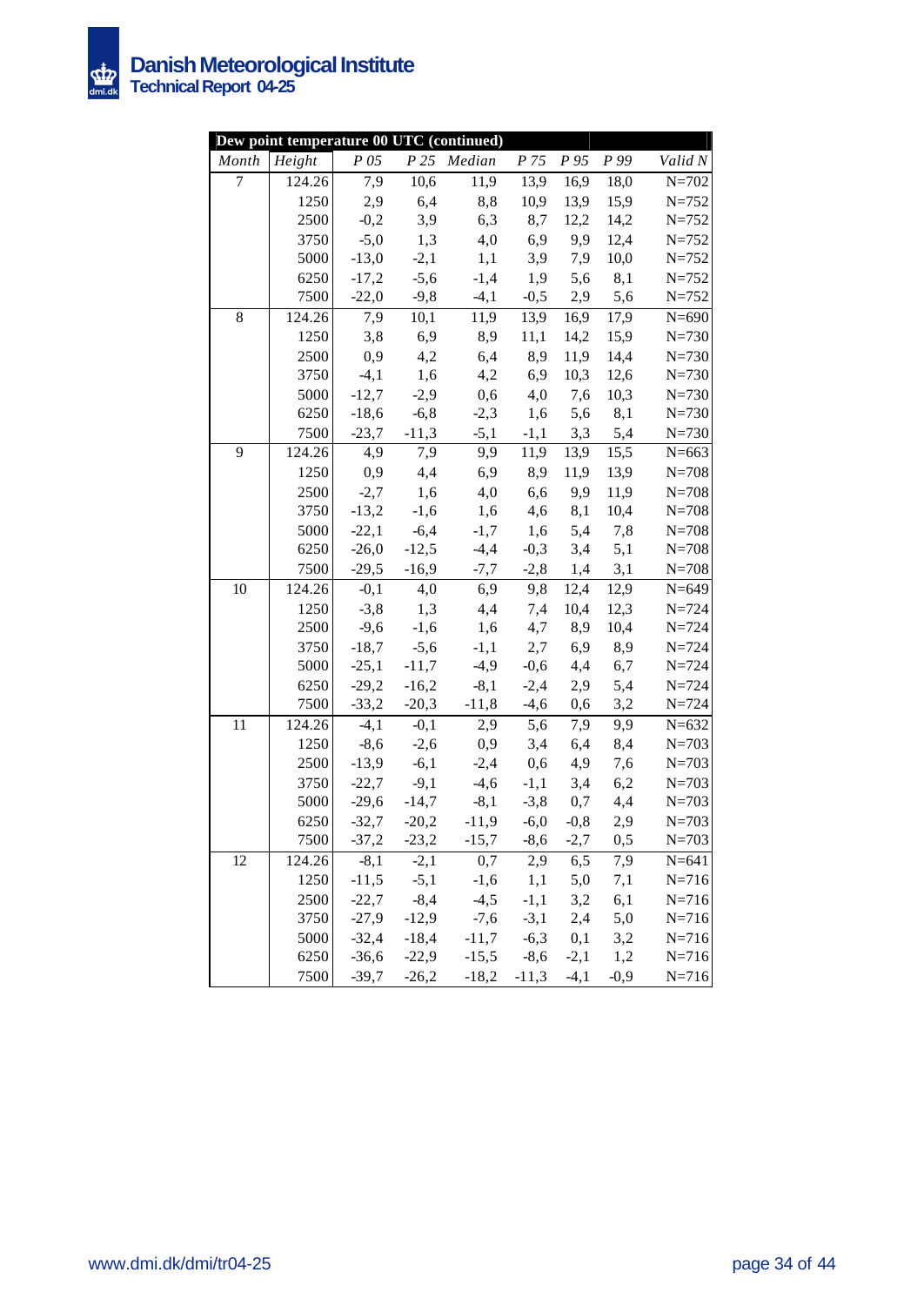| Dew point temperature 00 UTC (continued) | | | | | | | | |
|---|---|---|---|---|---|---|---|---|
| *Month* | *Height* | *P 05* | *P 25* | *Median* | *P 75* | *P 95* | *P 99* | *Valid N* |
| 7 | 124.26 | 7,9 | 10,6 | 11,9 | 13,9 | 16,9 | 18,0 | N=702 |
| | 1250 | 2,9 | 6,4 | 8,8 | 10,9 | 13,9 | 15,9 | N=752 |
| | 2500 | -0,2 | 3,9 | 6,3 | 8,7 | 12,2 | 14,2 | N=752 |
| | 3750 | -5,0 | 1,3 | 4,0 | 6,9 | 9,9 | 12,4 | N=752 |
| | 5000 | -13,0 | -2,1 | 1,1 | 3,9 | 7,9 | 10,0 | N=752 |
| | 6250 | -17,2 | -5,6 | -1,4 | 1,9 | 5,6 | 8,1 | N=752 |
| | 7500 | -22,0 | -9,8 | -4,1 | -0,5 | 2,9 | 5,6 | N=752 |
| 8 | 124.26 | 7,9 | 10,1 | 11,9 | 13,9 | 16,9 | 17,9 | N=690 |
| | 1250 | 3,8 | 6,9 | 8,9 | 11,1 | 14,2 | 15,9 | N=730 |
| | 2500 | 0,9 | 4,2 | 6,4 | 8,9 | 11,9 | 14,4 | N=730 |
| | 3750 | -4,1 | 1,6 | 4,2 | 6,9 | 10,3 | 12,6 | N=730 |
| | 5000 | -12,7 | -2,9 | 0,6 | 4,0 | 7,6 | 10,3 | N=730 |
| | 6250 | -18,6 | -6,8 | -2,3 | 1,6 | 5,6 | 8,1 | N=730 |
| | 7500 | -23,7 | -11,3 | -5,1 | -1,1 | 3,3 | 5,4 | N=730 |
| 9 | 124.26 | 4,9 | 7,9 | 9,9 | 11,9 | 13,9 | 15,5 | N=663 |
| | 1250 | 0,9 | 4,4 | 6,9 | 8,9 | 11,9 | 13,9 | N=708 |
| | 2500 | -2,7 | 1,6 | 4,0 | 6,6 | 9,9 | 11,9 | N=708 |
| | 3750 | -13,2 | -1,6 | 1,6 | 4,6 | 8,1 | 10,4 | N=708 |
| | 5000 | -22,1 | -6,4 | -1,7 | 1,6 | 5,4 | 7,8 | N=708 |
| | 6250 | -26,0 | -12,5 | -4,4 | -0,3 | 3,4 | 5,1 | N=708 |
| | 7500 | -29,5 | -16,9 | -7,7 | -2,8 | 1,4 | 3,1 | N=708 |
| 10 | 124.26 | -0,1 | 4,0 | 6,9 | 9,8 | 12,4 | 12,9 | N=649 |
| | 1250 | -3,8 | 1,3 | 4,4 | 7,4 | 10,4 | 12,3 | N=724 |
| | 2500 | -9,6 | -1,6 | 1,6 | 4,7 | 8,9 | 10,4 | N=724 |
| | 3750 | -18,7 | -5,6 | -1,1 | 2,7 | 6,9 | 8,9 | N=724 |
| | 5000 | -25,1 | -11,7 | -4,9 | -0,6 | 4,4 | 6,7 | N=724 |
| | 6250 | -29,2 | -16,2 | -8,1 | -2,4 | 2,9 | 5,4 | N=724 |
| | 7500 | -33,2 | -20,3 | -11,8 | -4,6 | 0,6 | 3,2 | N=724 |
| 11 | 124.26 | -4,1 | -0,1 | 2,9 | 5,6 | 7,9 | 9,9 | N=632 |
| | 1250 | -8,6 | -2,6 | 0,9 | 3,4 | 6,4 | 8,4 | N=703 |
| | 2500 | -13,9 | -6,1 | -2,4 | 0,6 | 4,9 | 7,6 | N=703 |
| | 3750 | -22,7 | -9,1 | -4,6 | -1,1 | 3,4 | 6,2 | N=703 |
| | 5000 | -29,6 | -14,7 | -8,1 | -3,8 | 0,7 | 4,4 | N=703 |
| | 6250 | -32,7 | -20,2 | -11,9 | -6,0 | -0,8 | 2,9 | N=703 |
| | 7500 | -37,2 | -23,2 | -15,7 | -8,6 | -2,7 | 0,5 | N=703 |
| 12 | 124.26 | -8,1 | -2,1 | 0,7 | 2,9 | 6,5 | 7,9 | N=641 |
| | 1250 | -11,5 | -5,1 | -1,6 | 1,1 | 5,0 | 7,1 | N=716 |
| | 2500 | -22,7 | -8,4 | -4,5 | -1,1 | 3,2 | 6,1 | N=716 |
| | 3750 | -27,9 | -12,9 | -7,6 | -3,1 | 2,4 | 5,0 | N=716 |
| | 5000 | -32,4 | -18,4 | -11,7 | -6,3 | 0,1 | 3,2 | N=716 |
| | 6250 | -36,6 | -22,9 | -15,5 | -8,6 | -2,1 | 1,2 | N=716 |
| | 7500 | -39,7 | -26,2 | -18,2 | -11,3 | -4,1 | -0,9 | N=716 |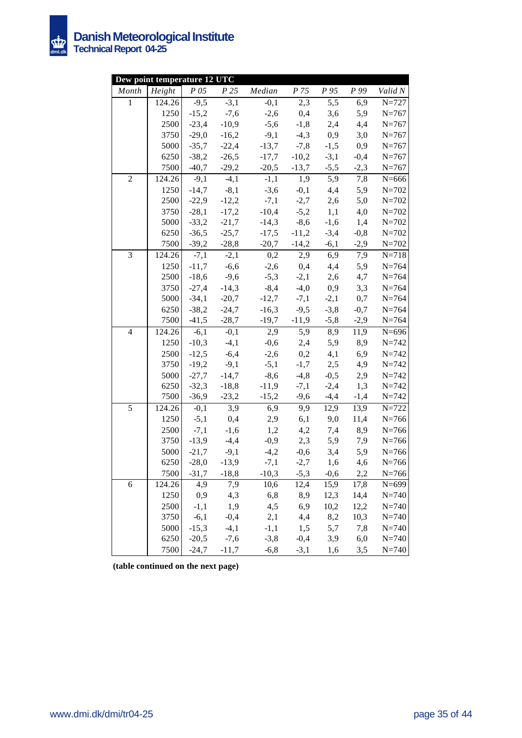| Dew point temperature 12 UTC | | | | | | | | |
|---|---|---|---|---|---|---|---|---|
| *Month* | *Height* | *P 05* | *P 25* | *Median* | *P 75* | *P 95* | *P 99* | *Valid N* |
| 1 | 124.26 | -9,5 | -3,1 | -0,1 | 2,3 | 5,5 | 6,9 | N=727 |
| | 1250 | -15,2 | -7,6 | -2,6 | 0,4 | 3,6 | 5,9 | N=767 |
| | 2500 | -23,4 | -10,9 | -5,6 | -1,8 | 2,4 | 4,4 | N=767 |
| | 3750 | -29,0 | -16,2 | -9,1 | -4,3 | 0,9 | 3,0 | N=767 |
| | 5000 | -35,7 | -22,4 | -13,7 | -7,8 | -1,5 | 0,9 | N=767 |
| | 6250 | -38,2 | -26,5 | -17,7 | -10,2 | -3,1 | -0,4 | N=767 |
| | 7500 | -40,7 | -29,2 | -20,5 | -13,7 | -5,5 | -2,3 | N=767 |
| 2 | 124.26 | -9,1 | -4,1 | -1,1 | 1,9 | 5,9 | 7,8 | N=666 |
| | 1250 | -14,7 | -8,1 | -3,6 | -0,1 | 4,4 | 5,9 | N=702 |
| | 2500 | -22,9 | -12,2 | -7,1 | -2,7 | 2,6 | 5,0 | N=702 |
| | 3750 | -28,1 | -17,2 | -10,4 | -5,2 | 1,1 | 4,0 | N=702 |
| | 5000 | -33,2 | -21,7 | -14,3 | -8,6 | -1,6 | 1,4 | N=702 |
| | 6250 | -36,5 | -25,7 | -17,5 | -11,2 | -3,4 | -0,8 | N=702 |
| | 7500 | -39,2 | -28,8 | -20,7 | -14,2 | -6,1 | -2,9 | N=702 |
| 3 | 124.26 | -7,1 | -2,1 | 0,2 | 2,9 | 6,9 | 7,9 | N=718 |
| | 1250 | -11,7 | -6,6 | -2,6 | 0,4 | 4,4 | 5,9 | N=764 |
| | 2500 | -18,6 | -9,6 | -5,3 | -2,1 | 2,6 | 4,7 | N=764 |
| | 3750 | -27,4 | -14,3 | -8,4 | -4,0 | 0,9 | 3,3 | N=764 |
| | 5000 | -34,1 | -20,7 | -12,7 | -7,1 | -2,1 | 0,7 | N=764 |
| | 6250 | -38,2 | -24,7 | -16,3 | -9,5 | -3,8 | -0,7 | N=764 |
| | 7500 | -41,5 | -28,7 | -19,7 | -11,9 | -5,8 | -2,9 | N=764 |
| 4 | 124.26 | -6,1 | -0,1 | 2,9 | 5,9 | 8,9 | 11,9 | N=696 |
| | 1250 | -10,3 | -4,1 | -0,6 | 2,4 | 5,9 | 8,9 | N=742 |
| | 2500 | -12,5 | -6,4 | -2,6 | 0,2 | 4,1 | 6,9 | N=742 |
| | 3750 | -19,2 | -9,1 | -5,1 | -1,7 | 2,5 | 4,9 | N=742 |
| | 5000 | -27,7 | -14,7 | -8,6 | -4,8 | -0,5 | 2,9 | N=742 |
| | 6250 | -32,3 | -18,8 | -11,9 | -7,1 | -2,4 | 1,3 | N=742 |
| | 7500 | -36,9 | -23,2 | -15,2 | -9,6 | -4,4 | -1,4 | N=742 |
| 5 | 124.26 | -0,1 | 3,9 | 6,9 | 9,9 | 12,9 | 13,9 | N=722 |
| | 1250 | -5,1 | 0,4 | 2,9 | 6,1 | 9,0 | 11,4 | N=766 |
| | 2500 | -7,1 | -1,6 | 1,2 | 4,2 | 7,4 | 8,9 | N=766 |
| | 3750 | -13,9 | -4,4 | -0,9 | 2,3 | 5,9 | 7,9 | N=766 |
| | 5000 | -21,7 | -9,1 | -4,2 | -0,6 | 3,4 | 5,9 | N=766 |
| | 6250 | -28,0 | -13,9 | -7,1 | -2,7 | 1,6 | 4,6 | N=766 |
| | 7500 | -31,7 | -18,8 | -10,3 | -5,3 | -0,6 | 2,2 | N=766 |
| 6 | 124.26 | 4,9 | 7,9 | 10,6 | 12,4 | 15,9 | 17,8 | N=699 |
| | 1250 | 0,9 | 4,3 | 6,8 | 8,9 | 12,3 | 14,4 | N=740 |
| | 2500 | -1,1 | 1,9 | 4,5 | 6,9 | 10,2 | 12,2 | N=740 |
| | 3750 | -6,1 | -0,4 | 2,1 | 4,4 | 8,2 | 10,3 | N=740 |
| | 5000 | -15,3 | -4,1 | -1,1 | 1,5 | 5,7 | 7,8 | N=740 |
| | 6250 | -20,5 | -7,6 | -3,8 | -0,4 | 3,9 | 6,0 | N=740 |
| | 7500 | -24,7 | -11,7 | -6,8 | -3,1 | 1,6 | 3,5 | N=740 |

**(table continued on the next page)**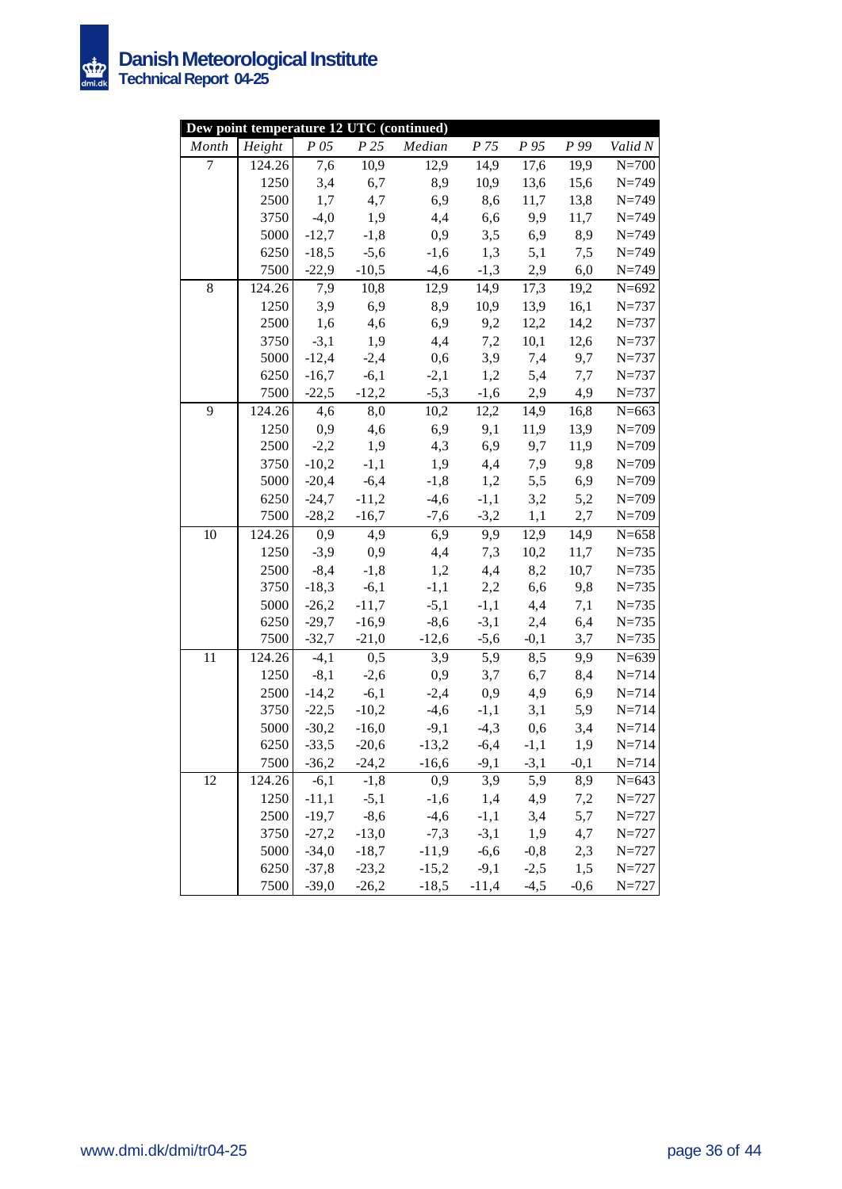| Dew point temperature 12 UTC (continued) | | | | | | | | |
|---|---|---|---|---|---|---|---|---|
| *Month* | *Height* | *P 05* | *P 25* | *Median* | *P 75* | *P 95* | *P 99* | *Valid N* |
| 7 | 124.26 | 7,6 | 10,9 | 12,9 | 14,9 | 17,6 | 19,9 | N=700 |
| | 1250 | 3,4 | 6,7 | 8,9 | 10,9 | 13,6 | 15,6 | N=749 |
| | 2500 | 1,7 | 4,7 | 6,9 | 8,6 | 11,7 | 13,8 | N=749 |
| | 3750 | -4,0 | 1,9 | 4,4 | 6,6 | 9,9 | 11,7 | N=749 |
| | 5000 | -12,7 | -1,8 | 0,9 | 3,5 | 6,9 | 8,9 | N=749 |
| | 6250 | -18,5 | -5,6 | -1,6 | 1,3 | 5,1 | 7,5 | N=749 |
| | 7500 | -22,9 | -10,5 | -4,6 | -1,3 | 2,9 | 6,0 | N=749 |
| 8 | 124.26 | 7,9 | 10,8 | 12,9 | 14,9 | 17,3 | 19,2 | N=692 |
| | 1250 | 3,9 | 6,9 | 8,9 | 10,9 | 13,9 | 16,1 | N=737 |
| | 2500 | 1,6 | 4,6 | 6,9 | 9,2 | 12,2 | 14,2 | N=737 |
| | 3750 | -3,1 | 1,9 | 4,4 | 7,2 | 10,1 | 12,6 | N=737 |
| | 5000 | -12,4 | -2,4 | 0,6 | 3,9 | 7,4 | 9,7 | N=737 |
| | 6250 | -16,7 | -6,1 | -2,1 | 1,2 | 5,4 | 7,7 | N=737 |
| | 7500 | -22,5 | -12,2 | -5,3 | -1,6 | 2,9 | 4,9 | N=737 |
| 9 | 124.26 | 4,6 | 8,0 | 10,2 | 12,2 | 14,9 | 16,8 | N=663 |
| | 1250 | 0,9 | 4,6 | 6,9 | 9,1 | 11,9 | 13,9 | N=709 |
| | 2500 | -2,2 | 1,9 | 4,3 | 6,9 | 9,7 | 11,9 | N=709 |
| | 3750 | -10,2 | -1,1 | 1,9 | 4,4 | 7,9 | 9,8 | N=709 |
| | 5000 | -20,4 | -6,4 | -1,8 | 1,2 | 5,5 | 6,9 | N=709 |
| | 6250 | -24,7 | -11,2 | -4,6 | -1,1 | 3,2 | 5,2 | N=709 |
| | 7500 | -28,2 | -16,7 | -7,6 | -3,2 | 1,1 | 2,7 | N=709 |
| 10 | 124.26 | 0,9 | 4,9 | 6,9 | 9,9 | 12,9 | 14,9 | N=658 |
| | 1250 | -3,9 | 0,9 | 4,4 | 7,3 | 10,2 | 11,7 | N=735 |
| | 2500 | -8,4 | -1,8 | 1,2 | 4,4 | 8,2 | 10,7 | N=735 |
| | 3750 | -18,3 | -6,1 | -1,1 | 2,2 | 6,6 | 9,8 | N=735 |
| | 5000 | -26,2 | -11,7 | -5,1 | -1,1 | 4,4 | 7,1 | N=735 |
| | 6250 | -29,7 | -16,9 | -8,6 | -3,1 | 2,4 | 6,4 | N=735 |
| | 7500 | -32,7 | -21,0 | -12,6 | -5,6 | -0,1 | 3,7 | N=735 |
| 11 | 124.26 | -4,1 | 0,5 | 3,9 | 5,9 | 8,5 | 9,9 | N=639 |
| | 1250 | -8,1 | -2,6 | 0,9 | 3,7 | 6,7 | 8,4 | N=714 |
| | 2500 | -14,2 | -6,1 | -2,4 | 0,9 | 4,9 | 6,9 | N=714 |
| | 3750 | -22,5 | -10,2 | -4,6 | -1,1 | 3,1 | 5,9 | N=714 |
| | 5000 | -30,2 | -16,0 | -9,1 | -4,3 | 0,6 | 3,4 | N=714 |
| | 6250 | -33,5 | -20,6 | -13,2 | -6,4 | -1,1 | 1,9 | N=714 |
| | 7500 | -36,2 | -24,2 | -16,6 | -9,1 | -3,1 | -0,1 | N=714 |
| 12 | 124.26 | -6,1 | -1,8 | 0,9 | 3,9 | 5,9 | 8,9 | N=643 |
| | 1250 | -11,1 | -5,1 | -1,6 | 1,4 | 4,9 | 7,2 | N=727 |
| | 2500 | -19,7 | -8,6 | -4,6 | -1,1 | 3,4 | 5,7 | N=727 |
| | 3750 | -27,2 | -13,0 | -7,3 | -3,1 | 1,9 | 4,7 | N=727 |
| | 5000 | -34,0 | -18,7 | -11,9 | -6,6 | -0,8 | 2,3 | N=727 |
| | 6250 | -37,8 | -23,2 | -15,2 | -9,1 | -2,5 | 1,5 | N=727 |
| | 7500 | -39,0 | -26,2 | -18,5 | -11,4 | -4,5 | -0,6 | N=727 |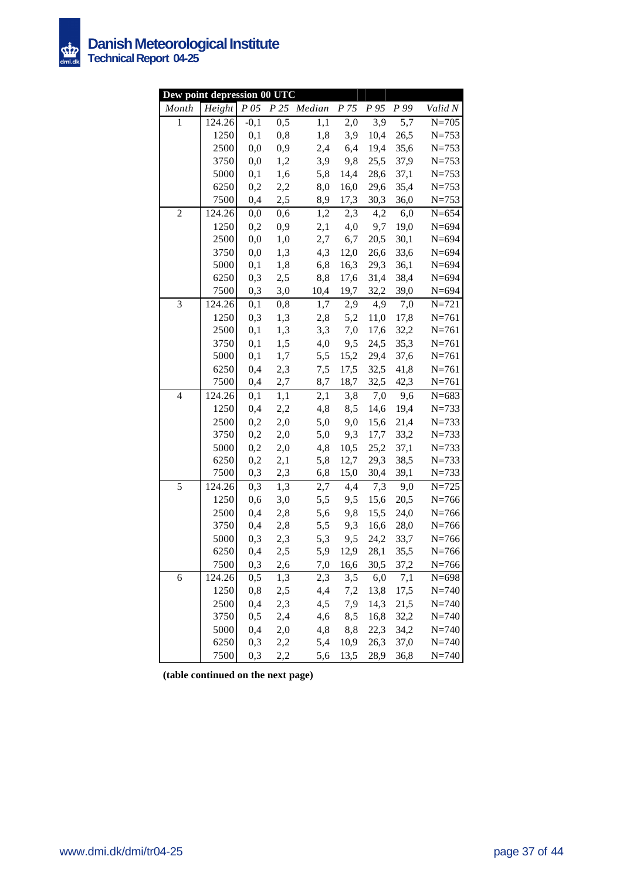| Dew point depression 00 UTC | | | | | | | | |
|---|---|---|---|---|---|---|---|---|
| *Month* | *Height* | *P 05* | *P 25* | *Median* | *P 75* | *P 95* | *P 99* | *Valid N* |
| 1 | 124.26 | -0,1 | 0,5 | 1,1 | 2,0 | 3,9 | 5,7 | N=705 |
| | 1250 | 0,1 | 0,8 | 1,8 | 3,9 | 10,4 | 26,5 | N=753 |
| | 2500 | 0,0 | 0,9 | 2,4 | 6,4 | 19,4 | 35,6 | N=753 |
| | 3750 | 0,0 | 1,2 | 3,9 | 9,8 | 25,5 | 37,9 | N=753 |
| | 5000 | 0,1 | 1,6 | 5,8 | 14,4 | 28,6 | 37,1 | N=753 |
| | 6250 | 0,2 | 2,2 | 8,0 | 16,0 | 29,6 | 35,4 | N=753 |
| | 7500 | 0,4 | 2,5 | 8,9 | 17,3 | 30,3 | 36,0 | N=753 |
| 2 | 124.26 | 0,0 | 0,6 | 1,2 | 2,3 | 4,2 | 6,0 | N=654 |
| | 1250 | 0,2 | 0,9 | 2,1 | 4,0 | 9,7 | 19,0 | N=694 |
| | 2500 | 0,0 | 1,0 | 2,7 | 6,7 | 20,5 | 30,1 | N=694 |
| | 3750 | 0,0 | 1,3 | 4,3 | 12,0 | 26,6 | 33,6 | N=694 |
| | 5000 | 0,1 | 1,8 | 6,8 | 16,3 | 29,3 | 36,1 | N=694 |
| | 6250 | 0,3 | 2,5 | 8,8 | 17,6 | 31,4 | 38,4 | N=694 |
| | 7500 | 0,3 | 3,0 | 10,4 | 19,7 | 32,2 | 39,0 | N=694 |
| 3 | 124.26 | 0,1 | 0,8 | 1,7 | 2,9 | 4,9 | 7,0 | N=721 |
| | 1250 | 0,3 | 1,3 | 2,8 | 5,2 | 11,0 | 17,8 | N=761 |
| | 2500 | 0,1 | 1,3 | 3,3 | 7,0 | 17,6 | 32,2 | N=761 |
| | 3750 | 0,1 | 1,5 | 4,0 | 9,5 | 24,5 | 35,3 | N=761 |
| | 5000 | 0,1 | 1,7 | 5,5 | 15,2 | 29,4 | 37,6 | N=761 |
| | 6250 | 0,4 | 2,3 | 7,5 | 17,5 | 32,5 | 41,8 | N=761 |
| | 7500 | 0,4 | 2,7 | 8,7 | 18,7 | 32,5 | 42,3 | N=761 |
| 4 | 124.26 | 0,1 | 1,1 | 2,1 | 3,8 | 7,0 | 9,6 | N=683 |
| | 1250 | 0,4 | 2,2 | 4,8 | 8,5 | 14,6 | 19,4 | N=733 |
| | 2500 | 0,2 | 2,0 | 5,0 | 9,0 | 15,6 | 21,4 | N=733 |
| | 3750 | 0,2 | 2,0 | 5,0 | 9,3 | 17,7 | 33,2 | N=733 |
| | 5000 | 0,2 | 2,0 | 4,8 | 10,5 | 25,2 | 37,1 | N=733 |
| | 6250 | 0,2 | 2,1 | 5,8 | 12,7 | 29,3 | 38,5 | N=733 |
| | 7500 | 0,3 | 2,3 | 6,8 | 15,0 | 30,4 | 39,1 | N=733 |
| 5 | 124.26 | 0,3 | 1,3 | 2,7 | 4,4 | 7,3 | 9,0 | N=725 |
| | 1250 | 0,6 | 3,0 | 5,5 | 9,5 | 15,6 | 20,5 | N=766 |
| | 2500 | 0,4 | 2,8 | 5,6 | 9,8 | 15,5 | 24,0 | N=766 |
| | 3750 | 0,4 | 2,8 | 5,5 | 9,3 | 16,6 | 28,0 | N=766 |
| | 5000 | 0,3 | 2,3 | 5,3 | 9,5 | 24,2 | 33,7 | N=766 |
| | 6250 | 0,4 | 2,5 | 5,9 | 12,9 | 28,1 | 35,5 | N=766 |
| | 7500 | 0,3 | 2,6 | 7,0 | 16,6 | 30,5 | 37,2 | N=766 |
| 6 | 124.26 | 0,5 | 1,3 | 2,3 | 3,5 | 6,0 | 7,1 | N=698 |
| | 1250 | 0,8 | 2,5 | 4,4 | 7,2 | 13,8 | 17,5 | N=740 |
| | 2500 | 0,4 | 2,3 | 4,5 | 7,9 | 14,3 | 21,5 | N=740 |
| | 3750 | 0,5 | 2,4 | 4,6 | 8,5 | 16,8 | 32,2 | N=740 |
| | 5000 | 0,4 | 2,0 | 4,8 | 8,8 | 22,3 | 34,2 | N=740 |
| | 6250 | 0,3 | 2,2 | 5,4 | 10,9 | 26,3 | 37,0 | N=740 |
| | 7500 | 0,3 | 2,2 | 5,6 | 13,5 | 28,9 | 36,8 | N=740 |

**(table continued on the next page)**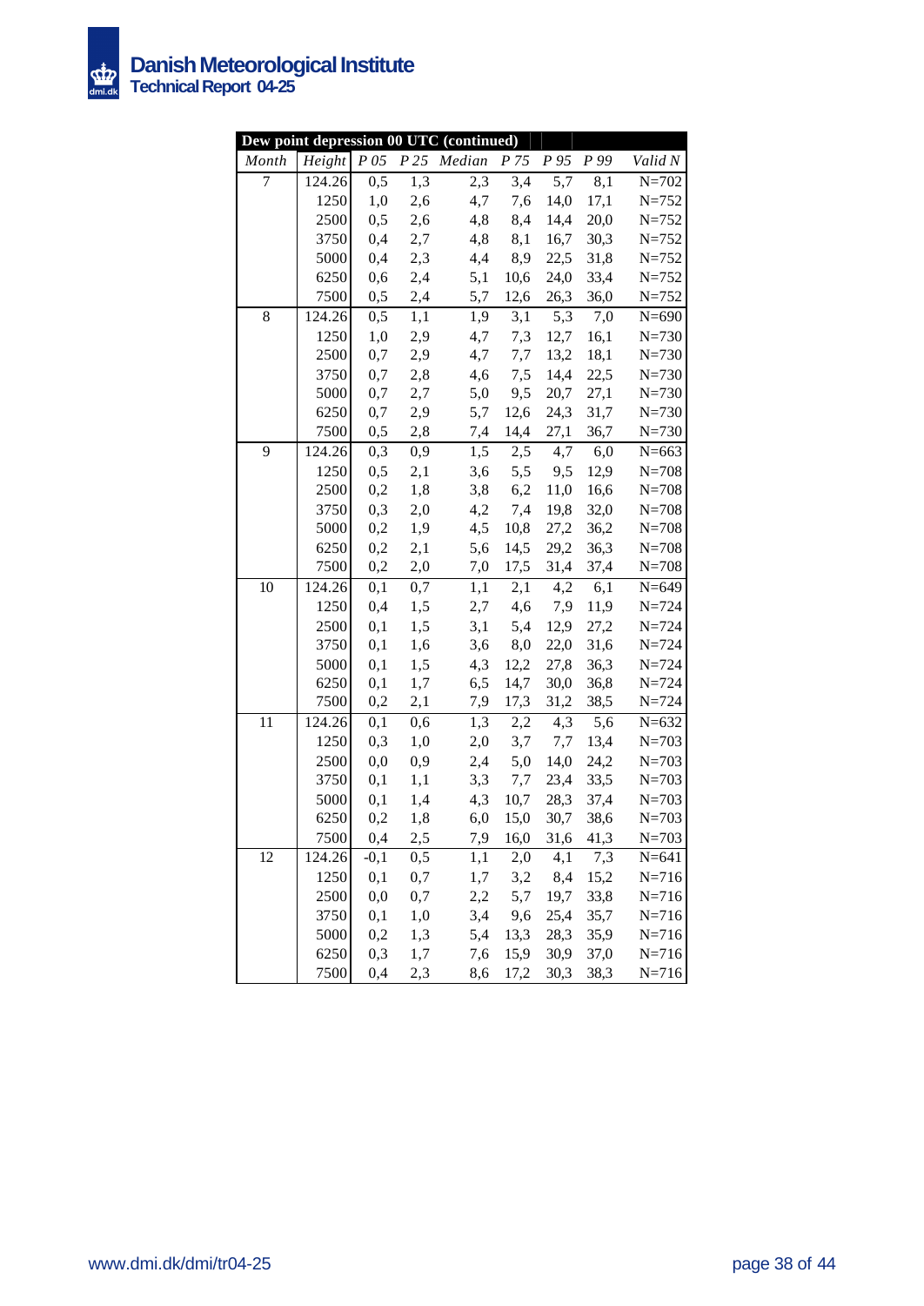| Dew point depression 00 UTC (continued) | | | | | | | | |
|---|---|---|---|---|---|---|---|---|
| *Month* | *Height* | *P 05* | *P 25* | *Median* | *P 75* | *P 95* | *P 99* | *Valid N* |
| 7 | 124.26 | 0,5 | 1,3 | 2,3 | 3,4 | 5,7 | 8,1 | N=702 |
| | 1250 | 1,0 | 2,6 | 4,7 | 7,6 | 14,0 | 17,1 | N=752 |
| | 2500 | 0,5 | 2,6 | 4,8 | 8,4 | 14,4 | 20,0 | N=752 |
| | 3750 | 0,4 | 2,7 | 4,8 | 8,1 | 16,7 | 30,3 | N=752 |
| | 5000 | 0,4 | 2,3 | 4,4 | 8,9 | 22,5 | 31,8 | N=752 |
| | 6250 | 0,6 | 2,4 | 5,1 | 10,6 | 24,0 | 33,4 | N=752 |
| | 7500 | 0,5 | 2,4 | 5,7 | 12,6 | 26,3 | 36,0 | N=752 |
| 8 | 124.26 | 0,5 | 1,1 | 1,9 | 3,1 | 5,3 | 7,0 | N=690 |
| | 1250 | 1,0 | 2,9 | 4,7 | 7,3 | 12,7 | 16,1 | N=730 |
| | 2500 | 0,7 | 2,9 | 4,7 | 7,7 | 13,2 | 18,1 | N=730 |
| | 3750 | 0,7 | 2,8 | 4,6 | 7,5 | 14,4 | 22,5 | N=730 |
| | 5000 | 0,7 | 2,7 | 5,0 | 9,5 | 20,7 | 27,1 | N=730 |
| | 6250 | 0,7 | 2,9 | 5,7 | 12,6 | 24,3 | 31,7 | N=730 |
| | 7500 | 0,5 | 2,8 | 7,4 | 14,4 | 27,1 | 36,7 | N=730 |
| 9 | 124.26 | 0,3 | 0,9 | 1,5 | 2,5 | 4,7 | 6,0 | N=663 |
| | 1250 | 0,5 | 2,1 | 3,6 | 5,5 | 9,5 | 12,9 | N=708 |
| | 2500 | 0,2 | 1,8 | 3,8 | 6,2 | 11,0 | 16,6 | N=708 |
| | 3750 | 0,3 | 2,0 | 4,2 | 7,4 | 19,8 | 32,0 | N=708 |
| | 5000 | 0,2 | 1,9 | 4,5 | 10,8 | 27,2 | 36,2 | N=708 |
| | 6250 | 0,2 | 2,1 | 5,6 | 14,5 | 29,2 | 36,3 | N=708 |
| | 7500 | 0,2 | 2,0 | 7,0 | 17,5 | 31,4 | 37,4 | N=708 |
| 10 | 124.26 | 0,1 | 0,7 | 1,1 | 2,1 | 4,2 | 6,1 | N=649 |
| | 1250 | 0,4 | 1,5 | 2,7 | 4,6 | 7,9 | 11,9 | N=724 |
| | 2500 | 0,1 | 1,5 | 3,1 | 5,4 | 12,9 | 27,2 | N=724 |
| | 3750 | 0,1 | 1,6 | 3,6 | 8,0 | 22,0 | 31,6 | N=724 |
| | 5000 | 0,1 | 1,5 | 4,3 | 12,2 | 27,8 | 36,3 | N=724 |
| | 6250 | 0,1 | 1,7 | 6,5 | 14,7 | 30,0 | 36,8 | N=724 |
| | 7500 | 0,2 | 2,1 | 7,9 | 17,3 | 31,2 | 38,5 | N=724 |
| 11 | 124.26 | 0,1 | 0,6 | 1,3 | 2,2 | 4,3 | 5,6 | N=632 |
| | 1250 | 0,3 | 1,0 | 2,0 | 3,7 | 7,7 | 13,4 | N=703 |
| | 2500 | 0,0 | 0,9 | 2,4 | 5,0 | 14,0 | 24,2 | N=703 |
| | 3750 | 0,1 | 1,1 | 3,3 | 7,7 | 23,4 | 33,5 | N=703 |
| | 5000 | 0,1 | 1,4 | 4,3 | 10,7 | 28,3 | 37,4 | N=703 |
| | 6250 | 0,2 | 1,8 | 6,0 | 15,0 | 30,7 | 38,6 | N=703 |
| | 7500 | 0,4 | 2,5 | 7,9 | 16,0 | 31,6 | 41,3 | N=703 |
| 12 | 124.26 | -0,1 | 0,5 | 1,1 | 2,0 | 4,1 | 7,3 | N=641 |
| | 1250 | 0,1 | 0,7 | 1,7 | 3,2 | 8,4 | 15,2 | N=716 |
| | 2500 | 0,0 | 0,7 | 2,2 | 5,7 | 19,7 | 33,8 | N=716 |
| | 3750 | 0,1 | 1,0 | 3,4 | 9,6 | 25,4 | 35,7 | N=716 |
| | 5000 | 0,2 | 1,3 | 5,4 | 13,3 | 28,3 | 35,9 | N=716 |
| | 6250 | 0,3 | 1,7 | 7,6 | 15,9 | 30,9 | 37,0 | N=716 |
| | 7500 | 0,4 | 2,3 | 8,6 | 17,2 | 30,3 | 38,3 | N=716 |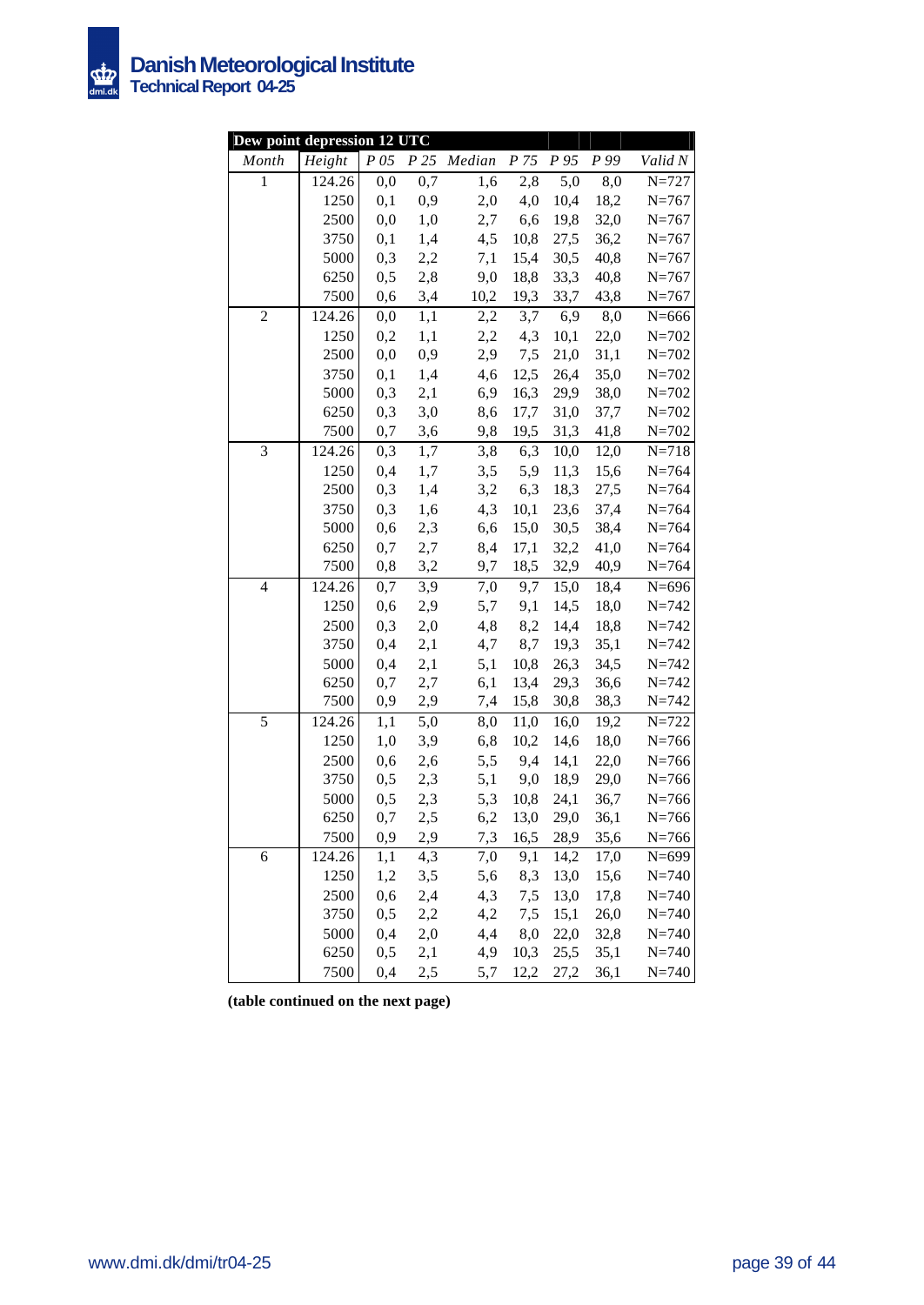| Dew point depression 12 UTC | | | | | | | | |
|---|---|---|---|---|---|---|---|---|
| *Month* | *Height* | *P 05* | *P 25* | *Median* | *P 75* | *P 95* | *P 99* | *Valid N* |
| 1 | 124.26 | 0,0 | 0,7 | 1,6 | 2,8 | 5,0 | 8,0 | N=727 |
| | 1250 | 0,1 | 0,9 | 2,0 | 4,0 | 10,4 | 18,2 | N=767 |
| | 2500 | 0,0 | 1,0 | 2,7 | 6,6 | 19,8 | 32,0 | N=767 |
| | 3750 | 0,1 | 1,4 | 4,5 | 10,8 | 27,5 | 36,2 | N=767 |
| | 5000 | 0,3 | 2,2 | 7,1 | 15,4 | 30,5 | 40,8 | N=767 |
| | 6250 | 0,5 | 2,8 | 9,0 | 18,8 | 33,3 | 40,8 | N=767 |
| | 7500 | 0,6 | 3,4 | 10,2 | 19,3 | 33,7 | 43,8 | N=767 |
| 2 | 124.26 | 0,0 | 1,1 | 2,2 | 3,7 | 6,9 | 8,0 | N=666 |
| | 1250 | 0,2 | 1,1 | 2,2 | 4,3 | 10,1 | 22,0 | N=702 |
| | 2500 | 0,0 | 0,9 | 2,9 | 7,5 | 21,0 | 31,1 | N=702 |
| | 3750 | 0,1 | 1,4 | 4,6 | 12,5 | 26,4 | 35,0 | N=702 |
| | 5000 | 0,3 | 2,1 | 6,9 | 16,3 | 29,9 | 38,0 | N=702 |
| | 6250 | 0,3 | 3,0 | 8,6 | 17,7 | 31,0 | 37,7 | N=702 |
| | 7500 | 0,7 | 3,6 | 9,8 | 19,5 | 31,3 | 41,8 | N=702 |
| 3 | 124.26 | 0,3 | 1,7 | 3,8 | 6,3 | 10,0 | 12,0 | N=718 |
| | 1250 | 0,4 | 1,7 | 3,5 | 5,9 | 11,3 | 15,6 | N=764 |
| | 2500 | 0,3 | 1,4 | 3,2 | 6,3 | 18,3 | 27,5 | N=764 |
| | 3750 | 0,3 | 1,6 | 4,3 | 10,1 | 23,6 | 37,4 | N=764 |
| | 5000 | 0,6 | 2,3 | 6,6 | 15,0 | 30,5 | 38,4 | N=764 |
| | 6250 | 0,7 | 2,7 | 8,4 | 17,1 | 32,2 | 41,0 | N=764 |
| | 7500 | 0,8 | 3,2 | 9,7 | 18,5 | 32,9 | 40,9 | N=764 |
| 4 | 124.26 | 0,7 | 3,9 | 7,0 | 9,7 | 15,0 | 18,4 | N=696 |
| | 1250 | 0,6 | 2,9 | 5,7 | 9,1 | 14,5 | 18,0 | N=742 |
| | 2500 | 0,3 | 2,0 | 4,8 | 8,2 | 14,4 | 18,8 | N=742 |
| | 3750 | 0,4 | 2,1 | 4,7 | 8,7 | 19,3 | 35,1 | N=742 |
| | 5000 | 0,4 | 2,1 | 5,1 | 10,8 | 26,3 | 34,5 | N=742 |
| | 6250 | 0,7 | 2,7 | 6,1 | 13,4 | 29,3 | 36,6 | N=742 |
| | 7500 | 0,9 | 2,9 | 7,4 | 15,8 | 30,8 | 38,3 | N=742 |
| 5 | 124.26 | 1,1 | 5,0 | 8,0 | 11,0 | 16,0 | 19,2 | N=722 |
| | 1250 | 1,0 | 3,9 | 6,8 | 10,2 | 14,6 | 18,0 | N=766 |
| | 2500 | 0,6 | 2,6 | 5,5 | 9,4 | 14,1 | 22,0 | N=766 |
| | 3750 | 0,5 | 2,3 | 5,1 | 9,0 | 18,9 | 29,0 | N=766 |
| | 5000 | 0,5 | 2,3 | 5,3 | 10,8 | 24,1 | 36,7 | N=766 |
| | 6250 | 0,7 | 2,5 | 6,2 | 13,0 | 29,0 | 36,1 | N=766 |
| | 7500 | 0,9 | 2,9 | 7,3 | 16,5 | 28,9 | 35,6 | N=766 |
| 6 | 124.26 | 1,1 | 4,3 | 7,0 | 9,1 | 14,2 | 17,0 | N=699 |
| | 1250 | 1,2 | 3,5 | 5,6 | 8,3 | 13,0 | 15,6 | N=740 |
| | 2500 | 0,6 | 2,4 | 4,3 | 7,5 | 13,0 | 17,8 | N=740 |
| | 3750 | 0,5 | 2,2 | 4,2 | 7,5 | 15,1 | 26,0 | N=740 |
| | 5000 | 0,4 | 2,0 | 4,4 | 8,0 | 22,0 | 32,8 | N=740 |
| | 6250 | 0,5 | 2,1 | 4,9 | 10,3 | 25,5 | 35,1 | N=740 |
| | 7500 | 0,4 | 2,5 | 5,7 | 12,2 | 27,2 | 36,1 | N=740 |

**(table continued on the next page)**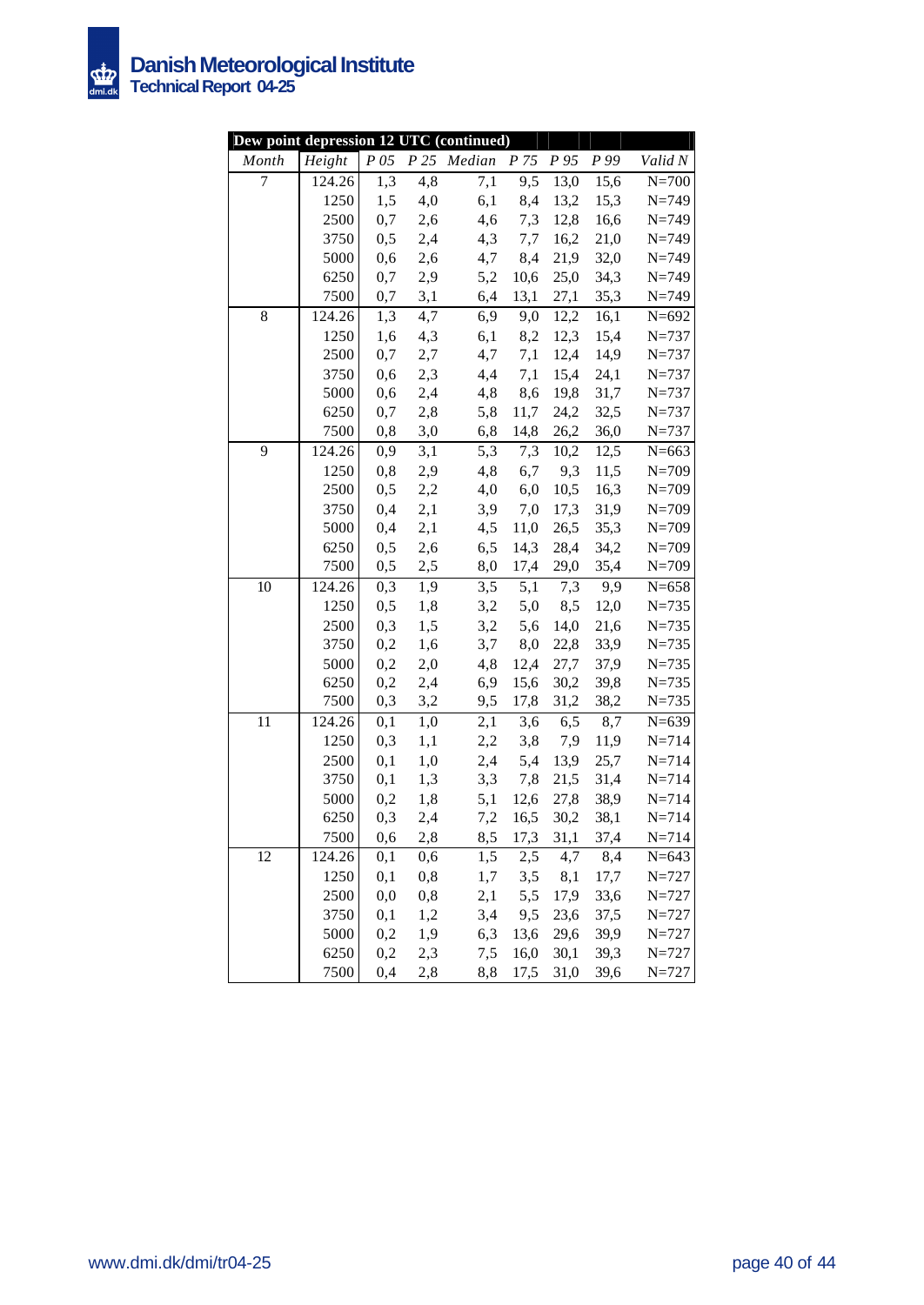| Dew point depression 12 UTC (continued) | | | | | | | | |
|---|---|---|---|---|---|---|---|---|
| *Month* | *Height* | *P 05* | *P 25* | *Median* | *P 75* | *P 95* | *P 99* | *Valid N* |
| 7 | 124.26 | 1,3 | 4,8 | 7,1 | 9,5 | 13,0 | 15,6 | N=700 |
| | 1250 | 1,5 | 4,0 | 6,1 | 8,4 | 13,2 | 15,3 | N=749 |
| | 2500 | 0,7 | 2,6 | 4,6 | 7,3 | 12,8 | 16,6 | N=749 |
| | 3750 | 0,5 | 2,4 | 4,3 | 7,7 | 16,2 | 21,0 | N=749 |
| | 5000 | 0,6 | 2,6 | 4,7 | 8,4 | 21,9 | 32,0 | N=749 |
| | 6250 | 0,7 | 2,9 | 5,2 | 10,6 | 25,0 | 34,3 | N=749 |
| | 7500 | 0,7 | 3,1 | 6,4 | 13,1 | 27,1 | 35,3 | N=749 |
| 8 | 124.26 | 1,3 | 4,7 | 6,9 | 9,0 | 12,2 | 16,1 | N=692 |
| | 1250 | 1,6 | 4,3 | 6,1 | 8,2 | 12,3 | 15,4 | N=737 |
| | 2500 | 0,7 | 2,7 | 4,7 | 7,1 | 12,4 | 14,9 | N=737 |
| | 3750 | 0,6 | 2,3 | 4,4 | 7,1 | 15,4 | 24,1 | N=737 |
| | 5000 | 0,6 | 2,4 | 4,8 | 8,6 | 19,8 | 31,7 | N=737 |
| | 6250 | 0,7 | 2,8 | 5,8 | 11,7 | 24,2 | 32,5 | N=737 |
| | 7500 | 0,8 | 3,0 | 6,8 | 14,8 | 26,2 | 36,0 | N=737 |
| 9 | 124.26 | 0,9 | 3,1 | 5,3 | 7,3 | 10,2 | 12,5 | N=663 |
| | 1250 | 0,8 | 2,9 | 4,8 | 6,7 | 9,3 | 11,5 | N=709 |
| | 2500 | 0,5 | 2,2 | 4,0 | 6,0 | 10,5 | 16,3 | N=709 |
| | 3750 | 0,4 | 2,1 | 3,9 | 7,0 | 17,3 | 31,9 | N=709 |
| | 5000 | 0,4 | 2,1 | 4,5 | 11,0 | 26,5 | 35,3 | N=709 |
| | 6250 | 0,5 | 2,6 | 6,5 | 14,3 | 28,4 | 34,2 | N=709 |
| | 7500 | 0,5 | 2,5 | 8,0 | 17,4 | 29,0 | 35,4 | N=709 |
| 10 | 124.26 | 0,3 | 1,9 | 3,5 | 5,1 | 7,3 | 9,9 | N=658 |
| | 1250 | 0,5 | 1,8 | 3,2 | 5,0 | 8,5 | 12,0 | N=735 |
| | 2500 | 0,3 | 1,5 | 3,2 | 5,6 | 14,0 | 21,6 | N=735 |
| | 3750 | 0,2 | 1,6 | 3,7 | 8,0 | 22,8 | 33,9 | N=735 |
| | 5000 | 0,2 | 2,0 | 4,8 | 12,4 | 27,7 | 37,9 | N=735 |
| | 6250 | 0,2 | 2,4 | 6,9 | 15,6 | 30,2 | 39,8 | N=735 |
| | 7500 | 0,3 | 3,2 | 9,5 | 17,8 | 31,2 | 38,2 | N=735 |
| 11 | 124.26 | 0,1 | 1,0 | 2,1 | 3,6 | 6,5 | 8,7 | N=639 |
| | 1250 | 0,3 | 1,1 | 2,2 | 3,8 | 7,9 | 11,9 | N=714 |
| | 2500 | 0,1 | 1,0 | 2,4 | 5,4 | 13,9 | 25,7 | N=714 |
| | 3750 | 0,1 | 1,3 | 3,3 | 7,8 | 21,5 | 31,4 | N=714 |
| | 5000 | 0,2 | 1,8 | 5,1 | 12,6 | 27,8 | 38,9 | N=714 |
| | 6250 | 0,3 | 2,4 | 7,2 | 16,5 | 30,2 | 38,1 | N=714 |
| | 7500 | 0,6 | 2,8 | 8,5 | 17,3 | 31,1 | 37,4 | N=714 |
| 12 | 124.26 | 0,1 | 0,6 | 1,5 | 2,5 | 4,7 | 8,4 | N=643 |
| | 1250 | 0,1 | 0,8 | 1,7 | 3,5 | 8,1 | 17,7 | N=727 |
| | 2500 | 0,0 | 0,8 | 2,1 | 5,5 | 17,9 | 33,6 | N=727 |
| | 3750 | 0,1 | 1,2 | 3,4 | 9,5 | 23,6 | 37,5 | N=727 |
| | 5000 | 0,2 | 1,9 | 6,3 | 13,6 | 29,6 | 39,9 | N=727 |
| | 6250 | 0,2 | 2,3 | 7,5 | 16,0 | 30,1 | 39,3 | N=727 |
| | 7500 | 0,4 | 2,8 | 8,8 | 17,5 | 31,0 | 39,6 | N=727 |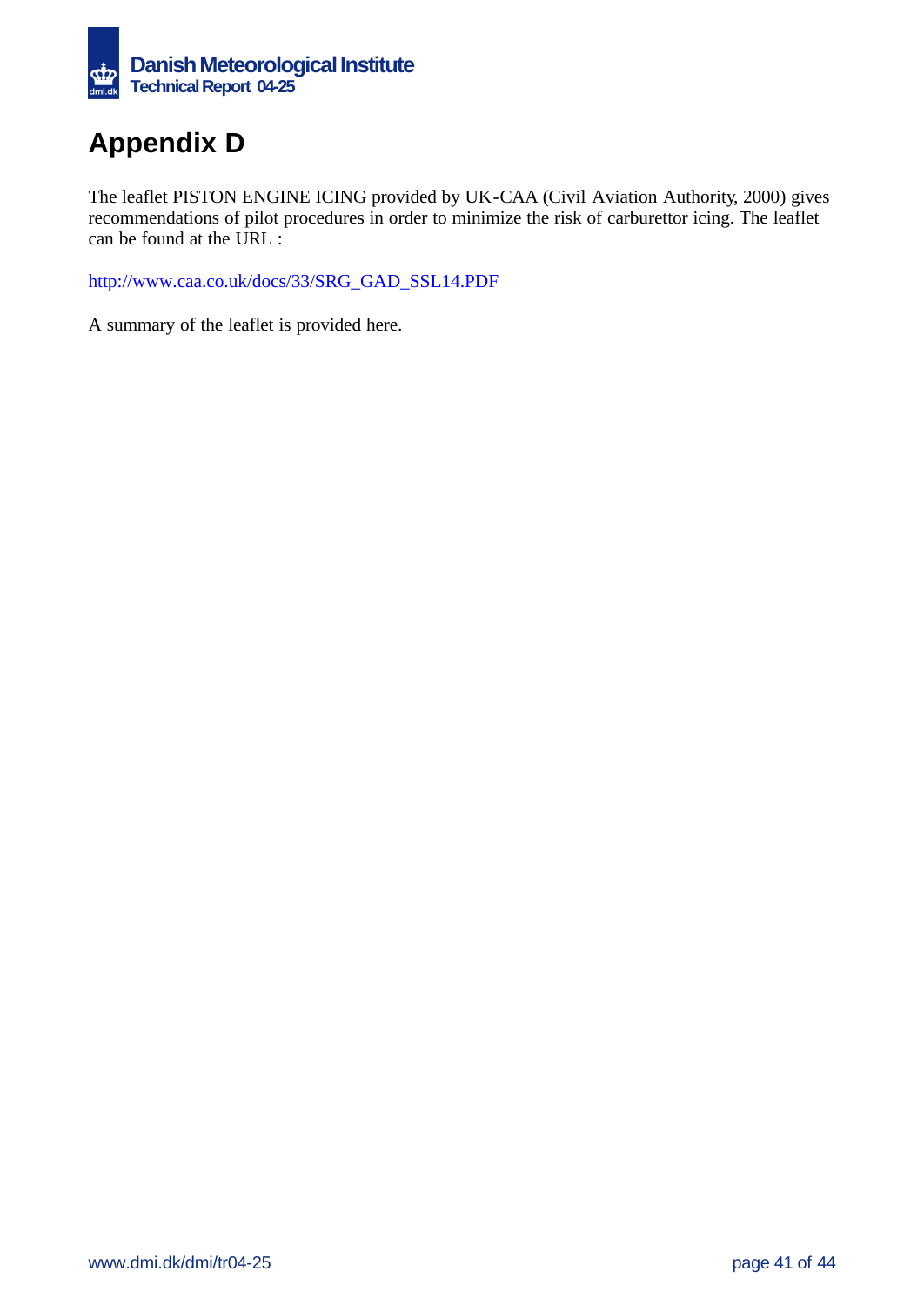# Appendix D

The leaflet PISTON ENGINE ICING provided by UK-CAA (Civil Aviation Authority, 2000) gives recommendations of pilot procedures in order to minimize the risk of carburettor icing. The leaflet can be found at the URL :

http://www.caa.co.uk/docs/33/SRG_GAD_SSL14.PDF

A summary of the leaflet is provided here.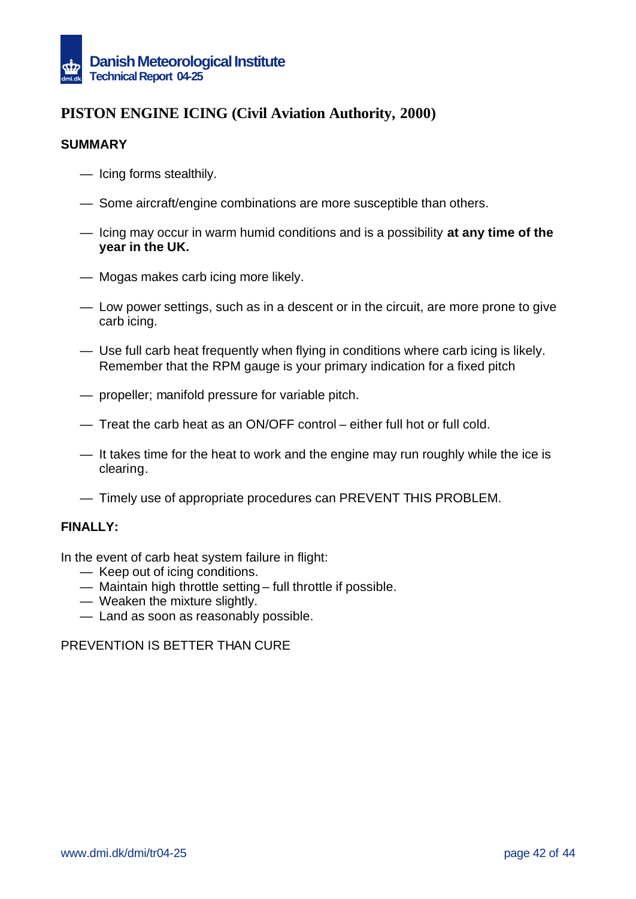## PISTON ENGINE ICING (Civil Aviation Authority, 2000)

### SUMMARY

- Icing forms stealthily.
- Some aircraft/engine combinations are more susceptible than others.
- Icing may occur in warm humid conditions and is a possibility **at any time of the year in the UK.**
- Mogas makes carb icing more likely.
- Low power settings, such as in a descent or in the circuit, are more prone to give carb icing.
- Use full carb heat frequently when flying in conditions where carb icing is likely. Remember that the RPM gauge is your primary indication for a fixed pitch
- propeller; manifold pressure for variable pitch.
- Treat the carb heat as an ON/OFF control – either full hot or full cold.
- It takes time for the heat to work and the engine may run roughly while the ice is clearing.
- Timely use of appropriate procedures can PREVENT THIS PROBLEM.

### FINALLY:

In the event of carb heat system failure in flight:

- Keep out of icing conditions.
- Maintain high throttle setting – full throttle if possible.
- Weaken the mixture slightly.
- Land as soon as reasonably possible.

PREVENTION IS BETTER THAN CURE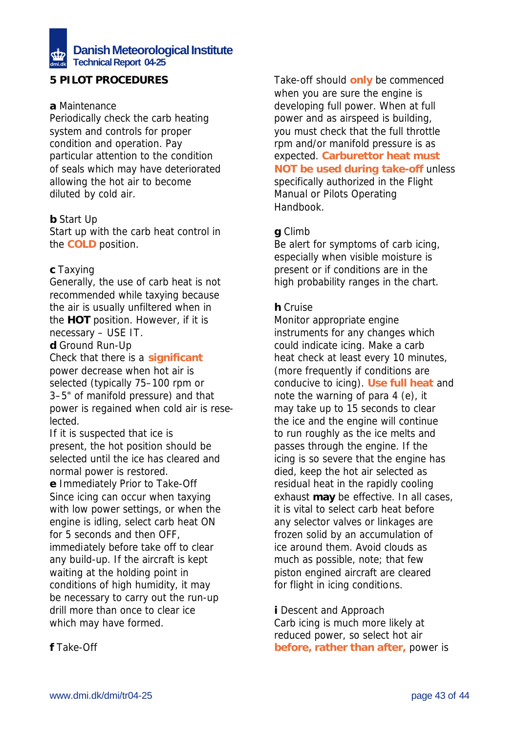## 5 PILOT PROCEDURES

**a** Maintenance
Periodically check the carb heating system and controls for proper condition and operation. Pay particular attention to the condition of seals which may have deteriorated allowing the hot air to become diluted by cold air.

**b** Start Up
Start up with the carb heat control in the **COLD** position.

**c** Taxying
Generally, the use of carb heat is not recommended while taxying because the air is usually unfiltered when in the **HOT** position. However, if it is necessary – USE IT.

**d** Ground Run-Up
Check that there is a **significant** power decrease when hot air is selected (typically 75–100 rpm or 3–5" of manifold pressure) and that power is regained when cold air is reselected.
If it is suspected that ice is present, the hot position should be selected until the ice has cleared and normal power is restored.

**e** Immediately Prior to Take-Off
Since icing can occur when taxying with low power settings, or when the engine is idling, select carb heat ON for 5 seconds and then OFF, immediately before take off to clear any build-up. If the aircraft is kept waiting at the holding point in conditions of high humidity, it may be necessary to carry out the run-up drill more than once to clear ice which may have formed.

**f** Take-Off
Take-off should **only** be commenced when you are sure the engine is developing full power. When at full power and as airspeed is building, you must check that the full throttle rpm and/or manifold pressure is as expected. **Carburettor heat must NOT be used during take-off** unless specifically authorized in the Flight Manual or Pilots Operating Handbook.

**g** Climb
Be alert for symptoms of carb icing, especially when visible moisture is present or if conditions are in the high probability ranges in the chart.

**h** Cruise
Monitor appropriate engine instruments for any changes which could indicate icing. Make a carb heat check at least every 10 minutes, (more frequently if conditions are conducive to icing). **Use full heat** and note the warning of para 4 (e), it may take up to 15 seconds to clear the ice and the engine will continue to run roughly as the ice melts and passes through the engine. If the icing is so severe that the engine has died, keep the hot air selected as residual heat in the rapidly cooling exhaust **may** be effective. In all cases, it is vital to select carb heat before any selector valves or linkages are frozen solid by an accumulation of ice around them. Avoid clouds as much as possible, note; that few piston engined aircraft are cleared for flight in icing conditions.

**i** Descent and Approach
Carb icing is much more likely at reduced power, so select hot air **before, rather than after,** power is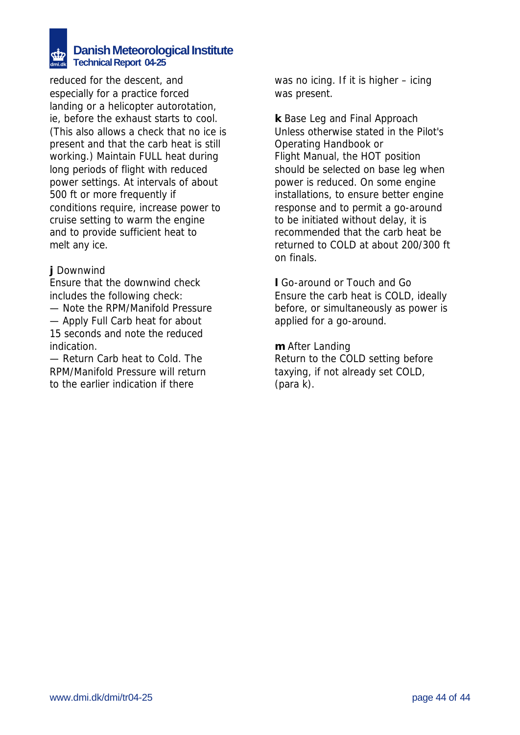reduced for the descent, and especially for a practice forced landing or a helicopter autorotation, ie, before the exhaust starts to cool. (This also allows a check that no ice is present and that the carb heat is still working.) Maintain FULL heat during long periods of flight with reduced power settings. At intervals of about 500 ft or more frequently if conditions require, increase power to cruise setting to warm the engine and to provide sufficient heat to melt any ice.

**j** Downwind
Ensure that the downwind check includes the following check:
— Note the RPM/Manifold Pressure
— Apply Full Carb heat for about 15 seconds and note the reduced indication.
— Return Carb heat to Cold. The RPM/Manifold Pressure will return to the earlier indication if there was no icing. If it is higher – icing was present.

**k** Base Leg and Final Approach
Unless otherwise stated in the Pilot's Operating Handbook or Flight Manual, the HOT position should be selected on base leg when power is reduced. On some engine installations, to ensure better engine response and to permit a go-around to be initiated without delay, it is recommended that the carb heat be returned to COLD at about 200/300 ft on finals.

**l** Go-around or Touch and Go
Ensure the carb heat is COLD, ideally before, or simultaneously as power is applied for a go-around.

**m** After Landing
Return to the COLD setting before taxying, if not already set COLD, (para k).